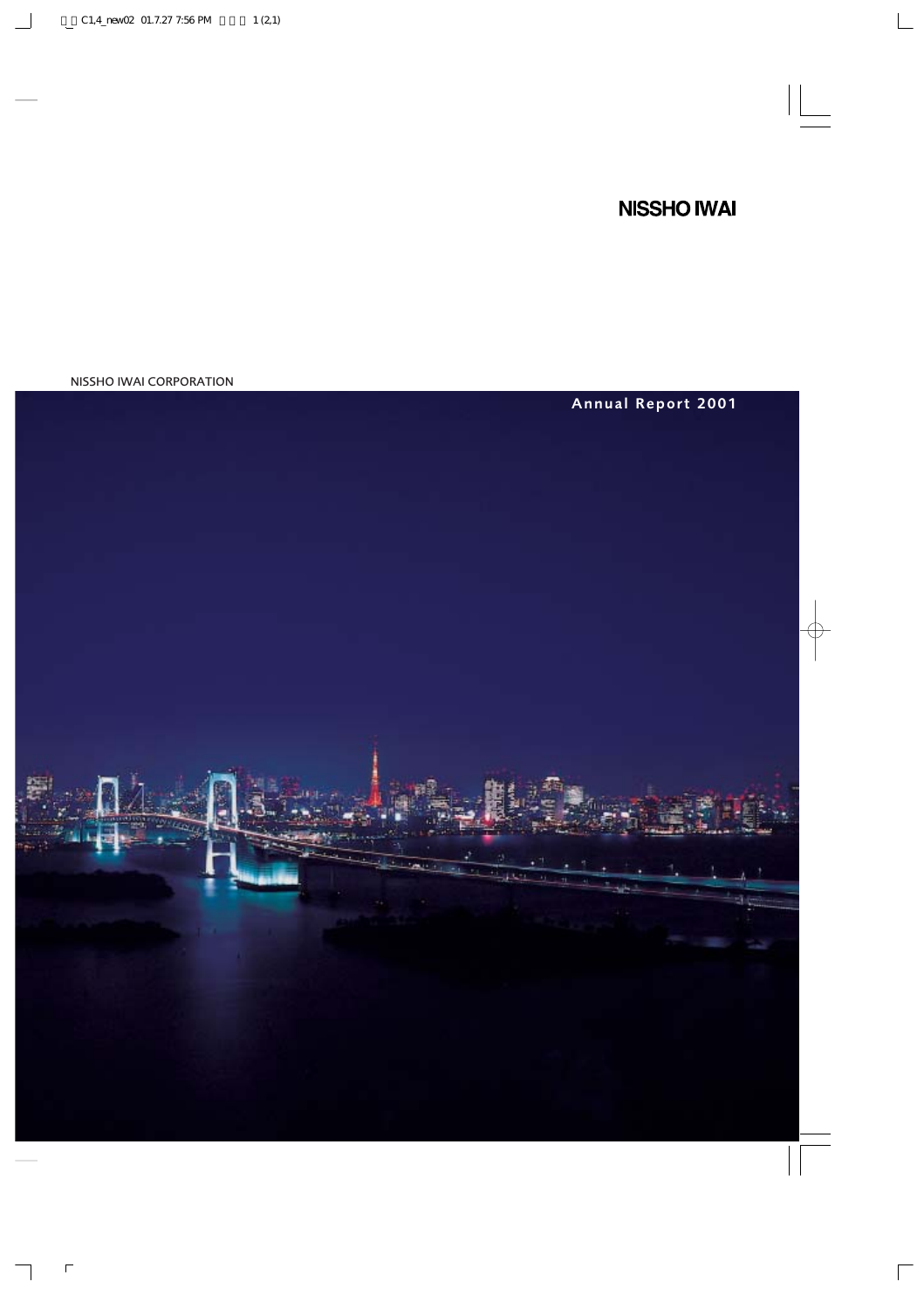# NISSHO IWAI

NISSHO IWAI CORPORATION

Annual Report 2001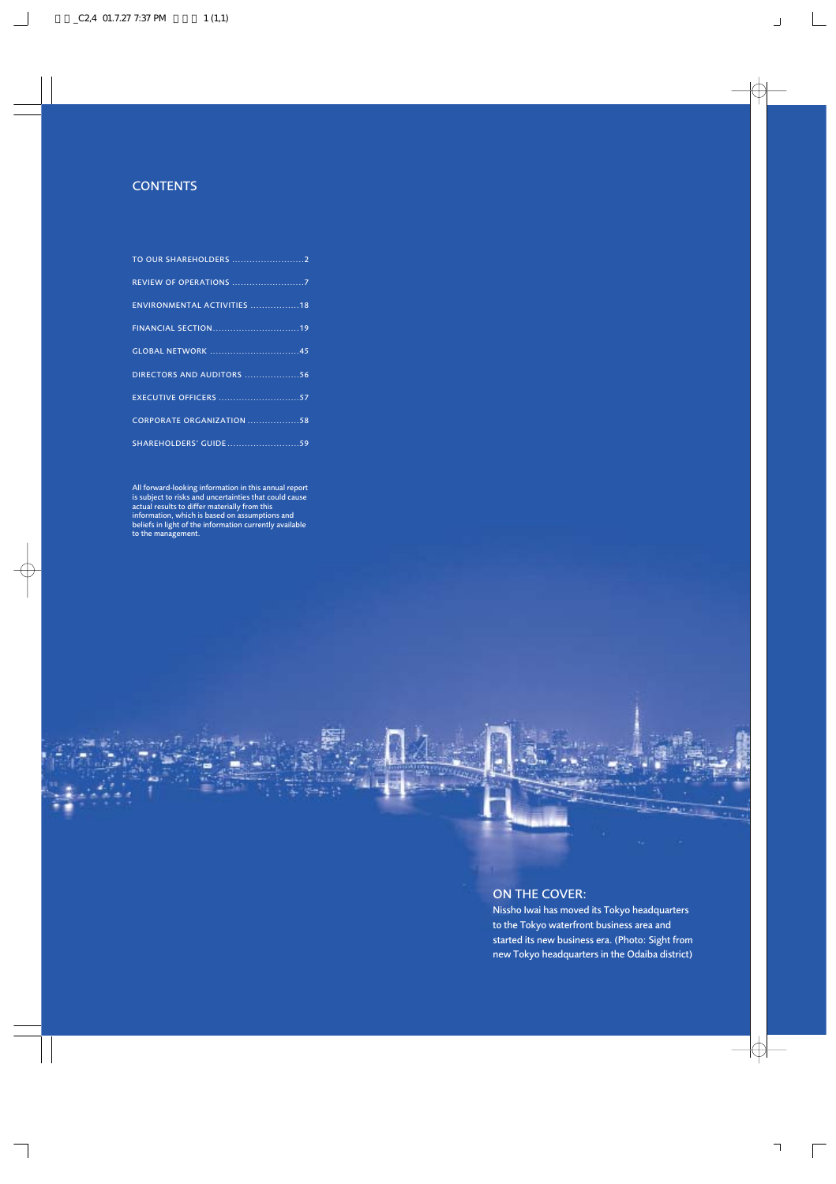## CONTENTS

| | |
|---|---|
| TO OUR SHAREHOLDERS | 2 |
| REVIEW OF OPERATIONS | 7 |
| ENVIRONMENTAL ACTIVITIES | 18 |
| FINANCIAL SECTION | 19 |
| GLOBAL NETWORK | 45 |
| DIRECTORS AND AUDITORS | 56 |
| EXECUTIVE OFFICERS | 57 |
| CORPORATE ORGANIZATION | 58 |
| SHAREHOLDERS' GUIDE | 59 |

All forward-looking information in this annual report is subject to risks and uncertainties that could cause actual results to differ materially from this information, which is based on assumptions and beliefs in light of the information currently available to the management.

### ON THE COVER:

Nissho Iwai has moved its Tokyo headquarters to the Tokyo waterfront business area and started its new business era. (Photo: Sight from new Tokyo headquarters in the Odaiba district)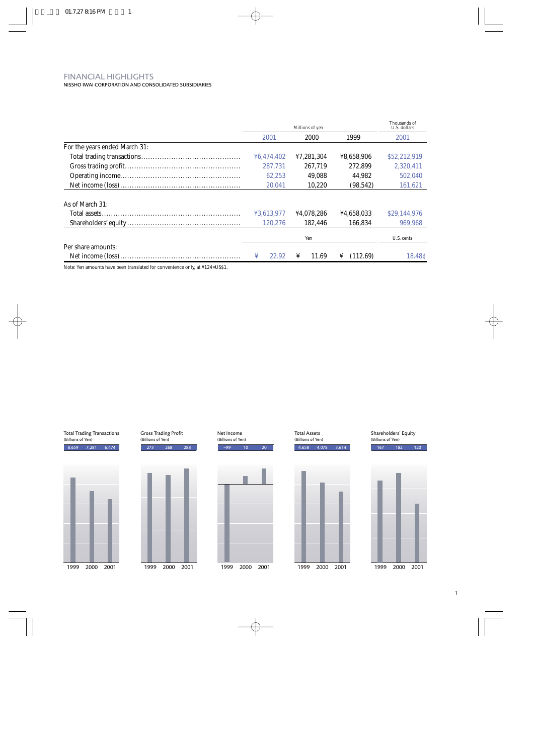# FINANCIAL HIGHLIGHTS

NISSHO IWAI CORPORATION AND CONSOLIDATED SUBSIDIARIES

| | Millions of yen | | | Thousands of U.S. dollars |
|---|---|---|---|---|
| | 2001 | 2000 | 1999 | 2001 |
| For the years ended March 31: | | | | |
| Total trading transactions | ¥6,474,402 | ¥7,281,304 | ¥8,658,906 | $52,212,919 |
| Gross trading profit | 287,731 | 267,719 | 272,899 | 2,320,411 |
| Operating income | 62,253 | 49,088 | 44,982 | 502,040 |
| Net income (loss) | 20,041 | 10,220 | (98,542) | 161,621 |
| As of March 31: | | | | |
| Total assets | ¥3,613,977 | ¥4,078,286 | ¥4,658,033 | $29,144,976 |
| Shareholders' equity | 120,276 | 182,446 | 166,834 | 969,968 |
| | Yen | | | U.S. cents |
| Per share amounts: | | | | |
| Net income (loss) | ¥ 22.92 | ¥ 11.69 | ¥ (112.69) | 18.48¢ |

Note: Yen amounts have been translated for convenience only, at ¥124=US$1.

Total Trading Transactions (Billions of Yen)

| 1999 | 2000 | 2001 |
|---|---|---|
| 8,659 | 7,281 | 6,474 |

Gross Trading Profit (Billions of Yen)

| 1999 | 2000 | 2001 |
|---|---|---|
| 273 | 268 | 288 |

Net Income (Billions of Yen)

| 1999 | 2000 | 2001 |
|---|---|---|
| –99 | 10 | 20 |

Total Assets (Billions of Yen)

| 1999 | 2000 | 2001 |
|---|---|---|
| 4,658 | 4,078 | 3,614 |

Shareholders' Equity (Billions of Yen)

| 1999 | 2000 | 2001 |
|---|---|---|
| 167 | 182 | 120 |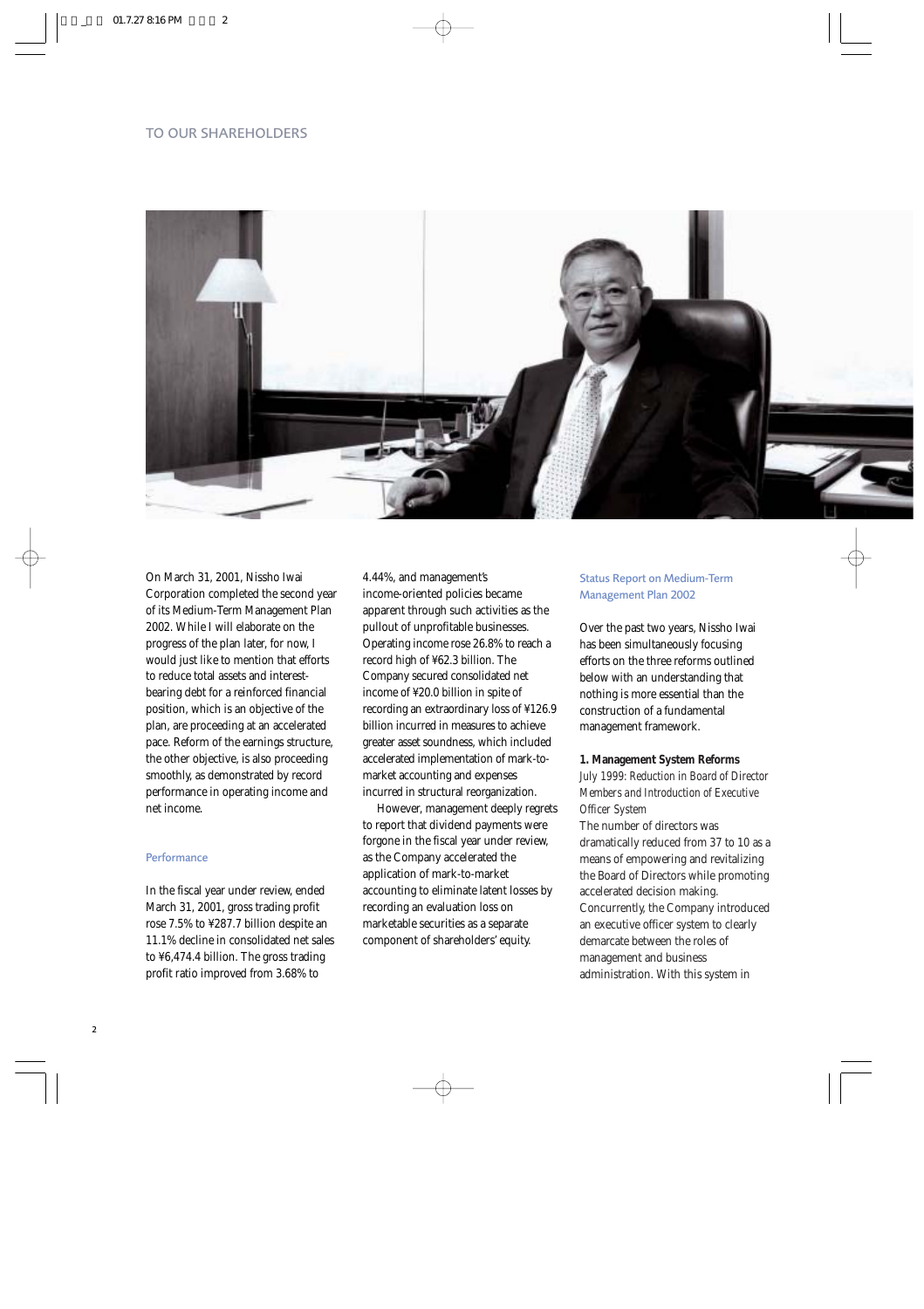# TO OUR SHAREHOLDERS

On March 31, 2001, Nissho Iwai Corporation completed the second year of its Medium-Term Management Plan 2002. While I will elaborate on the progress of the plan later, for now, I would just like to mention that efforts to reduce total assets and interest-bearing debt for a reinforced financial position, which is an objective of the plan, are proceeding at an accelerated pace. Reform of the earnings structure, the other objective, is also proceeding smoothly, as demonstrated by record performance in operating income and net income.

## Performance

In the fiscal year under review, ended March 31, 2001, gross trading profit rose 7.5% to ¥287.7 billion despite an 11.1% decline in consolidated net sales to ¥6,474.4 billion. The gross trading profit ratio improved from 3.68% to 4.44%, and management's income-oriented policies became apparent through such activities as the pullout of unprofitable businesses. Operating income rose 26.8% to reach a record high of ¥62.3 billion. The Company secured consolidated net income of ¥20.0 billion in spite of recording an extraordinary loss of ¥126.9 billion incurred in measures to achieve greater asset soundness, which included accelerated implementation of mark-to-market accounting and expenses incurred in structural reorganization.

However, management deeply regrets to report that dividend payments were forgone in the fiscal year under review, as the Company accelerated the application of mark-to-market accounting to eliminate latent losses by recording an evaluation loss on marketable securities as a separate component of shareholders' equity.

## Status Report on Medium-Term Management Plan 2002

Over the past two years, Nissho Iwai has been simultaneously focusing efforts on the three reforms outlined below with an understanding that nothing is more essential than the construction of a fundamental management framework.

**1. Management System Reforms**

*July 1999: Reduction in Board of Director Members and Introduction of Executive Officer System*

The number of directors was dramatically reduced from 37 to 10 as a means of empowering and revitalizing the Board of Directors while promoting accelerated decision making. Concurrently, the Company introduced an executive officer system to clearly demarcate between the roles of management and business administration. With this system in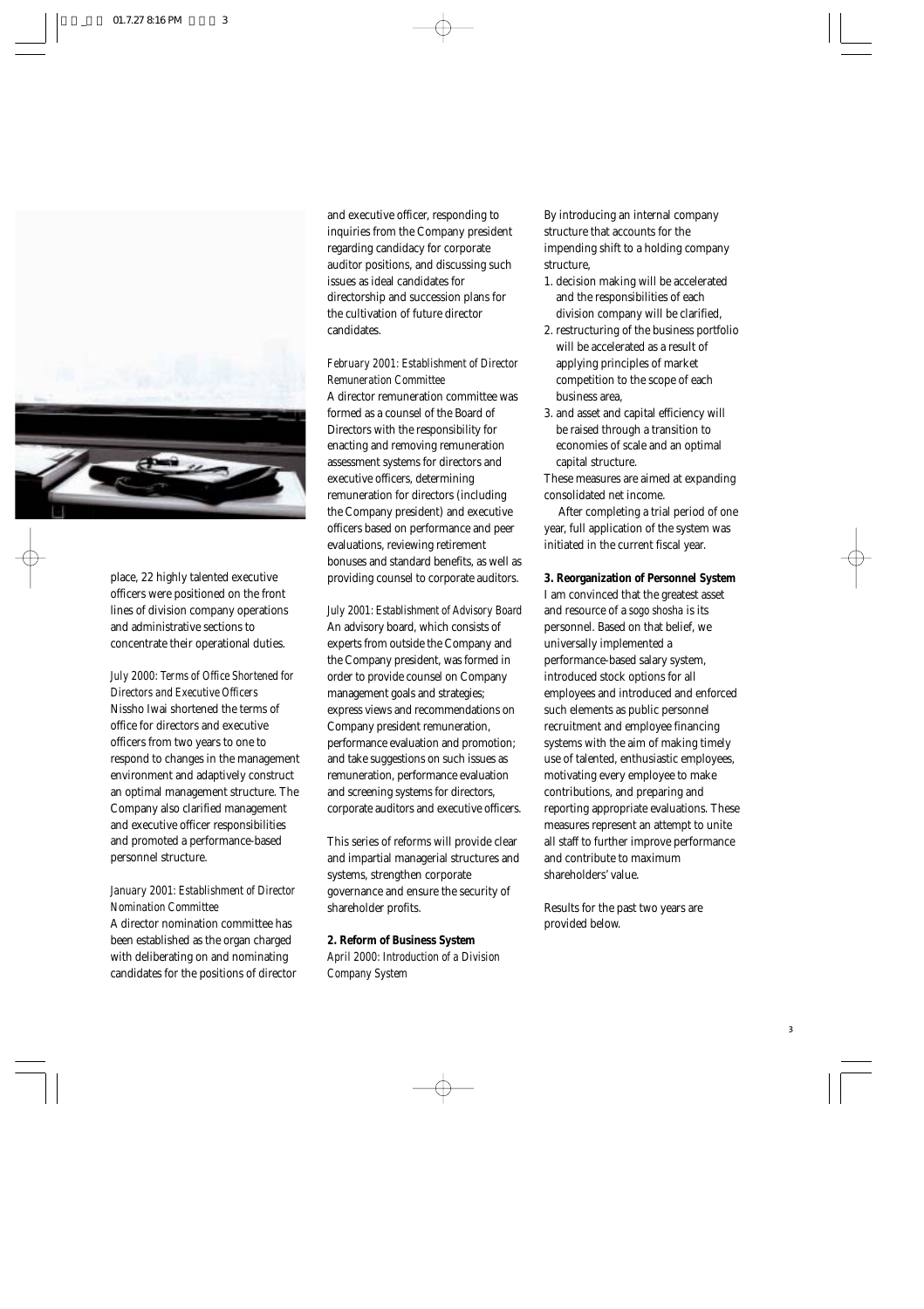place, 22 highly talented executive officers were positioned on the front lines of division company operations and administrative sections to concentrate their operational duties.

*July 2000: Terms of Office Shortened for Directors and Executive Officers*

Nissho Iwai shortened the terms of office for directors and executive officers from two years to one to respond to changes in the management environment and adaptively construct an optimal management structure. The Company also clarified management and executive officer responsibilities and promoted a performance-based personnel structure.

*January 2001: Establishment of Director Nomination Committee*

A director nomination committee has been established as the organ charged with deliberating on and nominating candidates for the positions of director and executive officer, responding to inquiries from the Company president regarding candidacy for corporate auditor positions, and discussing such issues as ideal candidates for directorship and succession plans for the cultivation of future director candidates.

*February 2001: Establishment of Director Remuneration Committee*

A director remuneration committee was formed as a counsel of the Board of Directors with the responsibility for enacting and removing remuneration assessment systems for directors and executive officers, determining remuneration for directors (including the Company president) and executive officers based on performance and peer evaluations, reviewing retirement bonuses and standard benefits, as well as providing counsel to corporate auditors.

*July 2001: Establishment of Advisory Board*

An advisory board, which consists of experts from outside the Company and the Company president, was formed in order to provide counsel on Company management goals and strategies; express views and recommendations on Company president remuneration, performance evaluation and promotion; and take suggestions on such issues as remuneration, performance evaluation and screening systems for directors, corporate auditors and executive officers.

This series of reforms will provide clear and impartial managerial structures and systems, strengthen corporate governance and ensure the security of shareholder profits.

**2. Reform of Business System**

*April 2000: Introduction of a Division Company System*

By introducing an internal company structure that accounts for the impending shift to a holding company structure,

1. decision making will be accelerated and the responsibilities of each division company will be clarified,
2. restructuring of the business portfolio will be accelerated as a result of applying principles of market competition to the scope of each business area,
3. and asset and capital efficiency will be raised through a transition to economies of scale and an optimal capital structure.

These measures are aimed at expanding consolidated net income.

After completing a trial period of one year, full application of the system was initiated in the current fiscal year.

**3. Reorganization of Personnel System**

I am convinced that the greatest asset and resource of a *sogo shosha* is its personnel. Based on that belief, we universally implemented a performance-based salary system, introduced stock options for all employees and introduced and enforced such elements as public personnel recruitment and employee financing systems with the aim of making timely use of talented, enthusiastic employees, motivating every employee to make contributions, and preparing and reporting appropriate evaluations. These measures represent an attempt to unite all staff to further improve performance and contribute to maximum shareholders' value.

Results for the past two years are provided below.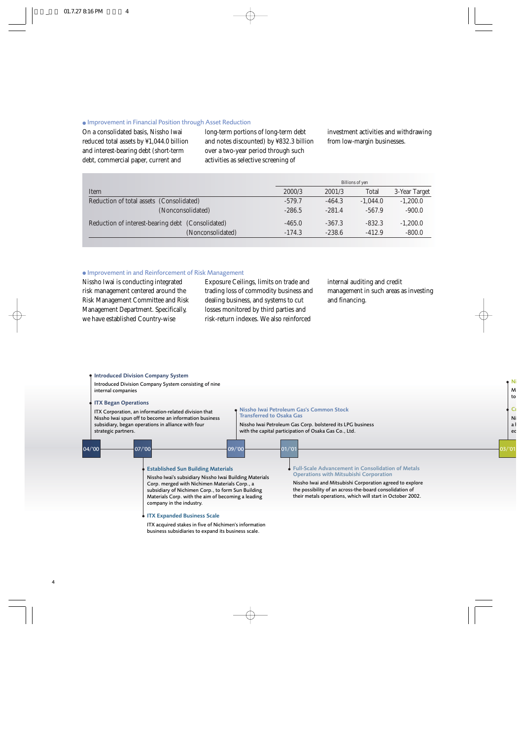## Improvement in Financial Position through Asset Reduction

On a consolidated basis, Nissho Iwai reduced total assets by ¥1,044.0 billion and interest-bearing debt (short-term debt, commercial paper, current and long-term portions of long-term debt and notes discounted) by ¥832.3 billion over a two-year period through such activities as selective screening of investment activities and withdrawing from low-margin businesses.

| Item | | 2000/3 | 2001/3 | Total | 3-Year Target |
|---|---|---|---|---|---|
| | | Billions of yen | | | |
| Reduction of total assets | (Consolidated) | -579.7 | -464.3 | -1,044.0 | -1,200.0 |
| | (Nonconsolidated) | -286.5 | -281.4 | -567.9 | -900.0 |
| Reduction of interest-bearing debt | (Consolidated) | -465.0 | -367.3 | -832.3 | -1,200.0 |
| | (Nonconsolidated) | -174.3 | -238.6 | -412.9 | -800.0 |

## Improvement in and Reinforcement of Risk Management

Nissho Iwai is conducting integrated risk management centered around the Risk Management Committee and Risk Management Department. Specifically, we have established Country-wise Exposure Ceilings, limits on trade and trading loss of commodity business and dealing business, and systems to cut losses monitored by third parties and risk-return indexes. We also reinforced internal auditing and credit management in such areas as investing and financing.

**04/'00**

**Introduced Division Company System**

Introduced Division Company System consisting of nine internal companies

**ITX Began Operations**

ITX Corporation, an information-related division that Nissho Iwai spun off to become an information business subsidiary, began operations in alliance with four strategic partners.

**07/'00**

**Established Sun Building Materials**

Nissho Iwai's subsidiary Nissho Iwai Building Materials Corp. merged with Nichimen Materials Corp., a subsidiary of Nichimen Corp., to form Sun Building Materials Corp. with the aim of becoming a leading company in the industry.

**ITX Expanded Business Scale**

ITX acquired stakes in five of Nichimen's information business subsidiaries to expand its business scale.

**09/'00**

**Nissho Iwai Petroleum Gas's Common Stock Transferred to Osaka Gas**

Nissho Iwai Petroleum Gas Corp. bolstered its LPG business with the capital participation of Osaka Gas Co., Ltd.

**01/'01**

**Full-Scale Advancement in Consolidation of Metals Operations with Mitsubishi Corporation**

Nissho Iwai and Mitsubishi Corporation agreed to explore the possibility of an across-the-board consolidation of their metals operations, which will start in October 2002.

**03/'01**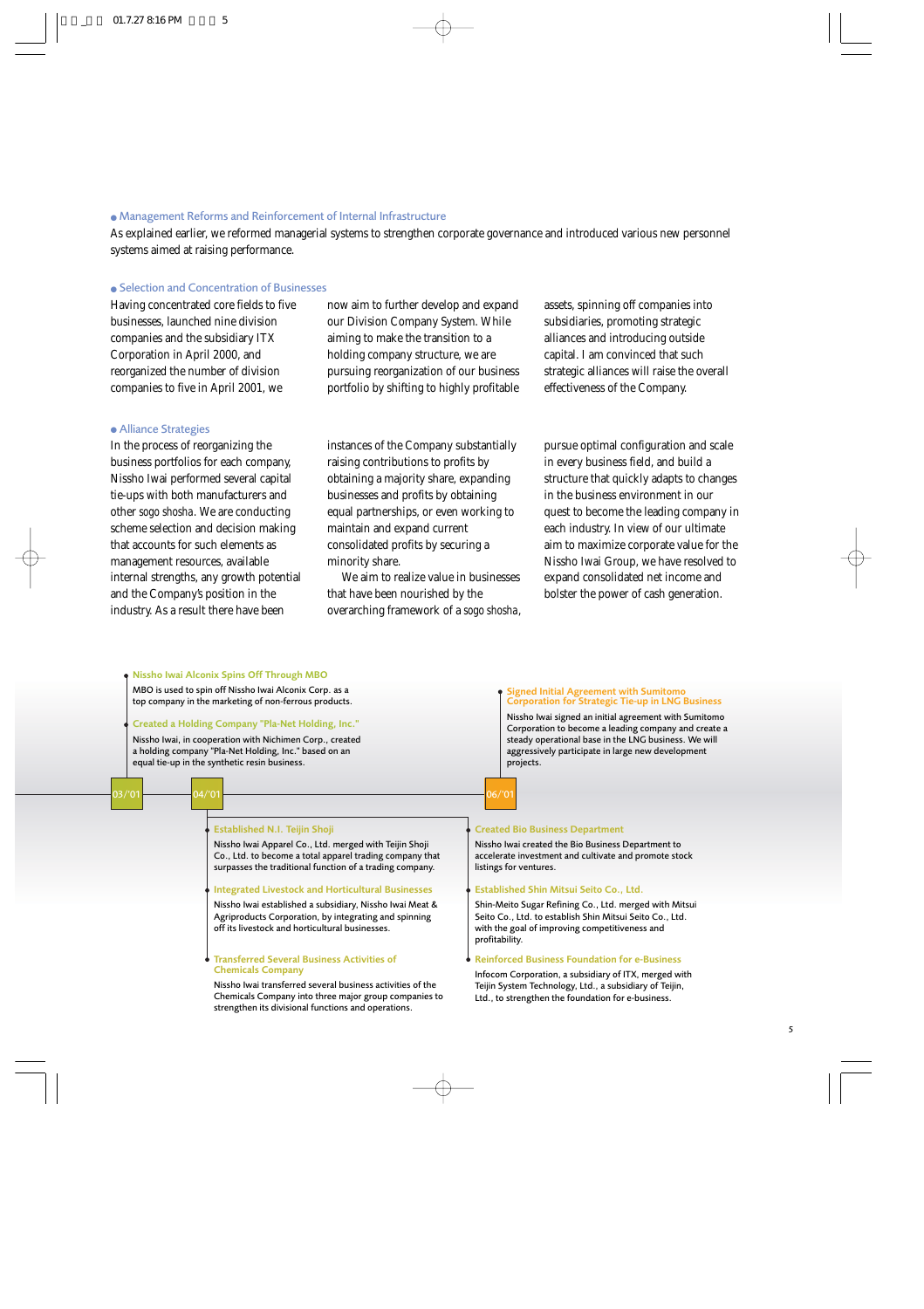## Management Reforms and Reinforcement of Internal Infrastructure

As explained earlier, we reformed managerial systems to strengthen corporate governance and introduced various new personnel systems aimed at raising performance.

## Selection and Concentration of Businesses

Having concentrated core fields to five businesses, launched nine division companies and the subsidiary ITX Corporation in April 2000, and reorganized the number of division companies to five in April 2001, we now aim to further develop and expand our Division Company System. While aiming to make the transition to a holding company structure, we are pursuing reorganization of our business portfolio by shifting to highly profitable assets, spinning off companies into subsidiaries, promoting strategic alliances and introducing outside capital. I am convinced that such strategic alliances will raise the overall effectiveness of the Company.

## Alliance Strategies

In the process of reorganizing the business portfolios for each company, Nissho Iwai performed several capital tie-ups with both manufacturers and other *sogo shosha*. We are conducting scheme selection and decision making that accounts for such elements as management resources, available internal strengths, any growth potential and the Company's position in the industry. As a result there have been instances of the Company substantially raising contributions to profits by obtaining a majority share, expanding businesses and profits by obtaining equal partnerships, or even working to maintain and expand current consolidated profits by securing a minority share.

We aim to realize value in businesses that have been nourished by the overarching framework of a *sogo shosha*, pursue optimal configuration and scale in every business field, and build a structure that quickly adapts to changes in the business environment in our quest to become the leading company in each industry. In view of our ultimate aim to maximize corporate value for the Nissho Iwai Group, we have resolved to expand consolidated net income and bolster the power of cash generation.

### 03/'01

**Nissho Iwai Alconix Spins Off Through MBO**

MBO is used to spin off Nissho Iwai Alconix Corp. as a top company in the marketing of non-ferrous products.

### 04/'01

**Created a Holding Company "Pla-Net Holding, Inc."**

Nissho Iwai, in cooperation with Nichimen Corp., created a holding company "Pla-Net Holding, Inc." based on an equal tie-up in the synthetic resin business.

**Established N.I. Teijin Shoji**

Nissho Iwai Apparel Co., Ltd. merged with Teijin Shoji Co., Ltd. to become a total apparel trading company that surpasses the traditional function of a trading company.

**Integrated Livestock and Horticultural Businesses**

Nissho Iwai established a subsidiary, Nissho Iwai Meat & Agriproducts Corporation, by integrating and spinning off its livestock and horticultural businesses.

**Transferred Several Business Activities of Chemicals Company**

Nissho Iwai transferred several business activities of the Chemicals Company into three major group companies to strengthen its divisional functions and operations.

### 06/'01

**Signed Initial Agreement with Sumitomo Corporation for Strategic Tie-up in LNG Business**

Nissho Iwai signed an initial agreement with Sumitomo Corporation to become a leading company and create a steady operational base in the LNG business. We will aggressively participate in large new development projects.

**Created Bio Business Department**

Nissho Iwai created the Bio Business Department to accelerate investment and cultivate and promote stock listings for ventures.

**Established Shin Mitsui Seito Co., Ltd.**

Shin-Meito Sugar Refining Co., Ltd. merged with Mitsui Seito Co., Ltd. to establish Shin Mitsui Seito Co., Ltd. with the goal of improving competitiveness and profitability.

**Reinforced Business Foundation for e-Business**

Infocom Corporation, a subsidiary of ITX, merged with Teijin System Technology, Ltd., a subsidiary of Teijin, Ltd., to strengthen the foundation for e-business.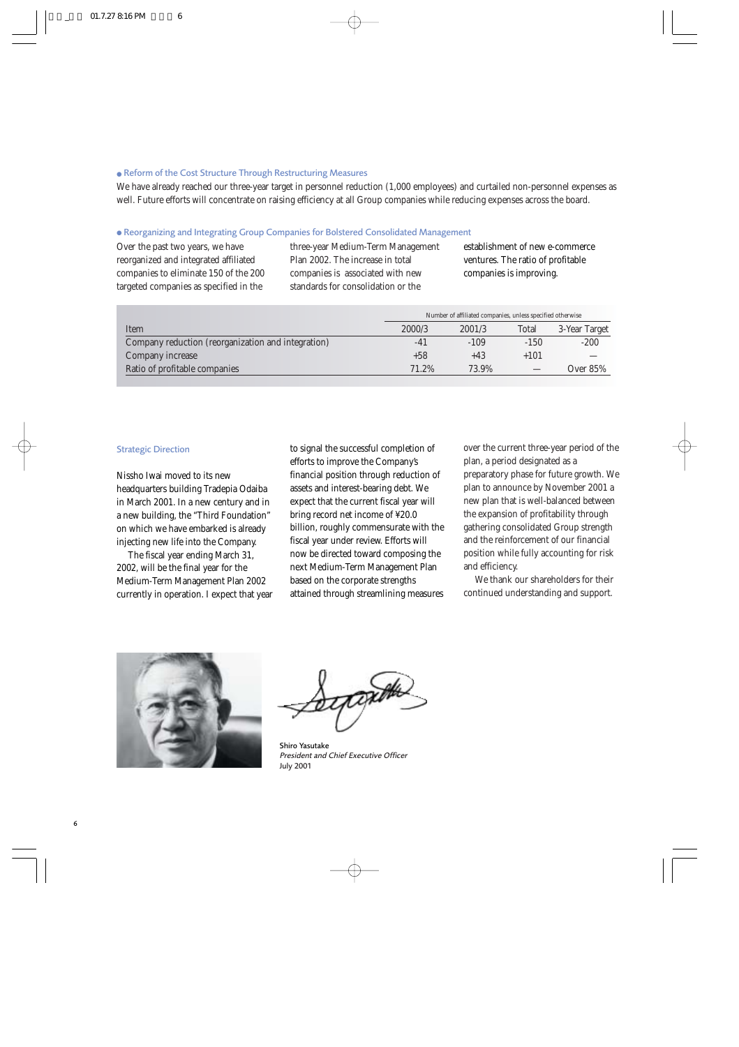### Reform of the Cost Structure Through Restructuring Measures

We have already reached our three-year target in personnel reduction (1,000 employees) and curtailed non-personnel expenses as well. Future efforts will concentrate on raising efficiency at all Group companies while reducing expenses across the board.

### Reorganizing and Integrating Group Companies for Bolstered Consolidated Management

Over the past two years, we have reorganized and integrated affiliated companies to eliminate 150 of the 200 targeted companies as specified in the three-year Medium-Term Management Plan 2002. The increase in total companies is associated with new standards for consolidation or the establishment of new e-commerce ventures. The ratio of profitable companies is improving.

| | Number of affiliated companies, unless specified otherwise | | | |
|---|---|---|---|---|
| Item | 2000/3 | 2001/3 | Total | 3-Year Target |
| Company reduction (reorganization and integration) | -41 | -109 | -150 | -200 |
| Company increase | +58 | +43 | +101 | — |
| Ratio of profitable companies | 71.2% | 73.9% | — | Over 85% |

## Strategic Direction

Nissho Iwai moved to its new headquarters building Tradepia Odaiba in March 2001. In a new century and in a new building, the "Third Foundation" on which we have embarked is already injecting new life into the Company.

The fiscal year ending March 31, 2002, will be the final year for the Medium-Term Management Plan 2002 currently in operation. I expect that year to signal the successful completion of efforts to improve the Company's financial position through reduction of assets and interest-bearing debt. We expect that the current fiscal year will bring record net income of ¥20.0 billion, roughly commensurate with the fiscal year under review. Efforts will now be directed toward composing the next Medium-Term Management Plan based on the corporate strengths attained through streamlining measures over the current three-year period of the plan, a period designated as a preparatory phase for future growth. We plan to announce by November 2001 a new plan that is well-balanced between the expansion of profitability through gathering consolidated Group strength and the reinforcement of our financial position while fully accounting for risk and efficiency.

We thank our shareholders for their continued understanding and support.

Shiro Yasutake
*President and Chief Executive Officer*
July 2001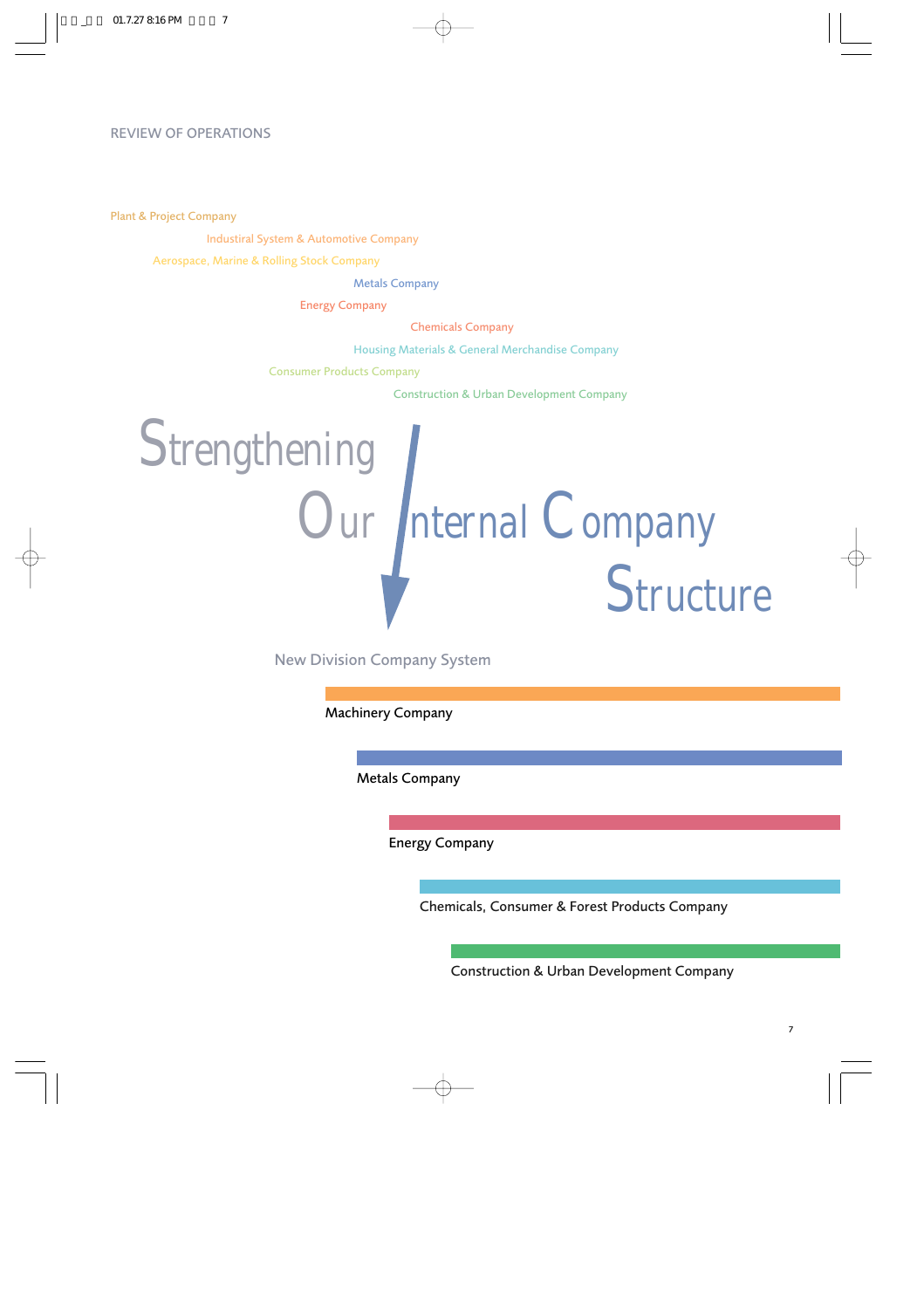REVIEW OF OPERATIONS

Plant & Project Company

Industiral System & Automotive Company

Aerospace, Marine & Rolling Stock Company

Metals Company

Energy Company

Chemicals Company

Housing Materials & General Merchandise Company

Consumer Products Company

Construction & Urban Development Company

# Strengthening Our Internal Company Structure

## New Division Company System

Machinery Company

Metals Company

Energy Company

Chemicals, Consumer & Forest Products Company

Construction & Urban Development Company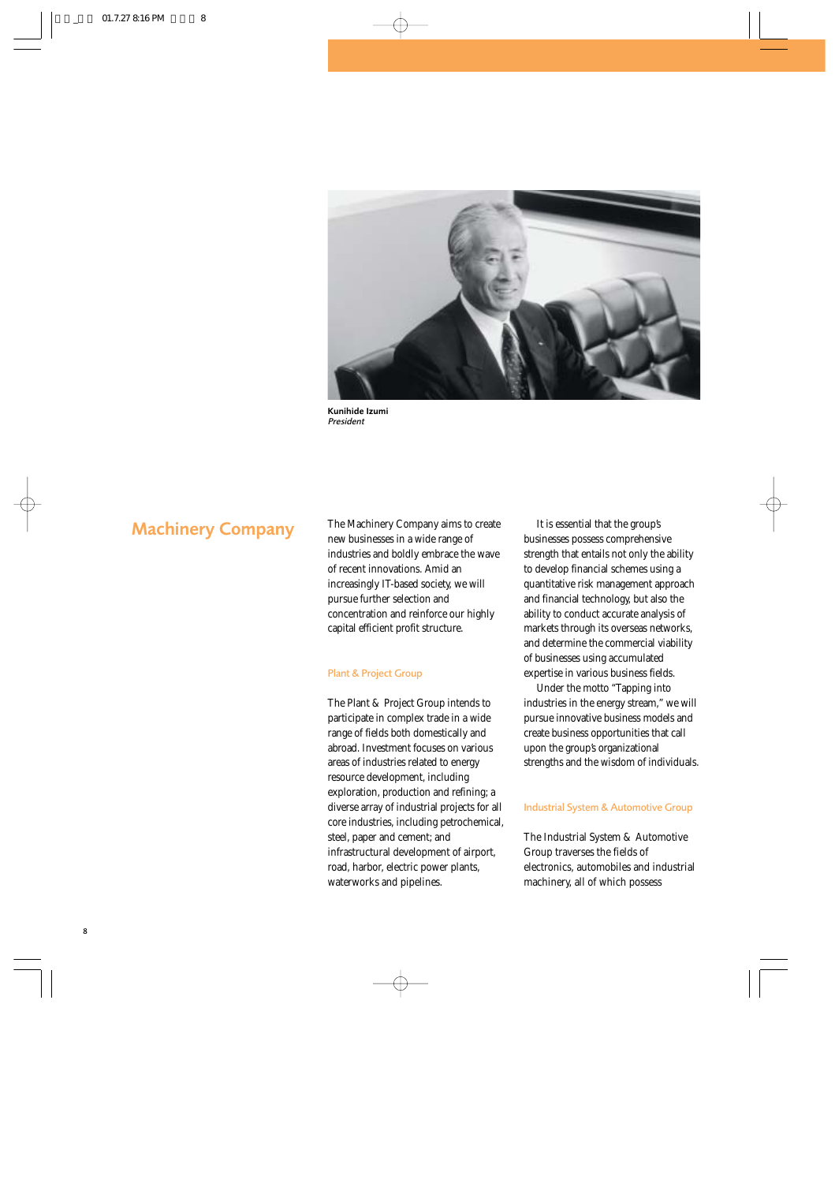**Kunihide Izumi**
*President*

## Machinery Company

The Machinery Company aims to create new businesses in a wide range of industries and boldly embrace the wave of recent innovations. Amid an increasingly IT-based society, we will pursue further selection and concentration and reinforce our highly capital efficient profit structure.

### Plant & Project Group

The Plant & Project Group intends to participate in complex trade in a wide range of fields both domestically and abroad. Investment focuses on various areas of industries related to energy resource development, including exploration, production and refining; a diverse array of industrial projects for all core industries, including petrochemical, steel, paper and cement; and infrastructural development of airport, road, harbor, electric power plants, waterworks and pipelines.

It is essential that the group's businesses possess comprehensive strength that entails not only the ability to develop financial schemes using a quantitative risk management approach and financial technology, but also the ability to conduct accurate analysis of markets through its overseas networks, and determine the commercial viability of businesses using accumulated expertise in various business fields.

Under the motto "Tapping into industries in the energy stream," we will pursue innovative business models and create business opportunities that call upon the group's organizational strengths and the wisdom of individuals.

### Industrial System & Automotive Group

The Industrial System & Automotive Group traverses the fields of electronics, automobiles and industrial machinery, all of which possess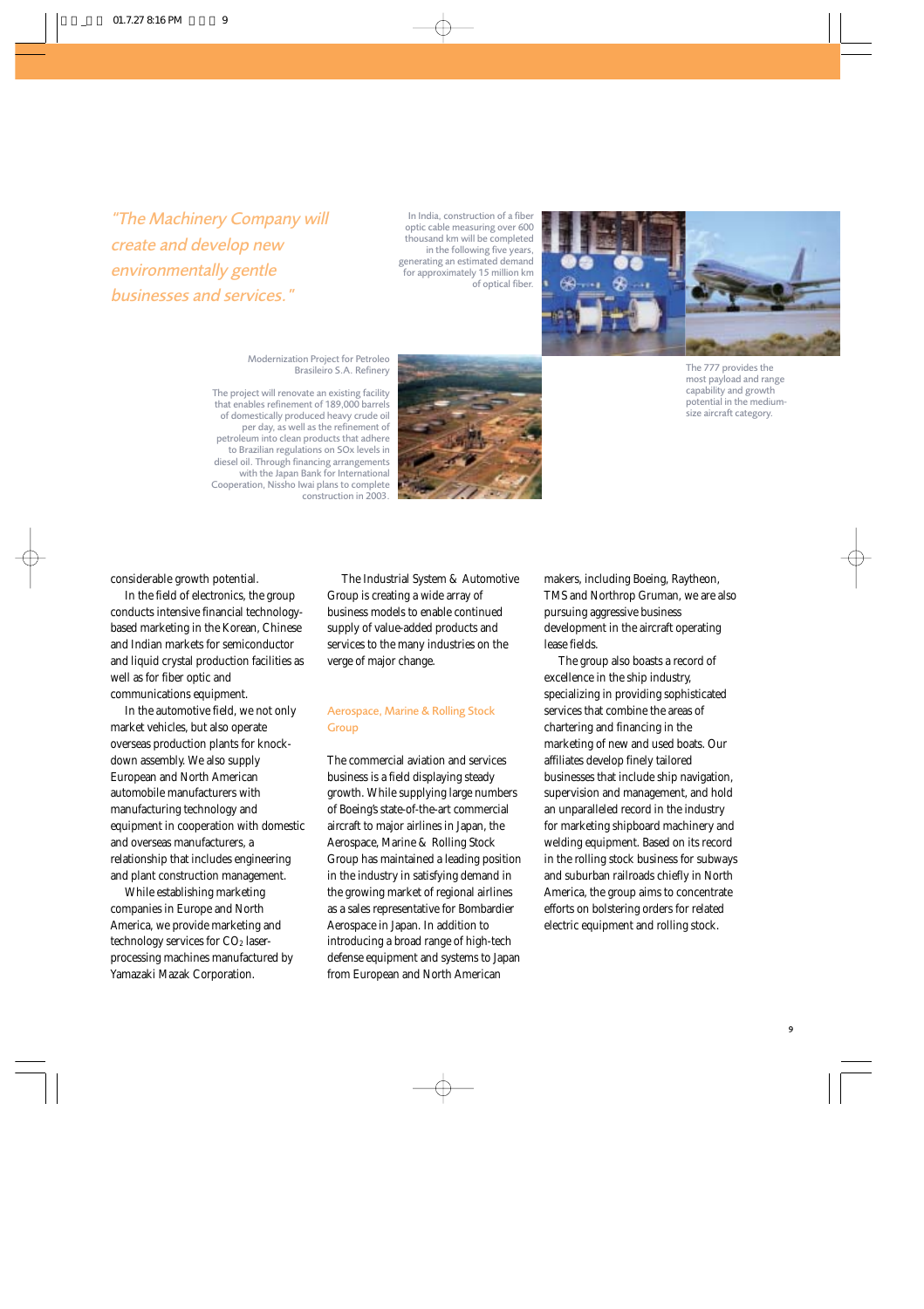*"The Machinery Company will create and develop new environmentally gentle businesses and services."*

In India, construction of a fiber optic cable measuring over 600 thousand km will be completed in the following five years, generating an estimated demand for approximately 15 million km of optical fiber.

The 777 provides the most payload and range capability and growth potential in the medium-size aircraft category.

Modernization Project for Petroleo Brasileiro S.A. Refinery

The project will renovate an existing facility that enables refinement of 189,000 barrels of domestically produced heavy crude oil per day, as well as the refinement of petroleum into clean products that adhere to Brazilian regulations on SOx levels in diesel oil. Through financing arrangements with the Japan Bank for International Cooperation, Nissho Iwai plans to complete construction in 2003.

considerable growth potential.

In the field of electronics, the group conducts intensive financial technology-based marketing in the Korean, Chinese and Indian markets for semiconductor and liquid crystal production facilities as well as for fiber optic and communications equipment.

In the automotive field, we not only market vehicles, but also operate overseas production plants for knock-down assembly. We also supply European and North American automobile manufacturers with manufacturing technology and equipment in cooperation with domestic and overseas manufacturers, a relationship that includes engineering and plant construction management.

While establishing marketing companies in Europe and North America, we provide marketing and technology services for $CO_2$ laser-processing machines manufactured by Yamazaki Mazak Corporation.

The Industrial System & Automotive Group is creating a wide array of business models to enable continued supply of value-added products and services to the many industries on the verge of major change.

## Aerospace, Marine & Rolling Stock Group

The commercial aviation and services business is a field displaying steady growth. While supplying large numbers of Boeing's state-of-the-art commercial aircraft to major airlines in Japan, the Aerospace, Marine & Rolling Stock Group has maintained a leading position in the industry in satisfying demand in the growing market of regional airlines as a sales representative for Bombardier Aerospace in Japan. In addition to introducing a broad range of high-tech defense equipment and systems to Japan from European and North American makers, including Boeing, Raytheon, TMS and Northrop Gruman, we are also pursuing aggressive business development in the aircraft operating lease fields.

The group also boasts a record of excellence in the ship industry, specializing in providing sophisticated services that combine the areas of chartering and financing in the marketing of new and used boats. Our affiliates develop finely tailored businesses that include ship navigation, supervision and management, and hold an unparalleled record in the industry for marketing shipboard machinery and welding equipment. Based on its record in the rolling stock business for subways and suburban railroads chiefly in North America, the group aims to concentrate efforts on bolstering orders for related electric equipment and rolling stock.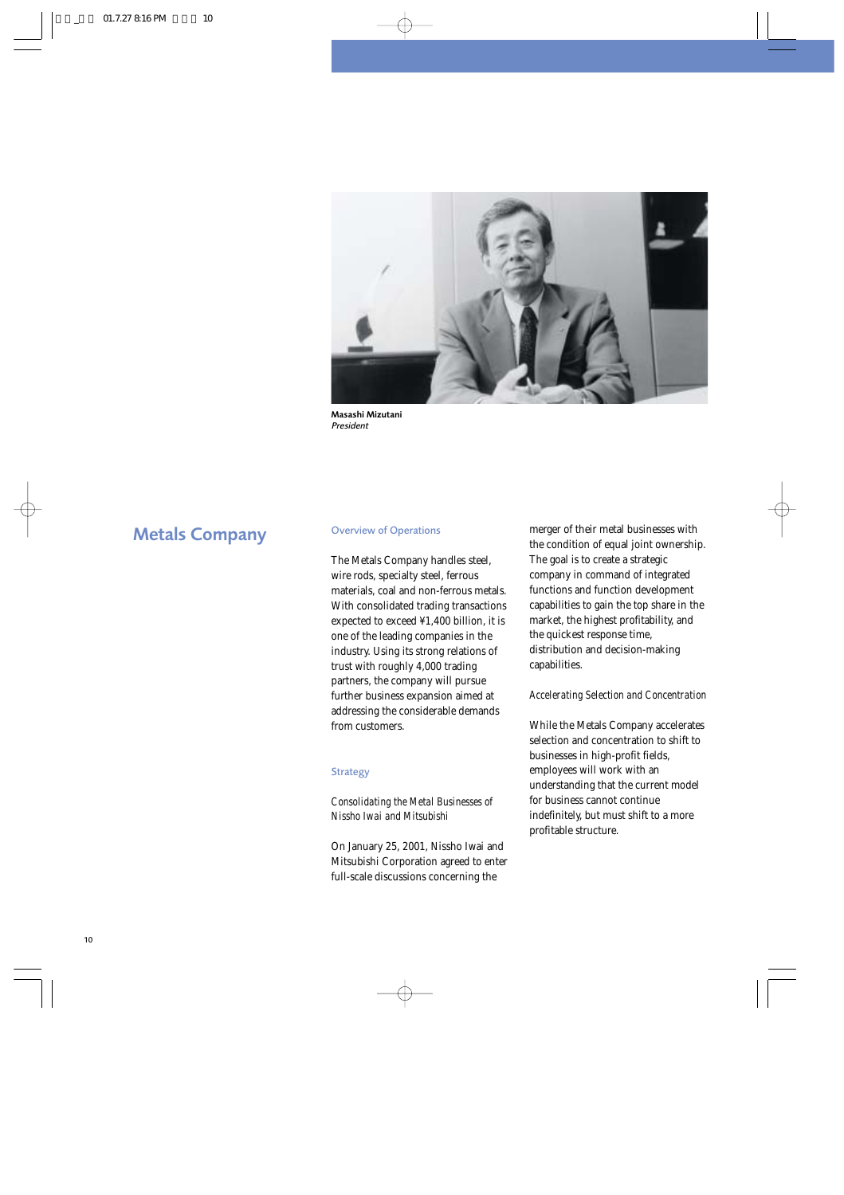Masashi Mizutani
*President*

# Metals Company

## Overview of Operations

The Metals Company handles steel, wire rods, specialty steel, ferrous materials, coal and non-ferrous metals. With consolidated trading transactions expected to exceed ¥1,400 billion, it is one of the leading companies in the industry. Using its strong relations of trust with roughly 4,000 trading partners, the company will pursue further business expansion aimed at addressing the considerable demands from customers.

## Strategy

*Consolidating the Metal Businesses of Nissho Iwai and Mitsubishi*

On January 25, 2001, Nissho Iwai and Mitsubishi Corporation agreed to enter full-scale discussions concerning the merger of their metal businesses with the condition of equal joint ownership. The goal is to create a strategic company in command of integrated functions and function development capabilities to gain the top share in the market, the highest profitability, and the quickest response time, distribution and decision-making capabilities.

*Accelerating Selection and Concentration*

While the Metals Company accelerates selection and concentration to shift to businesses in high-profit fields, employees will work with an understanding that the current model for business cannot continue indefinitely, but must shift to a more profitable structure.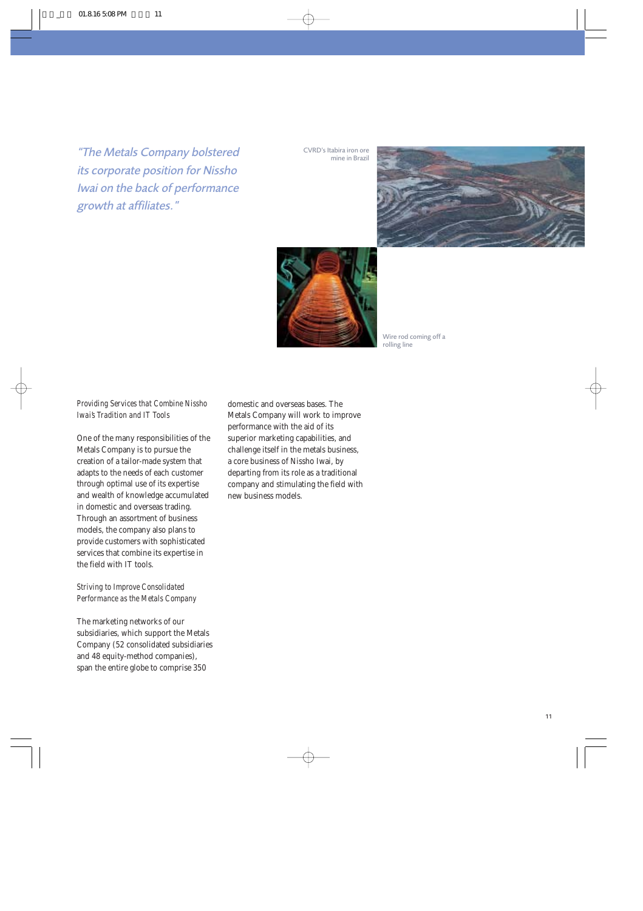*"The Metals Company bolstered its corporate position for Nissho Iwai on the back of performance growth at affiliates."*

CVRD's Itabira iron ore mine in Brazil

Wire rod coming off a rolling line

*Providing Services that Combine Nissho Iwai's Tradition and IT Tools*

One of the many responsibilities of the Metals Company is to pursue the creation of a tailor-made system that adapts to the needs of each customer through optimal use of its expertise and wealth of knowledge accumulated in domestic and overseas trading. Through an assortment of business models, the company also plans to provide customers with sophisticated services that combine its expertise in the field with IT tools.

*Striving to Improve Consolidated Performance as the Metals Company*

The marketing networks of our subsidiaries, which support the Metals Company (52 consolidated subsidiaries and 48 equity-method companies), span the entire globe to comprise 350 domestic and overseas bases. The Metals Company will work to improve performance with the aid of its superior marketing capabilities, and challenge itself in the metals business, a core business of Nissho Iwai, by departing from its role as a traditional company and stimulating the field with new business models.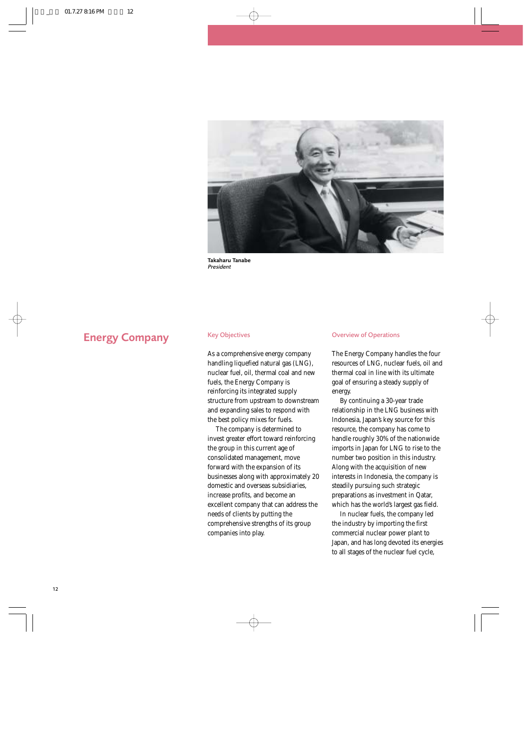Takaharu Tanabe
*President*

# Energy Company

## Key Objectives

As a comprehensive energy company handling liquefied natural gas (LNG), nuclear fuel, oil, thermal coal and new fuels, the Energy Company is reinforcing its integrated supply structure from upstream to downstream and expanding sales to respond with the best policy mixes for fuels.

The company is determined to invest greater effort toward reinforcing the group in this current age of consolidated management, move forward with the expansion of its businesses along with approximately 20 domestic and overseas subsidiaries, increase profits, and become an excellent company that can address the needs of clients by putting the comprehensive strengths of its group companies into play.

## Overview of Operations

The Energy Company handles the four resources of LNG, nuclear fuels, oil and thermal coal in line with its ultimate goal of ensuring a steady supply of energy.

By continuing a 30-year trade relationship in the LNG business with Indonesia, Japan's key source for this resource, the company has come to handle roughly 30% of the nationwide imports in Japan for LNG to rise to the number two position in this industry. Along with the acquisition of new interests in Indonesia, the company is steadily pursuing such strategic preparations as investment in Qatar, which has the world's largest gas field.

In nuclear fuels, the company led the industry by importing the first commercial nuclear power plant to Japan, and has long devoted its energies to all stages of the nuclear fuel cycle,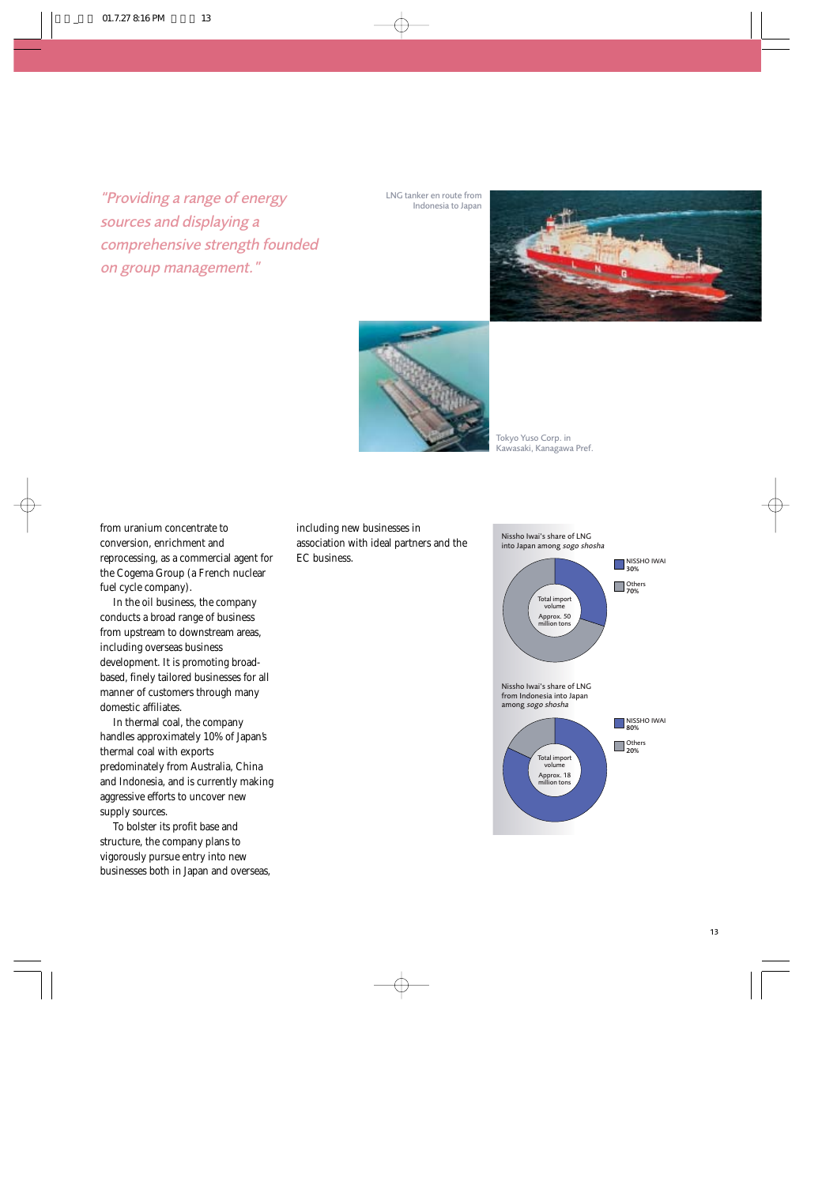*"Providing a range of energy sources and displaying a comprehensive strength founded on group management."*

LNG tanker en route from Indonesia to Japan

Tokyo Yuso Corp. in Kawasaki, Kanagawa Pref.

from uranium concentrate to conversion, enrichment and reprocessing, as a commercial agent for the Cogema Group (a French nuclear fuel cycle company).

In the oil business, the company conducts a broad range of business from upstream to downstream areas, including overseas business development. It is promoting broad-based, finely tailored businesses for all manner of customers through many domestic affiliates.

In thermal coal, the company handles approximately 10% of Japan's thermal coal with exports predominately from Australia, China and Indonesia, and is currently making aggressive efforts to uncover new supply sources.

To bolster its profit base and structure, the company plans to vigorously pursue entry into new businesses both in Japan and overseas, including new businesses in association with ideal partners and the EC business.

Nissho Iwai's share of LNG into Japan among *sogo shosha*

Total import volume Approx. 50 million tons

- NISSHO IWAI 30%
- Others 70%

Nissho Iwai's share of LNG from Indonesia into Japan among *sogo shosha*

Total import volume Approx. 18 million tons

- NISSHO IWAI 80%
- Others 20%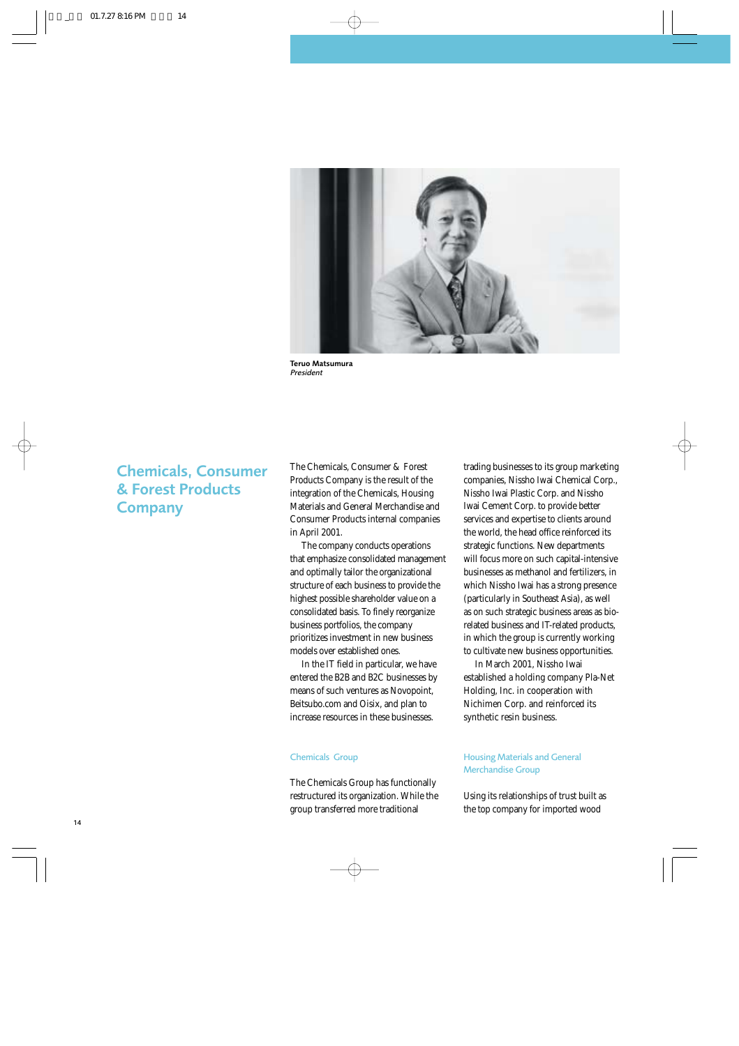Teruo Matsumura
*President*

# Chemicals, Consumer & Forest Products Company

The Chemicals, Consumer & Forest Products Company is the result of the integration of the Chemicals, Housing Materials and General Merchandise and Consumer Products internal companies in April 2001.

The company conducts operations that emphasize consolidated management and optimally tailor the organizational structure of each business to provide the highest possible shareholder value on a consolidated basis. To finely reorganize business portfolios, the company prioritizes investment in new business models over established ones.

In the IT field in particular, we have entered the B2B and B2C businesses by means of such ventures as Novopoint, Beitsubo.com and Oisix, and plan to increase resources in these businesses.

## Chemicals Group

The Chemicals Group has functionally restructured its organization. While the group transferred more traditional trading businesses to its group marketing companies, Nissho Iwai Chemical Corp., Nissho Iwai Plastic Corp. and Nissho Iwai Cement Corp. to provide better services and expertise to clients around the world, the head office reinforced its strategic functions. New departments will focus more on such capital-intensive businesses as methanol and fertilizers, in which Nissho Iwai has a strong presence (particularly in Southeast Asia), as well as on such strategic business areas as bio-related business and IT-related products, in which the group is currently working to cultivate new business opportunities.

In March 2001, Nissho Iwai established a holding company Pla-Net Holding, Inc. in cooperation with Nichimen Corp. and reinforced its synthetic resin business.

## Housing Materials and General Merchandise Group

Using its relationships of trust built as the top company for imported wood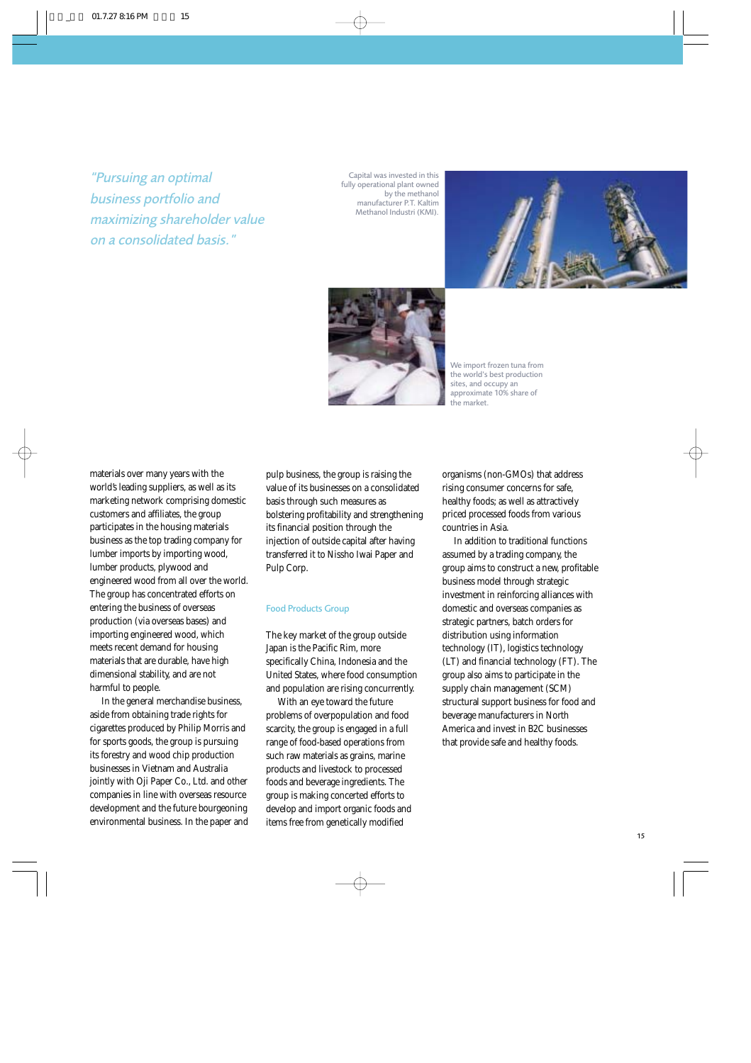*"Pursuing an optimal business portfolio and maximizing shareholder value on a consolidated basis."*

Capital was invested in this fully operational plant owned by the methanol manufacturer P.T. Kaltim Methanol Industri (KMI).

We import frozen tuna from the world's best production sites, and occupy an approximate 10% share of the market.

materials over many years with the world's leading suppliers, as well as its marketing network comprising domestic customers and affiliates, the group participates in the housing materials business as the top trading company for lumber imports by importing wood, lumber products, plywood and engineered wood from all over the world. The group has concentrated efforts on entering the business of overseas production (via overseas bases) and importing engineered wood, which meets recent demand for housing materials that are durable, have high dimensional stability, and are not harmful to people.

In the general merchandise business, aside from obtaining trade rights for cigarettes produced by Philip Morris and for sports goods, the group is pursuing its forestry and wood chip production businesses in Vietnam and Australia jointly with Oji Paper Co., Ltd. and other companies in line with overseas resource development and the future bourgeoning environmental business. In the paper and pulp business, the group is raising the value of its businesses on a consolidated basis through such measures as bolstering profitability and strengthening its financial position through the injection of outside capital after having transferred it to Nissho Iwai Paper and Pulp Corp.

### Food Products Group

The key market of the group outside Japan is the Pacific Rim, more specifically China, Indonesia and the United States, where food consumption and population are rising concurrently.

With an eye toward the future problems of overpopulation and food scarcity, the group is engaged in a full range of food-based operations from such raw materials as grains, marine products and livestock to processed foods and beverage ingredients. The group is making concerted efforts to develop and import organic foods and items free from genetically modified organisms (non-GMOs) that address rising consumer concerns for safe, healthy foods; as well as attractively priced processed foods from various countries in Asia.

In addition to traditional functions assumed by a trading company, the group aims to construct a new, profitable business model through strategic investment in reinforcing alliances with domestic and overseas companies as strategic partners, batch orders for distribution using information technology (IT), logistics technology (LT) and financial technology (FT). The group also aims to participate in the supply chain management (SCM) structural support business for food and beverage manufacturers in North America and invest in B2C businesses that provide safe and healthy foods.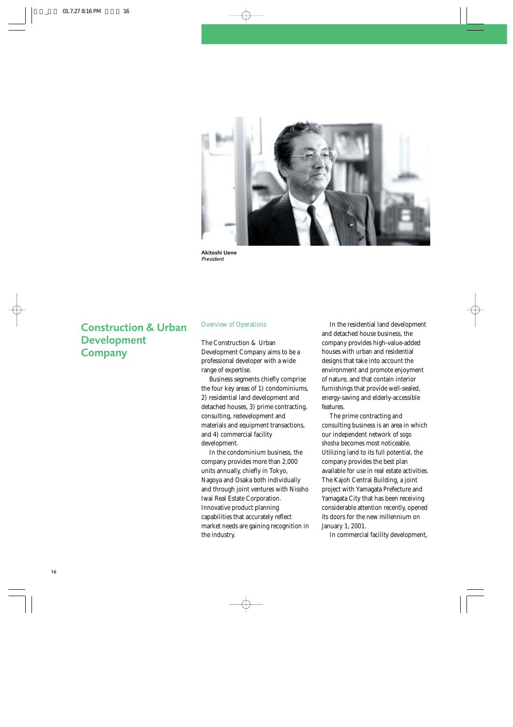Akitoshi Ueno
*President*

# Construction & Urban Development Company

## Overview of Operations

The Construction & Urban Development Company aims to be a professional developer with a wide range of expertise.

Business segments chiefly comprise the four key areas of 1) condominiums, 2) residential land development and detached houses, 3) prime contracting, consulting, redevelopment and materials and equipment transactions, and 4) commercial facility development.

In the condominium business, the company provides more than 2,000 units annually, chiefly in Tokyo, Nagoya and Osaka both individually and through joint ventures with Nissho Iwai Real Estate Corporation. Innovative product planning capabilities that accurately reflect market needs are gaining recognition in the industry.

In the residential land development and detached house business, the company provides high-value-added houses with urban and residential designs that take into account the environment and promote enjoyment of nature, and that contain interior furnishings that provide well-sealed, energy-saving and elderly-accessible features.

The prime contracting and consulting business is an area in which our independent network of *sogo shosha* becomes most noticeable. Utilizing land to its full potential, the company provides the best plan available for use in real estate activities. The Kajoh Central Building, a joint project with Yamagata Prefecture and Yamagata City that has been receiving considerable attention recently, opened its doors for the new millennium on January 1, 2001.

In commercial facility development,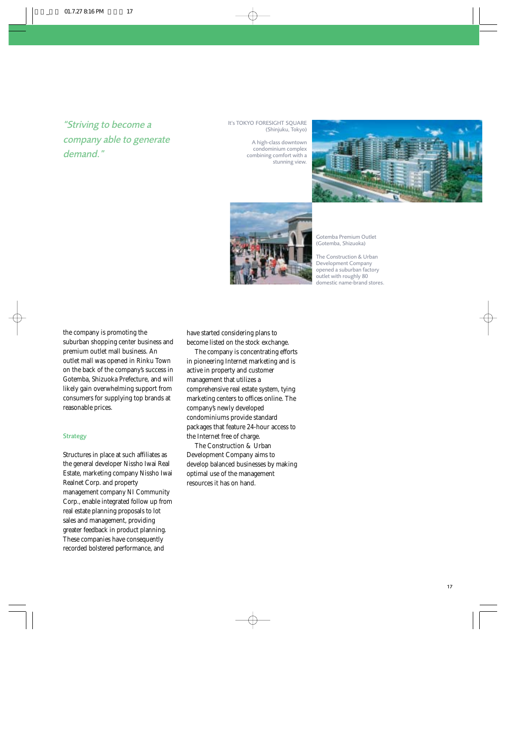*"Striving to become a company able to generate demand."*

It's TOKYO FORESIGHT SQUARE (Shinjuku, Tokyo)

A high-class downtown condominium complex combining comfort with a stunning view.

Gotemba Premium Outlet (Gotemba, Shizuoka)

The Construction & Urban Development Company opened a suburban factory outlet with roughly 80 domestic name-brand stores.

the company is promoting the suburban shopping center business and premium outlet mall business. An outlet mall was opened in Rinku Town on the back of the company's success in Gotemba, Shizuoka Prefecture, and will likely gain overwhelming support from consumers for supplying top brands at reasonable prices.

## Strategy

Structures in place at such affiliates as the general developer Nissho Iwai Real Estate, marketing company Nissho Iwai Realnet Corp. and property management company NI Community Corp., enable integrated follow up from real estate planning proposals to lot sales and management, providing greater feedback in product planning. These companies have consequently recorded bolstered performance, and have started considering plans to become listed on the stock exchange.

The company is concentrating efforts in pioneering Internet marketing and is active in property and customer management that utilizes a comprehensive real estate system, tying marketing centers to offices online. The company's newly developed condominiums provide standard packages that feature 24-hour access to the Internet free of charge.

The Construction & Urban Development Company aims to develop balanced businesses by making optimal use of the management resources it has on hand.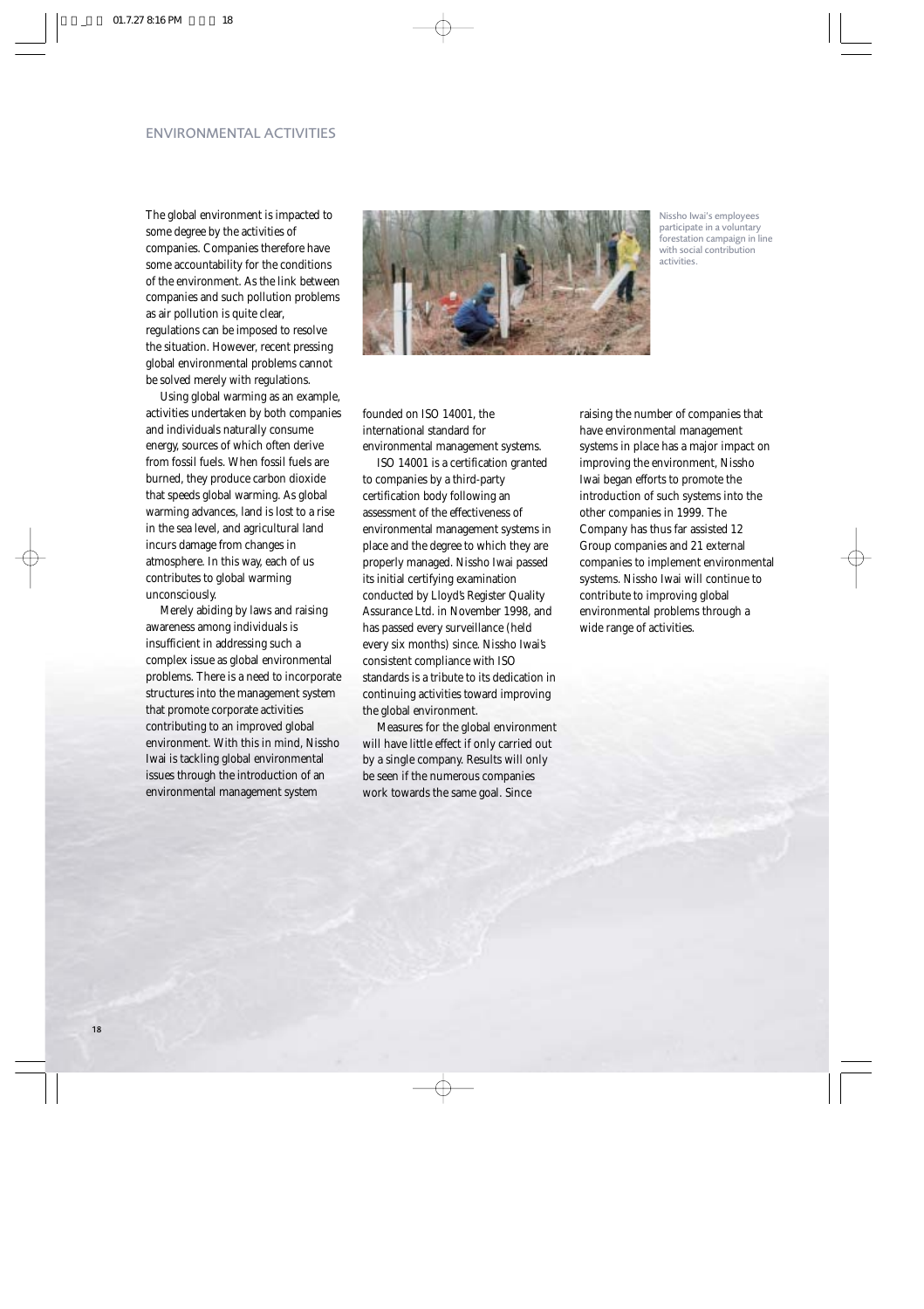## ENVIRONMENTAL ACTIVITIES

Nissho Iwai's employees participate in a voluntary forestation campaign in line with social contribution activities.

The global environment is impacted to some degree by the activities of companies. Companies therefore have some accountability for the conditions of the environment. As the link between companies and such pollution problems as air pollution is quite clear, regulations can be imposed to resolve the situation. However, recent pressing global environmental problems cannot be solved merely with regulations.

Using global warming as an example, activities undertaken by both companies and individuals naturally consume energy, sources of which often derive from fossil fuels. When fossil fuels are burned, they produce carbon dioxide that speeds global warming. As global warming advances, land is lost to a rise in the sea level, and agricultural land incurs damage from changes in atmosphere. In this way, each of us contributes to global warming unconsciously.

Merely abiding by laws and raising awareness among individuals is insufficient in addressing such a complex issue as global environmental problems. There is a need to incorporate structures into the management system that promote corporate activities contributing to an improved global environment. With this in mind, Nissho Iwai is tackling global environmental issues through the introduction of an environmental management system founded on ISO 14001, the international standard for environmental management systems.

ISO 14001 is a certification granted to companies by a third-party certification body following an assessment of the effectiveness of environmental management systems in place and the degree to which they are properly managed. Nissho Iwai passed its initial certifying examination conducted by Lloyd's Register Quality Assurance Ltd. in November 1998, and has passed every surveillance (held every six months) since. Nissho Iwai's consistent compliance with ISO standards is a tribute to its dedication in continuing activities toward improving the global environment.

Measures for the global environment will have little effect if only carried out by a single company. Results will only be seen if the numerous companies work towards the same goal. Since raising the number of companies that have environmental management systems in place has a major impact on improving the environment, Nissho Iwai began efforts to promote the introduction of such systems into the other companies in 1999. The Company has thus far assisted 12 Group companies and 21 external companies to implement environmental systems. Nissho Iwai will continue to contribute to improving global environmental problems through a wide range of activities.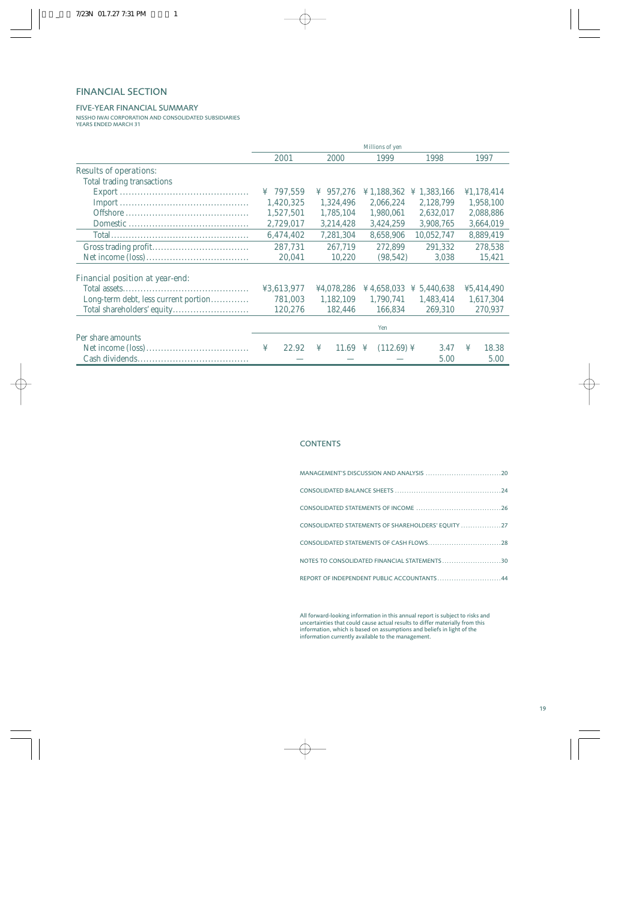# FINANCIAL SECTION

## FIVE-YEAR FINANCIAL SUMMARY

NISSHO IWAI CORPORATION AND CONSOLIDATED SUBSIDIARIES
YEARS ENDED MARCH 31

| | Millions of yen | | | | |
|---|---|---|---|---|---|
| | 2001 | 2000 | 1999 | 1998 | 1997 |
| Results of operations: | | | | | |
| Total trading transactions | | | | | |
| Export | ¥ 797,559 | ¥ 957,276 | ¥ 1,188,362 | ¥ 1,383,166 | ¥1,178,414 |
| Import | 1,420,325 | 1,324,496 | 2,066,224 | 2,128,799 | 1,958,100 |
| Offshore | 1,527,501 | 1,785,104 | 1,980,061 | 2,632,017 | 2,088,886 |
| Domestic | 2,729,017 | 3,214,428 | 3,424,259 | 3,908,765 | 3,664,019 |
| Total | 6,474,402 | 7,281,304 | 8,658,906 | 10,052,747 | 8,889,419 |
| Gross trading profit | 287,731 | 267,719 | 272,899 | 291,332 | 278,538 |
| Net income (loss) | 20,041 | 10,220 | (98,542) | 3,038 | 15,421 |
| Financial position at year-end: | | | | | |
| Total assets | ¥3,613,977 | ¥4,078,286 | ¥ 4,658,033 | ¥ 5,440,638 | ¥5,414,490 |
| Long-term debt, less current portion | 781,003 | 1,182,109 | 1,790,741 | 1,483,414 | 1,617,304 |
| Total shareholders' equity | 120,276 | 182,446 | 166,834 | 269,310 | 270,937 |
| | Yen | | | | |
| Per share amounts | | | | | |
| Net income (loss) | ¥ 22.92 | ¥ 11.69 | ¥ (112.69) | ¥ 3.47 | ¥ 18.38 |
| Cash dividends | — | — | — | 5.00 | 5.00 |

## CONTENTS

MANAGEMENT'S DISCUSSION AND ANALYSIS ....20

CONSOLIDATED BALANCE SHEETS ....24

CONSOLIDATED STATEMENTS OF INCOME ....26

CONSOLIDATED STATEMENTS OF SHAREHOLDERS' EQUITY ....27

CONSOLIDATED STATEMENTS OF CASH FLOWS....28

NOTES TO CONSOLIDATED FINANCIAL STATEMENTS....30

REPORT OF INDEPENDENT PUBLIC ACCOUNTANTS....44

All forward-looking information in this annual report is subject to risks and uncertainties that could cause actual results to differ materially from this information, which is based on assumptions and beliefs in light of the information currently available to the management.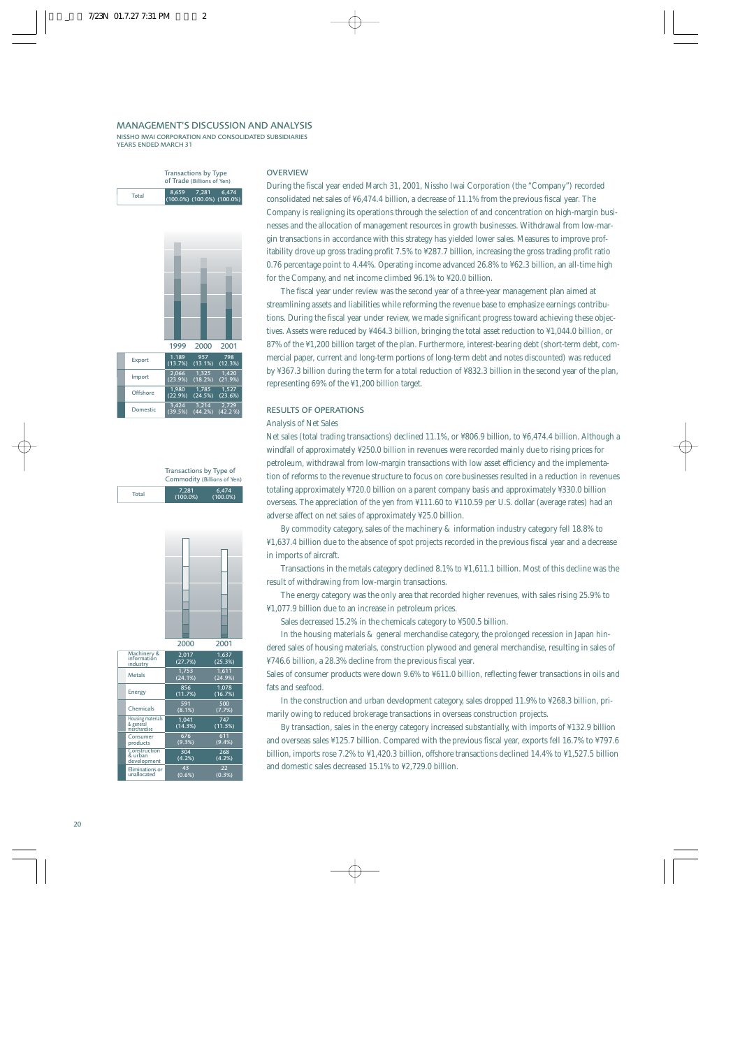# MANAGEMENT'S DISCUSSION AND ANALYSIS

NISSHO IWAI CORPORATION AND CONSOLIDATED SUBSIDIARIES
YEARS ENDED MARCH 31

Transactions by Type of Trade (Billions of Yen)

| | 1999 | 2000 | 2001 |
|---|---|---|---|
| Total | 8,659 (100.0%) | 7,281 (100.0%) | 6,474 (100.0%) |
| Export | 1,189 (13.7%) | 957 (13.1%) | 798 (12.3%) |
| Import | 2,066 (23.9%) | 1,325 (18.2%) | 1,420 (21.9%) |
| Offshore | 1,980 (22.9%) | 1,785 (24.5%) | 1,527 (23.6%) |
| Domestic | 3,424 (39.5%) | 3,214 (44.2%) | 2,729 (42.2 %) |

Transactions by Type of Commodity (Billions of Yen)

| | 2000 | 2001 |
|---|---|---|
| Total | 7,281 (100.0%) | 6,474 (100.0%) |
| Machinery & information industry | 2,017 (27.7%) | 1,637 (25.3%) |
| Metals | 1,753 (24.1%) | 1,611 (24.9%) |
| Energy | 856 (11.7%) | 1,078 (16.7%) |
| Chemicals | 591 (8.1%) | 500 (7.7%) |
| Housing materials & general merchandise | 1,041 (14.3%) | 747 (11.5%) |
| Consumer products | 676 (9.3%) | 611 (9.4%) |
| Construction & urban development | 304 (4.2%) | 268 (4.2%) |
| Eliminations or unallocated | 43 (0.6%) | 22 (0.3%) |

## OVERVIEW

During the fiscal year ended March 31, 2001, Nissho Iwai Corporation (the "Company") recorded consolidated net sales of ¥6,474.4 billion, a decrease of 11.1% from the previous fiscal year. The Company is realigning its operations through the selection of and concentration on high-margin businesses and the allocation of management resources in growth businesses. Withdrawal from low-margin transactions in accordance with this strategy has yielded lower sales. Measures to improve profitability drove up gross trading profit 7.5% to ¥287.7 billion, increasing the gross trading profit ratio 0.76 percentage point to 4.44%. Operating income advanced 26.8% to ¥62.3 billion, an all-time high for the Company, and net income climbed 96.1% to ¥20.0 billion.

The fiscal year under review was the second year of a three-year management plan aimed at streamlining assets and liabilities while reforming the revenue base to emphasize earnings contributions. During the fiscal year under review, we made significant progress toward achieving these objectives. Assets were reduced by ¥464.3 billion, bringing the total asset reduction to ¥1,044.0 billion, or 87% of the ¥1,200 billion target of the plan. Furthermore, interest-bearing debt (short-term debt, commercial paper, current and long-term portions of long-term debt and notes discounted) was reduced by ¥367.3 billion during the term for a total reduction of ¥832.3 billion in the second year of the plan, representing 69% of the ¥1,200 billion target.

## RESULTS OF OPERATIONS

*Analysis of Net Sales*

Net sales (total trading transactions) declined 11.1%, or ¥806.9 billion, to ¥6,474.4 billion. Although a windfall of approximately ¥250.0 billion in revenues were recorded mainly due to rising prices for petroleum, withdrawal from low-margin transactions with low asset efficiency and the implementation of reforms to the revenue structure to focus on core businesses resulted in a reduction in revenues totaling approximately ¥720.0 billion on a parent company basis and approximately ¥330.0 billion overseas. The appreciation of the yen from ¥111.60 to ¥110.59 per U.S. dollar (average rates) had an adverse affect on net sales of approximately ¥25.0 billion.

By commodity category, sales of the machinery & information industry category fell 18.8% to ¥1,637.4 billion due to the absence of spot projects recorded in the previous fiscal year and a decrease in imports of aircraft.

Transactions in the metals category declined 8.1% to ¥1,611.1 billion. Most of this decline was the result of withdrawing from low-margin transactions.

The energy category was the only area that recorded higher revenues, with sales rising 25.9% to ¥1,077.9 billion due to an increase in petroleum prices.

Sales decreased 15.2% in the chemicals category to ¥500.5 billion.

In the housing materials & general merchandise category, the prolonged recession in Japan hindered sales of housing materials, construction plywood and general merchandise, resulting in sales of ¥746.6 billion, a 28.3% decline from the previous fiscal year.

Sales of consumer products were down 9.6% to ¥611.0 billion, reflecting fewer transactions in oils and fats and seafood.

In the construction and urban development category, sales dropped 11.9% to ¥268.3 billion, primarily owing to reduced brokerage transactions in overseas construction projects.

By transaction, sales in the energy category increased substantially, with imports of ¥132.9 billion and overseas sales ¥125.7 billion. Compared with the previous fiscal year, exports fell 16.7% to ¥797.6 billion, imports rose 7.2% to ¥1,420.3 billion, offshore transactions declined 14.4% to ¥1,527.5 billion and domestic sales decreased 15.1% to ¥2,729.0 billion.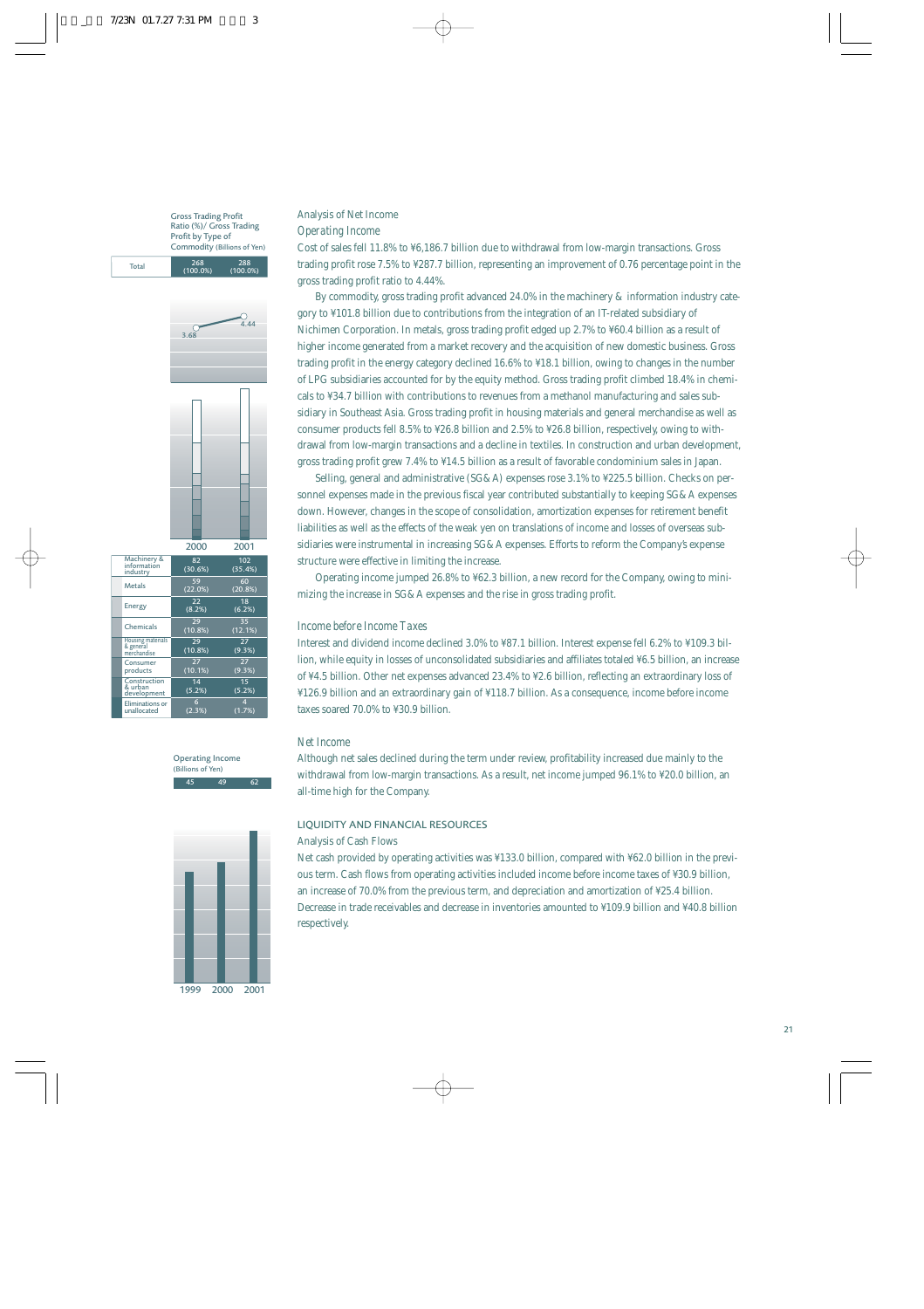Gross Trading Profit Ratio (%)/ Gross Trading Profit by Type of Commodity (Billions of Yen)

| | 2000 | 2001 |
|---|---|---|
| Total | 268 (100.0%) | 288 (100.0%) |
| Gross trading profit ratio (%) | 3.68 | 4.44 |
| Machinery & information industry | 82 (30.6%) | 102 (35.4%) |
| Metals | 59 (22.0%) | 60 (20.8%) |
| Energy | 22 (8.2%) | 18 (6.2%) |
| Chemicals | 29 (10.8%) | 35 (12.1%) |
| Housing materials & general merchandise | 29 (10.8%) | 27 (9.3%) |
| Consumer products | 27 (10.1%) | 27 (9.3%) |
| Construction & urban development | 14 (5.2%) | 15 (5.2%) |
| Eliminations or unallocated | 6 (2.3%) | 4 (1.7%) |

Operating Income (Billions of Yen)

| 1999 | 2000 | 2001 |
|---|---|---|
| 45 | 49 | 62 |

*Analysis of Net Income*

*Operating Income*

Cost of sales fell 11.8% to ¥6,186.7 billion due to withdrawal from low-margin transactions. Gross trading profit rose 7.5% to ¥287.7 billion, representing an improvement of 0.76 percentage point in the gross trading profit ratio to 4.44%.

By commodity, gross trading profit advanced 24.0% in the machinery & information industry category to ¥101.8 billion due to contributions from the integration of an IT-related subsidiary of Nichimen Corporation. In metals, gross trading profit edged up 2.7% to ¥60.4 billion as a result of higher income generated from a market recovery and the acquisition of new domestic business. Gross trading profit in the energy category declined 16.6% to ¥18.1 billion, owing to changes in the number of LPG subsidiaries accounted for by the equity method. Gross trading profit climbed 18.4% in chemicals to ¥34.7 billion with contributions to revenues from a methanol manufacturing and sales subsidiary in Southeast Asia. Gross trading profit in housing materials and general merchandise as well as consumer products fell 8.5% to ¥26.8 billion and 2.5% to ¥26.8 billion, respectively, owing to withdrawal from low-margin transactions and a decline in textiles. In construction and urban development, gross trading profit grew 7.4% to ¥14.5 billion as a result of favorable condominium sales in Japan.

Selling, general and administrative (SG&A) expenses rose 3.1% to ¥225.5 billion. Checks on personnel expenses made in the previous fiscal year contributed substantially to keeping SG&A expenses down. However, changes in the scope of consolidation, amortization expenses for retirement benefit liabilities as well as the effects of the weak yen on translations of income and losses of overseas subsidiaries were instrumental in increasing SG&A expenses. Efforts to reform the Company's expense structure were effective in limiting the increase.

Operating income jumped 26.8% to ¥62.3 billion, a new record for the Company, owing to minimizing the increase in SG&A expenses and the rise in gross trading profit.

*Income before Income Taxes*

Interest and dividend income declined 3.0% to ¥87.1 billion. Interest expense fell 6.2% to ¥109.3 billion, while equity in losses of unconsolidated subsidiaries and affiliates totaled ¥6.5 billion, an increase of ¥4.5 billion. Other net expenses advanced 23.4% to ¥2.6 billion, reflecting an extraordinary loss of ¥126.9 billion and an extraordinary gain of ¥118.7 billion. As a consequence, income before income taxes soared 70.0% to ¥30.9 billion.

*Net Income*

Although net sales declined during the term under review, profitability increased due mainly to the withdrawal from low-margin transactions. As a result, net income jumped 96.1% to ¥20.0 billion, an all-time high for the Company.

## LIQUIDITY AND FINANCIAL RESOURCES

*Analysis of Cash Flows*

Net cash provided by operating activities was ¥133.0 billion, compared with ¥62.0 billion in the previous term. Cash flows from operating activities included income before income taxes of ¥30.9 billion, an increase of 70.0% from the previous term, and depreciation and amortization of ¥25.4 billion. Decrease in trade receivables and decrease in inventories amounted to ¥109.9 billion and ¥40.8 billion respectively.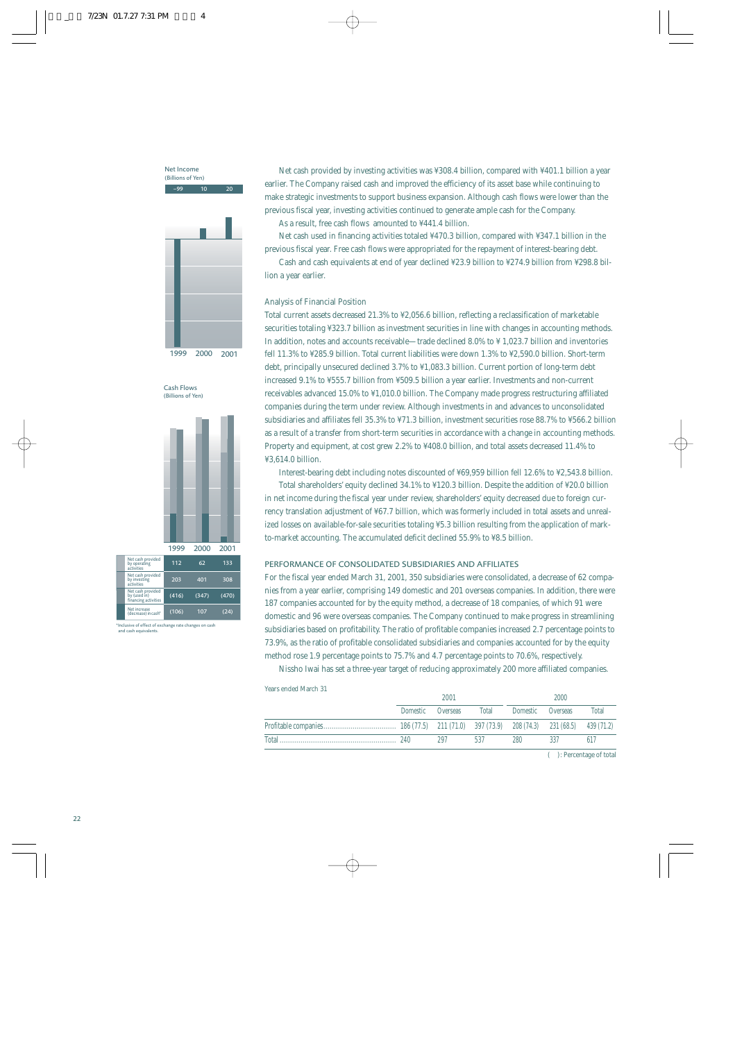Net Income
(Billions of Yen)

| 1999 | 2000 | 2001 |
|---|---|---|
| –99 | 10 | 20 |

Cash Flows
(Billions of Yen)

| | 1999 | 2000 | 2001 |
|---|---|---|---|
| Net cash provided by operating activities | 112 | 62 | 133 |
| Net cash provided by investing activities | 203 | 401 | 308 |
| Net cash provided by (used in) financing activities | (416) | (347) | (470) |
| Net increase (decrease) in cash* | (106) | 107 | (24) |

*Inclusive of effect of exchange rate changes on cash and cash equivalents.

Net cash provided by investing activities was ¥308.4 billion, compared with ¥401.1 billion a year earlier. The Company raised cash and improved the efficiency of its asset base while continuing to make strategic investments to support business expansion. Although cash flows were lower than the previous fiscal year, investing activities continued to generate ample cash for the Company.

As a result, free cash flows amounted to ¥441.4 billion.

Net cash used in financing activities totaled ¥470.3 billion, compared with ¥347.1 billion in the previous fiscal year. Free cash flows were appropriated for the repayment of interest-bearing debt.

Cash and cash equivalents at end of year declined ¥23.9 billion to ¥274.9 billion from ¥298.8 billion a year earlier.

### Analysis of Financial Position

Total current assets decreased 21.3% to ¥2,056.6 billion, reflecting a reclassification of marketable securities totaling ¥323.7 billion as investment securities in line with changes in accounting methods. In addition, notes and accounts receivable—trade declined 8.0% to ¥ 1,023.7 billion and inventories fell 11.3% to ¥285.9 billion. Total current liabilities were down 1.3% to ¥2,590.0 billion. Short-term debt, principally unsecured declined 3.7% to ¥1,083.3 billion. Current portion of long-term debt increased 9.1% to ¥555.7 billion from ¥509.5 billion a year earlier. Investments and non-current receivables advanced 15.0% to ¥1,010.0 billion. The Company made progress restructuring affiliated companies during the term under review. Although investments in and advances to unconsolidated subsidiaries and affiliates fell 35.3% to ¥71.3 billion, investment securities rose 88.7% to ¥566.2 billion as a result of a transfer from short-term securities in accordance with a change in accounting methods. Property and equipment, at cost grew 2.2% to ¥408.0 billion, and total assets decreased 11.4% to ¥3,614.0 billion.

Interest-bearing debt including notes discounted of ¥69,959 billion fell 12.6% to ¥2,543.8 billion.

Total shareholders' equity declined 34.1% to ¥120.3 billion. Despite the addition of ¥20.0 billion in net income during the fiscal year under review, shareholders' equity decreased due to foreign currency translation adjustment of ¥67.7 billion, which was formerly included in total assets and unrealized losses on available-for-sale securities totaling ¥5.3 billion resulting from the application of mark-to-market accounting. The accumulated deficit declined 55.9% to ¥8.5 billion.

## PERFORMANCE OF CONSOLIDATED SUBSIDIARIES AND AFFILIATES

For the fiscal year ended March 31, 2001, 350 subsidiaries were consolidated, a decrease of 62 companies from a year earlier, comprising 149 domestic and 201 overseas companies. In addition, there were 187 companies accounted for by the equity method, a decrease of 18 companies, of which 91 were domestic and 96 were overseas companies. The Company continued to make progress in streamlining subsidiaries based on profitability. The ratio of profitable companies increased 2.7 percentage points to 73.9%, as the ratio of profitable consolidated subsidiaries and companies accounted for by the equity method rose 1.9 percentage points to 75.7% and 4.7 percentage points to 70.6%, respectively.

Nissho Iwai has set a three-year target of reducing approximately 200 more affiliated companies.

Years ended March 31

| | 2001 | | | 2000 | | |
|---|---|---|---|---|---|---|
| | Domestic | Overseas | Total | Domestic | Overseas | Total |
| Profitable companies | 186 (77.5) | 211 (71.0) | 397 (73.9) | 208 (74.3) | 231 (68.5) | 439 (71.2) |
| Total | 240 | 297 | 537 | 280 | 337 | 617 |

( ): Percentage of total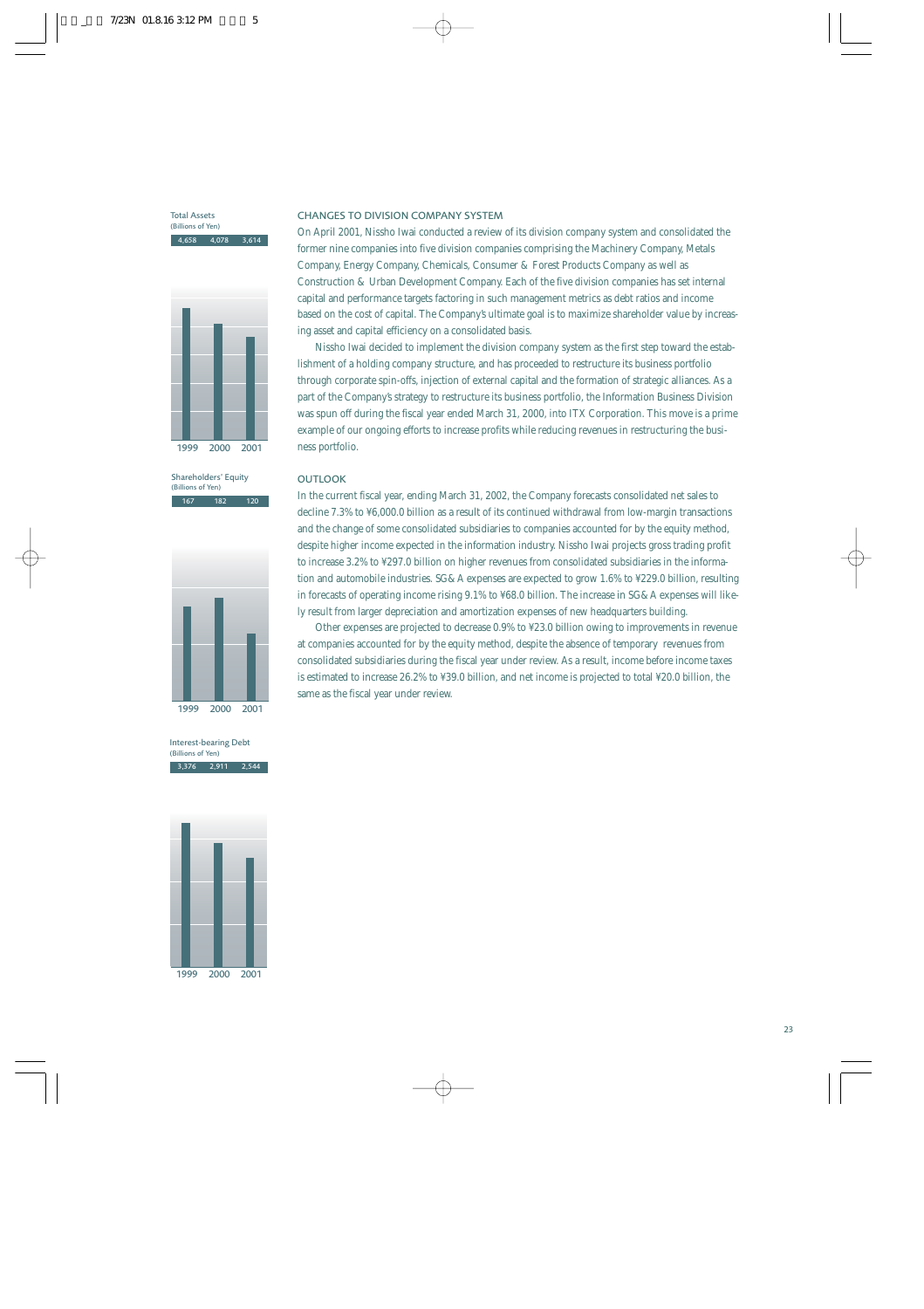Total Assets
(Billions of Yen)

| 1999 | 2000 | 2001 |
|---|---|---|
| 4,658 | 4,078 | 3,614 |

Shareholders' Equity
(Billions of Yen)

| 1999 | 2000 | 2001 |
|---|---|---|
| 167 | 182 | 120 |

Interest-bearing Debt
(Billions of Yen)

| 1999 | 2000 | 2001 |
|---|---|---|
| 3,376 | 2,911 | 2,544 |

## CHANGES TO DIVISION COMPANY SYSTEM

On April 2001, Nissho Iwai conducted a review of its division company system and consolidated the former nine companies into five division companies comprising the Machinery Company, Metals Company, Energy Company, Chemicals, Consumer & Forest Products Company as well as Construction & Urban Development Company. Each of the five division companies has set internal capital and performance targets factoring in such management metrics as debt ratios and income based on the cost of capital. The Company's ultimate goal is to maximize shareholder value by increasing asset and capital efficiency on a consolidated basis.

Nissho Iwai decided to implement the division company system as the first step toward the establishment of a holding company structure, and has proceeded to restructure its business portfolio through corporate spin-offs, injection of external capital and the formation of strategic alliances. As a part of the Company's strategy to restructure its business portfolio, the Information Business Division was spun off during the fiscal year ended March 31, 2000, into ITX Corporation. This move is a prime example of our ongoing efforts to increase profits while reducing revenues in restructuring the business portfolio.

## OUTLOOK

In the current fiscal year, ending March 31, 2002, the Company forecasts consolidated net sales to decline 7.3% to ¥6,000.0 billion as a result of its continued withdrawal from low-margin transactions and the change of some consolidated subsidiaries to companies accounted for by the equity method, despite higher income expected in the information industry. Nissho Iwai projects gross trading profit to increase 3.2% to ¥297.0 billion on higher revenues from consolidated subsidiaries in the information and automobile industries. SG&A expenses are expected to grow 1.6% to ¥229.0 billion, resulting in forecasts of operating income rising 9.1% to ¥68.0 billion. The increase in SG&A expenses will likely result from larger depreciation and amortization expenses of new headquarters building.

Other expenses are projected to decrease 0.9% to ¥23.0 billion owing to improvements in revenue at companies accounted for by the equity method, despite the absence of temporary revenues from consolidated subsidiaries during the fiscal year under review. As a result, income before income taxes is estimated to increase 26.2% to ¥39.0 billion, and net income is projected to total ¥20.0 billion, the same as the fiscal year under review.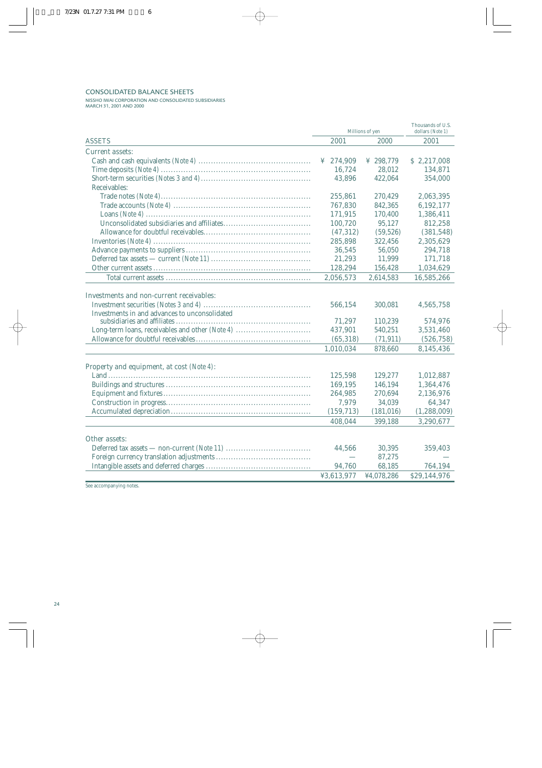## CONSOLIDATED BALANCE SHEETS

NISSHO IWAI CORPORATION AND CONSOLIDATED SUBSIDIARIES
MARCH 31, 2001 AND 2000

| ASSETS | Millions of yen | | Thousands of U.S. dollars (Note 1) |
|---|---|---|---|
| | 2001 | 2000 | 2001 |
| **Current assets:** | | | |
| Cash and cash equivalents *(Note 4)* | ¥ 274,909 | ¥ 298,779 | $ 2,217,008 |
| Time deposits *(Note 4)* | 16,724 | 28,012 | 134,871 |
| Short-term securities *(Notes 3 and 4)* | 43,896 | 422,064 | 354,000 |
| Receivables: | | | |
| Trade notes *(Note 4)* | 255,861 | 270,429 | 2,063,395 |
| Trade accounts *(Note 4)* | 767,830 | 842,365 | 6,192,177 |
| Loans *(Note 4)* | 171,915 | 170,400 | 1,386,411 |
| Unconsolidated subsidiaries and affiliates | 100,720 | 95,127 | 812,258 |
| Allowance for doubtful receivables | (47,312) | (59,526) | (381,548) |
| Inventories *(Note 4)* | 285,898 | 322,456 | 2,305,629 |
| Advance payments to suppliers | 36,545 | 56,050 | 294,718 |
| Deferred tax assets — current *(Note 11)* | 21,293 | 11,999 | 171,718 |
| Other current assets | 128,294 | 156,428 | 1,034,629 |
| Total current assets | 2,056,573 | 2,614,583 | 16,585,266 |
| **Investments and non-current receivables:** | | | |
| Investment securities *(Notes 3 and 4)* | 566,154 | 300,081 | 4,565,758 |
| Investments in and advances to unconsolidated subsidiaries and affiliates | 71,297 | 110,239 | 574,976 |
| Long-term loans, receivables and other *(Note 4)* | 437,901 | 540,251 | 3,531,460 |
| Allowance for doubtful receivables | (65,318) | (71,911) | (526,758) |
| | 1,010,034 | 878,660 | 8,145,436 |
| **Property and equipment, at cost** *(Note 4)*: | | | |
| Land | 125,598 | 129,277 | 1,012,887 |
| Buildings and structures | 169,195 | 146,194 | 1,364,476 |
| Equipment and fixtures | 264,985 | 270,694 | 2,136,976 |
| Construction in progress | 7,979 | 34,039 | 64,347 |
| Accumulated depreciation | (159,713) | (181,016) | (1,288,009) |
| | 408,044 | 399,188 | 3,290,677 |
| **Other assets:** | | | |
| Deferred tax assets — non-current *(Note 11)* | 44,566 | 30,395 | 359,403 |
| Foreign currency translation adjustments | — | 87,275 | — |
| Intangible assets and deferred charges | 94,760 | 68,185 | 764,194 |
| | ¥3,613,977 | ¥4,078,286 | $29,144,976 |

*See accompanying notes.*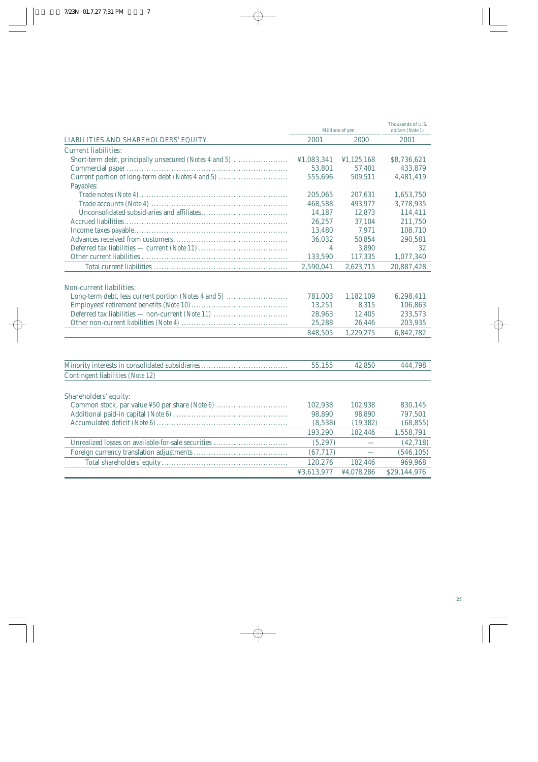| LIABILITIES AND SHAREHOLDERS' EQUITY | Millions of yen | | Thousands of U.S. dollars (Note 1) |
|---|---|---|---|
| | 2001 | 2000 | 2001 |
| **Current liabilities:** | | | |
| Short-term debt, principally unsecured (Notes 4 and 5) | ¥1,083,341 | ¥1,125,168 | $8,736,621 |
| Commercial paper | 53,801 | 57,401 | 433,879 |
| Current portion of long-term debt (Notes 4 and 5) | 555,696 | 509,511 | 4,481,419 |
| Payables: | | | |
| Trade notes (Note 4) | 205,065 | 207,631 | 1,653,750 |
| Trade accounts (Note 4) | 468,588 | 493,977 | 3,778,935 |
| Unconsolidated subsidiaries and affiliates | 14,187 | 12,873 | 114,411 |
| Accrued liabilities | 26,257 | 37,104 | 211,750 |
| Income taxes payable | 13,480 | 7,971 | 108,710 |
| Advances received from customers | 36,032 | 50,854 | 290,581 |
| Deferred tax liabilities — current (Note 11) | 4 | 3,890 | 32 |
| Other current liabilities | 133,590 | 117,335 | 1,077,340 |
| Total current liabilities | 2,590,041 | 2,623,715 | 20,887,428 |
| **Non-current liabilities:** | | | |
| Long-term debt, less current portion (Notes 4 and 5) | 781,003 | 1,182,109 | 6,298,411 |
| Employees' retirement benefits (Note 10) | 13,251 | 8,315 | 106,863 |
| Deferred tax liabilities — non-current (Note 11) | 28,963 | 12,405 | 233,573 |
| Other non-current liabilities (Note 4) | 25,288 | 26,446 | 203,935 |
| | 848,505 | 1,229,275 | 6,842,782 |
| Minority interests in consolidated subsidiaries | 55,155 | 42,850 | 444,798 |
| Contingent liabilities (Note 12) | | | |
| **Shareholders' equity:** | | | |
| Common stock, par value ¥50 per share (Note 6) | 102,938 | 102,938 | 830,145 |
| Additional paid-in capital (Note 6) | 98,890 | 98,890 | 797,501 |
| Accumulated deficit (Note 6) | (8,538) | (19,382) | (68,855) |
| | 193,290 | 182,446 | 1,558,791 |
| Unrealized losses on available-for-sale securities | (5,297) | — | (42,718) |
| Foreign currency translation adjustments | (67,717) | — | (546,105) |
| Total shareholders' equity | 120,276 | 182,446 | 969,968 |
| | ¥3,613,977 | ¥4,078,286 | $29,144,976 |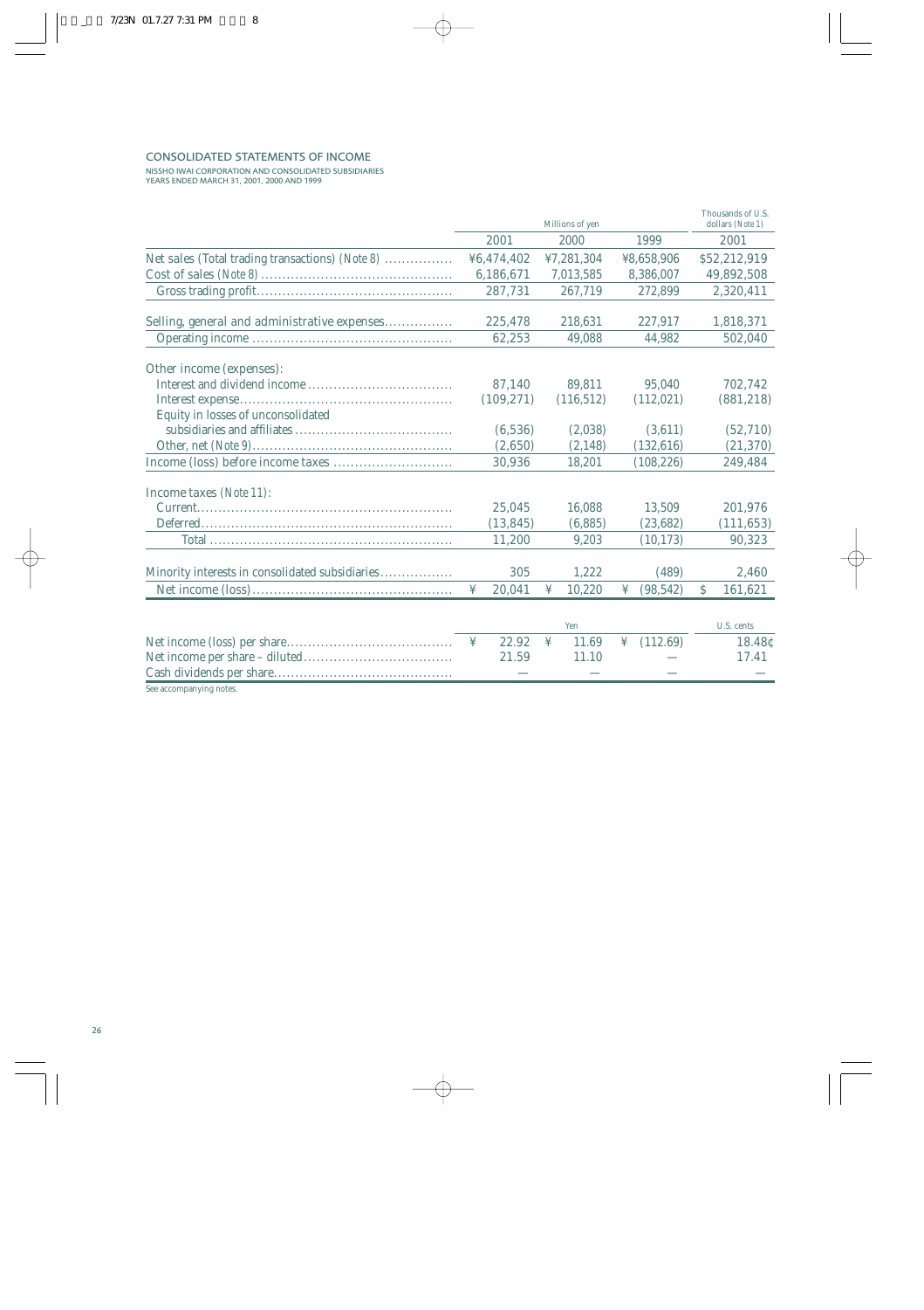## CONSOLIDATED STATEMENTS OF INCOME

NISSHO IWAI CORPORATION AND CONSOLIDATED SUBSIDIARIES
YEARS ENDED MARCH 31, 2001, 2000 AND 1999

| | Millions of yen | | | Thousands of U.S. dollars (Note 1) |
|---|---|---|---|---|
| | 2001 | 2000 | 1999 | 2001 |
| Net sales (Total trading transactions) (Note 8) | ¥6,474,402 | ¥7,281,304 | ¥8,658,906 | $52,212,919 |
| Cost of sales (Note 8) | 6,186,671 | 7,013,585 | 8,386,007 | 49,892,508 |
| Gross trading profit | 287,731 | 267,719 | 272,899 | 2,320,411 |
| Selling, general and administrative expenses | 225,478 | 218,631 | 227,917 | 1,818,371 |
| Operating income | 62,253 | 49,088 | 44,982 | 502,040 |
| Other income (expenses): | | | | |
| Interest and dividend income | 87,140 | 89,811 | 95,040 | 702,742 |
| Interest expense | (109,271) | (116,512) | (112,021) | (881,218) |
| Equity in losses of unconsolidated subsidiaries and affiliates | (6,536) | (2,038) | (3,611) | (52,710) |
| Other, net (Note 9) | (2,650) | (2,148) | (132,616) | (21,370) |
| Income (loss) before income taxes | 30,936 | 18,201 | (108,226) | 249,484 |
| Income taxes (Note 11): | | | | |
| Current | 25,045 | 16,088 | 13,509 | 201,976 |
| Deferred | (13,845) | (6,885) | (23,682) | (111,653) |
| Total | 11,200 | 9,203 | (10,173) | 90,323 |
| Minority interests in consolidated subsidiaries | 305 | 1,222 | (489) | 2,460 |
| Net income (loss) | ¥ 20,041 | ¥ 10,220 | ¥ (98,542) | $ 161,621 |

| | Yen | | | U.S. cents |
|---|---|---|---|---|
| Net income (loss) per share | ¥ 22.92 | ¥ 11.69 | ¥ (112.69) | 18.48¢ |
| Net income per share – diluted | 21.59 | 11.10 | — | 17.41 |
| Cash dividends per share | — | — | — | — |

See accompanying notes.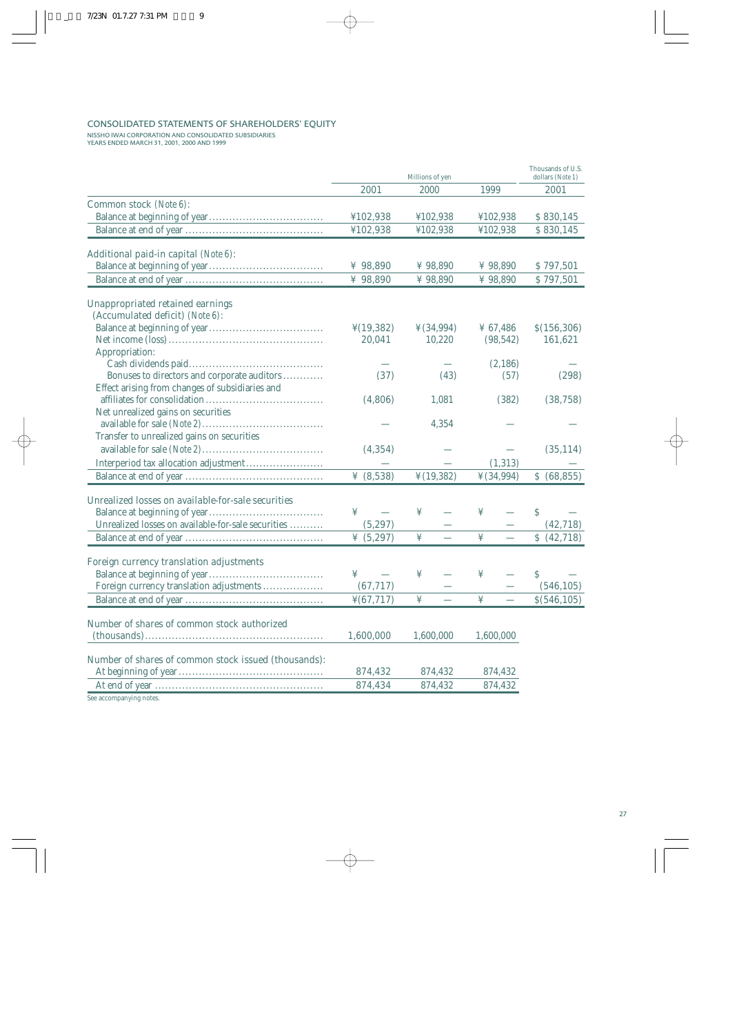## CONSOLIDATED STATEMENTS OF SHAREHOLDERS' EQUITY

NISSHO IWAI CORPORATION AND CONSOLIDATED SUBSIDIARIES
YEARS ENDED MARCH 31, 2001, 2000 AND 1999

| | Millions of yen | | | Thousands of U.S. dollars (Note 1) |
|---|---|---|---|---|
| | 2001 | 2000 | 1999 | 2001 |
| **Common stock** *(Note 6)*: | | | | |
| Balance at beginning of year | ¥102,938 | ¥102,938 | ¥102,938 | $ 830,145 |
| Balance at end of year | ¥102,938 | ¥102,938 | ¥102,938 | $ 830,145 |
| **Additional paid-in capital** *(Note 6)*: | | | | |
| Balance at beginning of year | ¥ 98,890 | ¥ 98,890 | ¥ 98,890 | $ 797,501 |
| Balance at end of year | ¥ 98,890 | ¥ 98,890 | ¥ 98,890 | $ 797,501 |
| **Unappropriated retained earnings (Accumulated deficit)** *(Note 6)*: | | | | |
| Balance at beginning of year | ¥(19,382) | ¥ (34,994) | ¥ 67,486 | $(156,306) |
| Net income (loss) | 20,041 | 10,220 | (98,542) | 161,621 |
| Appropriation: | | | | |
| Cash dividends paid | — | — | (2,186) | — |
| Bonuses to directors and corporate auditors | (37) | (43) | (57) | (298) |
| Effect arising from changes of subsidiaries and affiliates for consolidation | (4,806) | 1,081 | (382) | (38,758) |
| Net unrealized gains on securities available for sale *(Note 2)* | — | 4,354 | — | — |
| Transfer to unrealized gains on securities available for sale *(Note 2)* | (4,354) | — | — | (35,114) |
| Interperiod tax allocation adjustment | — | — | (1,313) | — |
| Balance at end of year | ¥ (8,538) | ¥ (19,382) | ¥ (34,994) | $ (68,855) |
| **Unrealized losses on available-for-sale securities** | | | | |
| Balance at beginning of year | ¥ — | ¥ — | ¥ — | $ — |
| Unrealized losses on available-for-sale securities | (5,297) | — | — | (42,718) |
| Balance at end of year | ¥ (5,297) | ¥ — | ¥ — | $ (42,718) |
| **Foreign currency translation adjustments** | | | | |
| Balance at beginning of year | ¥ — | ¥ — | ¥ — | $ — |
| Foreign currency translation adjustments | (67,717) | — | — | (546,105) |
| Balance at end of year | ¥(67,717) | ¥ — | ¥ — | $(546,105) |
| **Number of shares of common stock authorized (thousands)** | 1,600,000 | 1,600,000 | 1,600,000 | |
| **Number of shares of common stock issued (thousands):** | | | | |
| At beginning of year | 874,432 | 874,432 | 874,432 | |
| At end of year | 874,434 | 874,432 | 874,432 | |

See accompanying notes.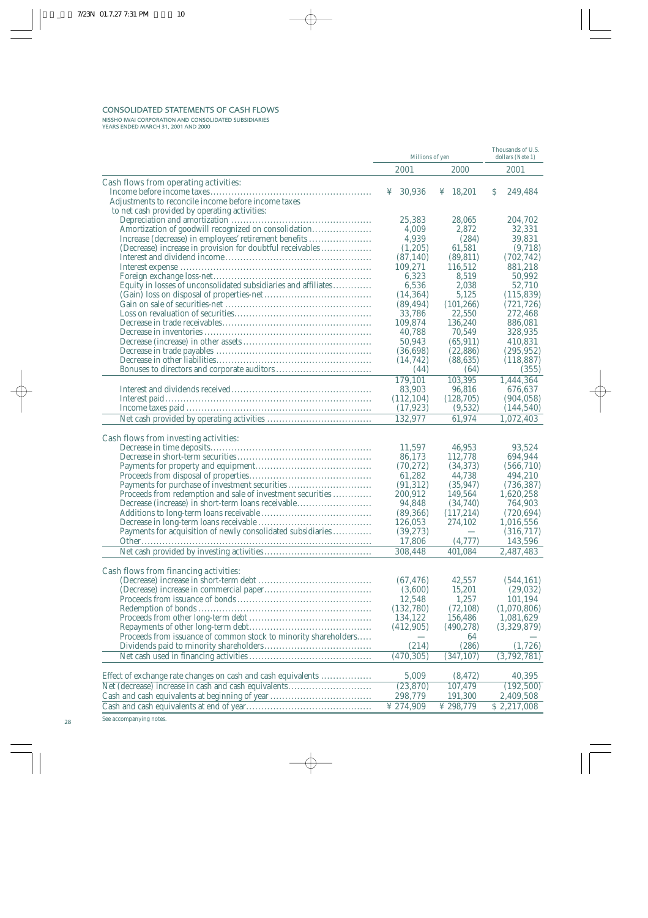## CONSOLIDATED STATEMENTS OF CASH FLOWS

NISSHO IWAI CORPORATION AND CONSOLIDATED SUBSIDIARIES
YEARS ENDED MARCH 31, 2001 AND 2000

| | Millions of yen | | Thousands of U.S. dollars (Note 1) |
|---|---|---|---|
| | 2001 | 2000 | 2001 |
| **Cash flows from operating activities:** | | | |
| Income before income taxes | ¥ 30,936 | ¥ 18,201 | $ 249,484 |
| Adjustments to reconcile income before income taxes to net cash provided by operating activities: | | | |
| Depreciation and amortization | 25,383 | 28,065 | 204,702 |
| Amortization of goodwill recognized on consolidation | 4,009 | 2,872 | 32,331 |
| Increase (decrease) in employees' retirement benefits | 4,939 | (284) | 39,831 |
| (Decrease) increase in provision for doubtful receivables | (1,205) | 61,581 | (9,718) |
| Interest and dividend income | (87,140) | (89,811) | (702,742) |
| Interest expense | 109,271 | 116,512 | 881,218 |
| Foreign exchange loss-net | 6,323 | 8,519 | 50,992 |
| Equity in losses of unconsolidated subsidiaries and affiliates | 6,536 | 2,038 | 52,710 |
| (Gain) loss on disposal of properties-net | (14,364) | 5,125 | (115,839) |
| Gain on sale of securities-net | (89,494) | (101,266) | (721,726) |
| Loss on revaluation of securities | 33,786 | 22,550 | 272,468 |
| Decrease in trade receivables | 109,874 | 136,240 | 886,081 |
| Decrease in inventories | 40,788 | 70,549 | 328,935 |
| Decrease (increase) in other assets | 50,943 | (65,911) | 410,831 |
| Decrease in trade payables | (36,698) | (22,886) | (295,952) |
| Decrease in other liabilities | (14,742) | (88,635) | (118,887) |
| Bonuses to directors and corporate auditors | (44) | (64) | (355) |
| | 179,101 | 103,395 | 1,444,364 |
| Interest and dividends received | 83,903 | 96,816 | 676,637 |
| Interest paid | (112,104) | (128,705) | (904,058) |
| Income taxes paid | (17,923) | (9,532) | (144,540) |
| Net cash provided by operating activities | 132,977 | 61,974 | 1,072,403 |
| **Cash flows from investing activities:** | | | |
| Decrease in time deposits | 11,597 | 46,953 | 93,524 |
| Decrease in short-term securities | 86,173 | 112,778 | 694,944 |
| Payments for property and equipment | (70,272) | (34,373) | (566,710) |
| Proceeds from disposal of properties | 61,282 | 44,738 | 494,210 |
| Payments for purchase of investment securities | (91,312) | (35,947) | (736,387) |
| Proceeds from redemption and sale of investment securities | 200,912 | 149,564 | 1,620,258 |
| Decrease (increase) in short-term loans receivable | 94,848 | (34,740) | 764,903 |
| Additions to long-term loans receivable | (89,366) | (117,214) | (720,694) |
| Decrease in long-term loans receivable | 126,053 | 274,102 | 1,016,556 |
| Payments for acquisition of newly consolidated subsidiaries | (39,273) | — | (316,717) |
| Other | 17,806 | (4,777) | 143,596 |
| Net cash provided by investing activities | 308,448 | 401,084 | 2,487,483 |
| **Cash flows from financing activities:** | | | |
| (Decrease) increase in short-term debt | (67,476) | 42,557 | (544,161) |
| (Decrease) increase in commercial paper | (3,600) | 15,201 | (29,032) |
| Proceeds from issuance of bonds | 12,548 | 1,257 | 101,194 |
| Redemption of bonds | (132,780) | (72,108) | (1,070,806) |
| Proceeds from other long-term debt | 134,122 | 156,486 | 1,081,629 |
| Repayments of other long-term debt | (412,905) | (490,278) | (3,329,879) |
| Proceeds from issuance of common stock to minority shareholders | — | 64 | — |
| Dividends paid to minority shareholders | (214) | (286) | (1,726) |
| Net cash used in financing activities | (470,305) | (347,107) | (3,792,781) |
| Effect of exchange rate changes on cash and cash equivalents | 5,009 | (8,472) | 40,395 |
| Net (decrease) increase in cash and cash equivalents | (23,870) | 107,479 | (192,500) |
| Cash and cash equivalents at beginning of year | 298,779 | 191,300 | 2,409,508 |
| Cash and cash equivalents at end of year | ¥ 274,909 | ¥ 298,779 | $ 2,217,008 |

See accompanying notes.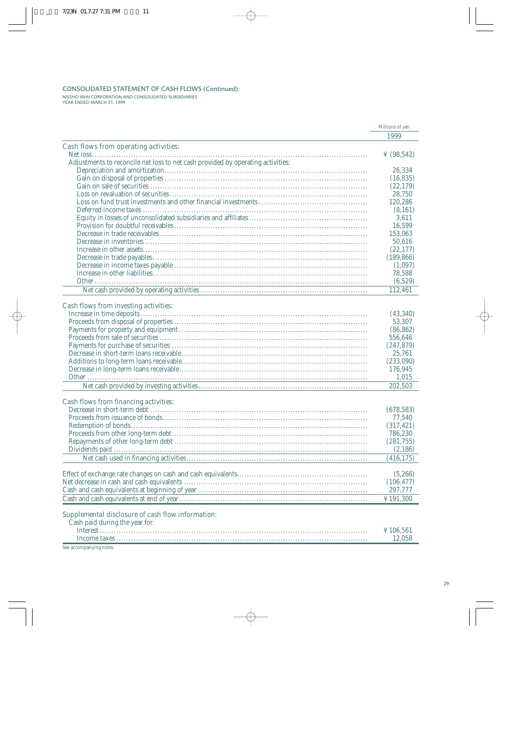## CONSOLIDATED STATEMENT OF CASH FLOWS (Continued):

NISSHO IWAI CORPORATION AND CONSOLIDATED SUBSIDIARIES
YEAR ENDED MARCH 31, 1999

| | Millions of yen |
|---|---|
| | 1999 |
| **Cash flows from operating activities:** | |
| Net loss | ¥ (98,542) |
| Adjustments to reconcile net loss to net cash provided by operating activities: | |
| Depreciation and amortization | 26,334 |
| Gain on disposal of properties | (16,835) |
| Gain on sale of securities | (22,179) |
| Loss on revaluation of securities | 28,750 |
| Loss on fund trust investments and other financial investments | 120,286 |
| Deferred income taxes | (8,161) |
| Equity in losses of unconsolidated subsidiaries and affiliates | 3,611 |
| Provision for doubtful receivables | 16,599 |
| Decrease in trade receivables | 153,063 |
| Decrease in inventories | 50,616 |
| Increase in other assets | (22,177) |
| Decrease in trade payables | (189,866) |
| Decrease in income taxes payable | (1,097) |
| Increase in other liabilities | 78,588 |
| Other | (6,529) |
| Net cash provided by operating activities | 112,461 |
| **Cash flows from investing activities:** | |
| Increase in time deposits | (43,340) |
| Proceeds from disposal of properties | 53,307 |
| Payments for property and equipment | (86,862) |
| Proceeds from sale of securities | 556,646 |
| Payments for purchase of securities | (247,879) |
| Decrease in short-term loans receivable | 25,761 |
| Additions to long-term loans receivable | (233,090) |
| Decrease in long-term loans receivable | 176,945 |
| Other | 1,015 |
| Net cash provided by investing activities | 202,503 |
| **Cash flows from financing activities:** | |
| Decrease in short-term debt | (678,583) |
| Proceeds from issuance of bonds | 77,540 |
| Redemption of bonds | (317,421) |
| Proceeds from other long-term debt | 786,230 |
| Repayments of other long-term debt | (281,755) |
| Dividends paid | (2,186) |
| Net cash used in financing activities | (416,175) |
| Effect of exchange rate changes on cash and cash equivalents | (5,266) |
| Net decrease in cash and cash equivalents | (106,477) |
| Cash and cash equivalents at beginning of year | 297,777 |
| Cash and cash equivalents at end of year | ¥ 191,300 |
| **Supplemental disclosure of cash flow information:** | |
| Cash paid during the year for: | |
| Interest | ¥ 106,561 |
| Income taxes | 12,058 |

See accompanying notes.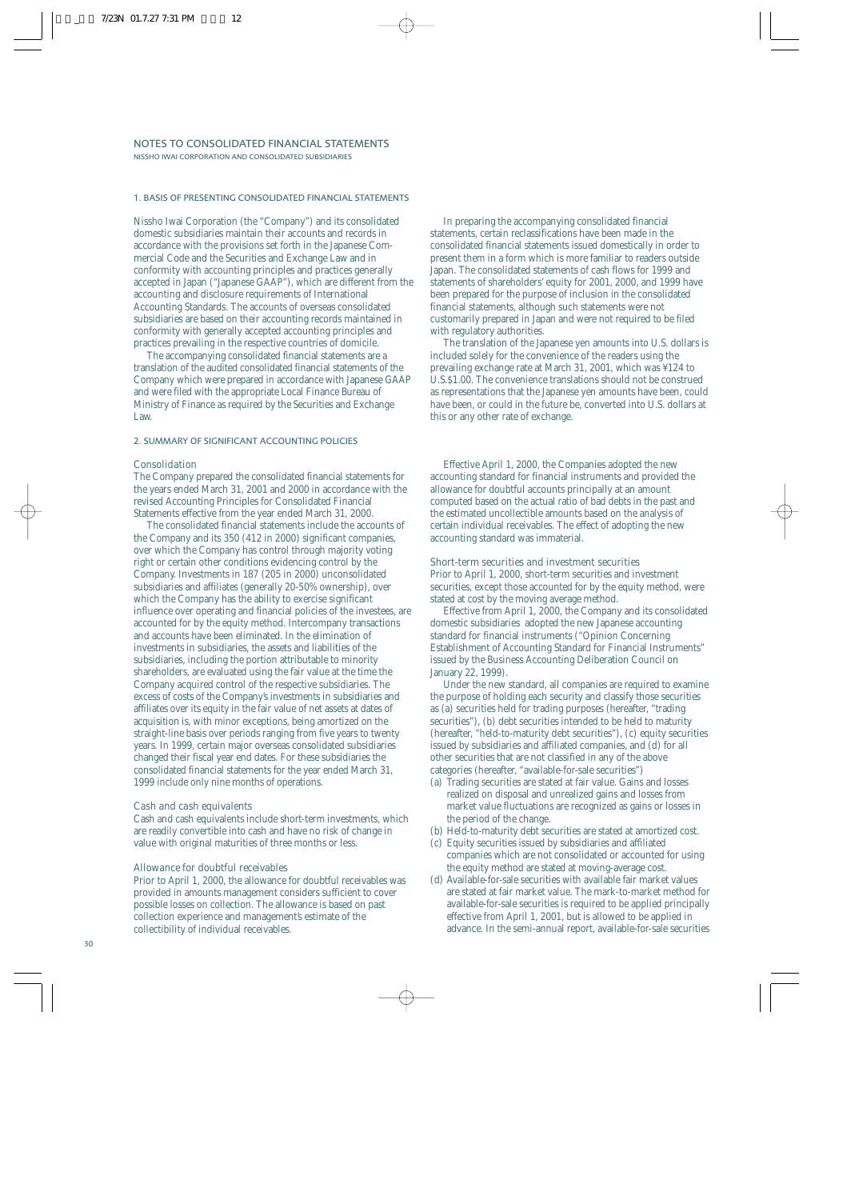# NOTES TO CONSOLIDATED FINANCIAL STATEMENTS

NISSHO IWAI CORPORATION AND CONSOLIDATED SUBSIDIARIES

## 1. BASIS OF PRESENTING CONSOLIDATED FINANCIAL STATEMENTS

Nissho Iwai Corporation (the "Company") and its consolidated domestic subsidiaries maintain their accounts and records in accordance with the provisions set forth in the Japanese Commercial Code and the Securities and Exchange Law and in conformity with accounting principles and practices generally accepted in Japan ("Japanese GAAP"), which are different from the accounting and disclosure requirements of International Accounting Standards. The accounts of overseas consolidated subsidiaries are based on their accounting records maintained in conformity with generally accepted accounting principles and practices prevailing in the respective countries of domicile.

The accompanying consolidated financial statements are a translation of the audited consolidated financial statements of the Company which were prepared in accordance with Japanese GAAP and were filed with the appropriate Local Finance Bureau of Ministry of Finance as required by the Securities and Exchange Law.

In preparing the accompanying consolidated financial statements, certain reclassifications have been made in the consolidated financial statements issued domestically in order to present them in a form which is more familiar to readers outside Japan. The consolidated statements of cash flows for 1999 and statements of shareholders' equity for 2001, 2000, and 1999 have been prepared for the purpose of inclusion in the consolidated financial statements, although such statements were not customarily prepared in Japan and were not required to be filed with regulatory authorities.

The translation of the Japanese yen amounts into U.S. dollars is included solely for the convenience of the readers using the prevailing exchange rate at March 31, 2001, which was ¥124 to U.S.$1.00. The convenience translations should not be construed as representations that the Japanese yen amounts have been, could have been, or could in the future be, converted into U.S. dollars at this or any other rate of exchange.

## 2. SUMMARY OF SIGNIFICANT ACCOUNTING POLICIES

### Consolidation

The Company prepared the consolidated financial statements for the years ended March 31, 2001 and 2000 in accordance with the revised Accounting Principles for Consolidated Financial Statements effective from the year ended March 31, 2000.

The consolidated financial statements include the accounts of the Company and its 350 (412 in 2000) significant companies, over which the Company has control through majority voting right or certain other conditions evidencing control by the Company. Investments in 187 (205 in 2000) unconsolidated subsidiaries and affiliates (generally 20-50% ownership), over which the Company has the ability to exercise significant influence over operating and financial policies of the investees, are accounted for by the equity method. Intercompany transactions and accounts have been eliminated. In the elimination of investments in subsidiaries, the assets and liabilities of the subsidiaries, including the portion attributable to minority shareholders, are evaluated using the fair value at the time the Company acquired control of the respective subsidiaries. The excess of costs of the Company's investments in subsidiaries and affiliates over its equity in the fair value of net assets at dates of acquisition is, with minor exceptions, being amortized on the straight-line basis over periods ranging from five years to twenty years. In 1999, certain major overseas consolidated subsidiaries changed their fiscal year end dates. For these subsidiaries the consolidated financial statements for the year ended March 31, 1999 include only nine months of operations.

### Cash and cash equivalents

Cash and cash equivalents include short-term investments, which are readily convertible into cash and have no risk of change in value with original maturities of three months or less.

### Allowance for doubtful receivables

Prior to April 1, 2000, the allowance for doubtful receivables was provided in amounts management considers sufficient to cover possible losses on collection. The allowance is based on past collection experience and management's estimate of the collectibility of individual receivables.

Effective April 1, 2000, the Companies adopted the new accounting standard for financial instruments and provided the allowance for doubtful accounts principally at an amount computed based on the actual ratio of bad debts in the past and the estimated uncollectible amounts based on the analysis of certain individual receivables. The effect of adopting the new accounting standard was immaterial.

### Short-term securities and investment securities

Prior to April 1, 2000, short-term securities and investment securities, except those accounted for by the equity method, were stated at cost by the moving average method.

Effective from April 1, 2000, the Company and its consolidated domestic subsidiaries adopted the new Japanese accounting standard for financial instruments ("Opinion Concerning Establishment of Accounting Standard for Financial Instruments" issued by the Business Accounting Deliberation Council on January 22, 1999).

Under the new standard, all companies are required to examine the purpose of holding each security and classify those securities as (a) securities held for trading purposes (hereafter, "trading securities"), (b) debt securities intended to be held to maturity (hereafter, "held-to-maturity debt securities"), (c) equity securities issued by subsidiaries and affiliated companies, and (d) for all other securities that are not classified in any of the above categories (hereafter, "available-for-sale securities")

(a) Trading securities are stated at fair value. Gains and losses realized on disposal and unrealized gains and losses from market value fluctuations are recognized as gains or losses in the period of the change.
(b) Held-to-maturity debt securities are stated at amortized cost.
(c) Equity securities issued by subsidiaries and affiliated companies which are not consolidated or accounted for using the equity method are stated at moving-average cost.
(d) Available-for-sale securities with available fair market values are stated at fair market value. The mark-to-market method for available-for-sale securities is required to be applied principally effective from April 1, 2001, but is allowed to be applied in advance. In the semi-annual report, available-for-sale securities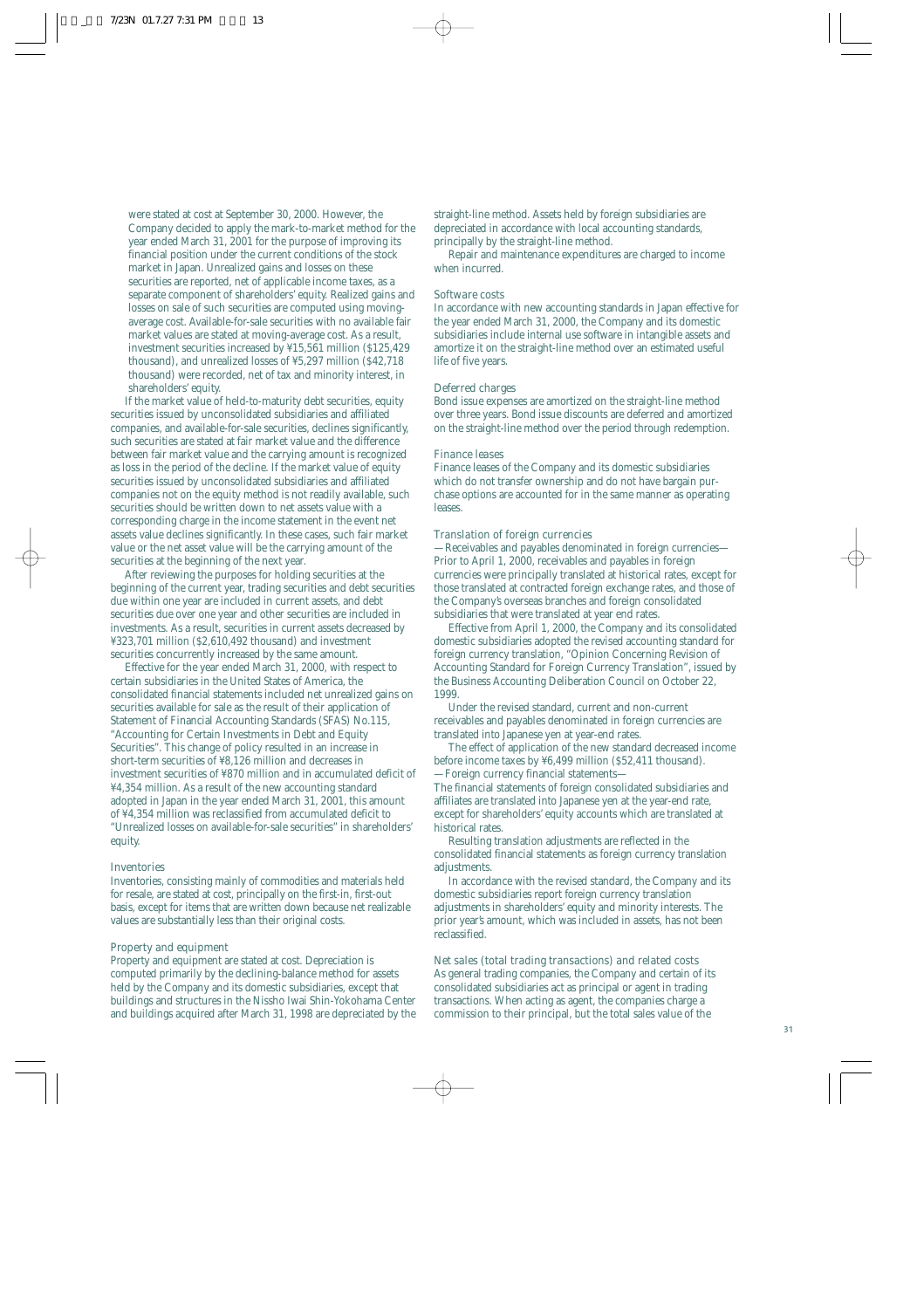were stated at cost at September 30, 2000. However, the Company decided to apply the mark-to-market method for the year ended March 31, 2001 for the purpose of improving its financial position under the current conditions of the stock market in Japan. Unrealized gains and losses on these securities are reported, net of applicable income taxes, as a separate component of shareholders' equity. Realized gains and losses on sale of such securities are computed using moving-average cost. Available-for-sale securities with no available fair market values are stated at moving-average cost. As a result, investment securities increased by ¥15,561 million ($125,429 thousand), and unrealized losses of ¥5,297 million ($42,718 thousand) were recorded, net of tax and minority interest, in shareholders' equity.

If the market value of held-to-maturity debt securities, equity securities issued by unconsolidated subsidiaries and affiliated companies, and available-for-sale securities, declines significantly, such securities are stated at fair market value and the difference between fair market value and the carrying amount is recognized as loss in the period of the decline. If the market value of equity securities issued by unconsolidated subsidiaries and affiliated companies not on the equity method is not readily available, such securities should be written down to net assets value with a corresponding charge in the income statement in the event net assets value declines significantly. In these cases, such fair market value or the net asset value will be the carrying amount of the securities at the beginning of the next year.

After reviewing the purposes for holding securities at the beginning of the current year, trading securities and debt securities due within one year are included in current assets, and debt securities due over one year and other securities are included in investments. As a result, securities in current assets decreased by ¥323,701 million ($2,610,492 thousand) and investment securities concurrently increased by the same amount.

Effective for the year ended March 31, 2000, with respect to certain subsidiaries in the United States of America, the consolidated financial statements included net unrealized gains on securities available for sale as the result of their application of Statement of Financial Accounting Standards (SFAS) No.115, "Accounting for Certain Investments in Debt and Equity Securities". This change of policy resulted in an increase in short-term securities of ¥8,126 million and decreases in investment securities of ¥870 million and in accumulated deficit of ¥4,354 million. As a result of the new accounting standard adopted in Japan in the year ended March 31, 2001, this amount of ¥4,354 million was reclassified from accumulated deficit to "Unrealized losses on available-for-sale securities" in shareholders' equity.

### Inventories

Inventories, consisting mainly of commodities and materials held for resale, are stated at cost, principally on the first-in, first-out basis, except for items that are written down because net realizable values are substantially less than their original costs.

### Property and equipment

Property and equipment are stated at cost. Depreciation is computed primarily by the declining-balance method for assets held by the Company and its domestic subsidiaries, except that buildings and structures in the Nissho Iwai Shin-Yokohama Center and buildings acquired after March 31, 1998 are depreciated by the straight-line method. Assets held by foreign subsidiaries are depreciated in accordance with local accounting standards, principally by the straight-line method.

Repair and maintenance expenditures are charged to income when incurred.

### Software costs

In accordance with new accounting standards in Japan effective for the year ended March 31, 2000, the Company and its domestic subsidiaries include internal use software in intangible assets and amortize it on the straight-line method over an estimated useful life of five years.

### Deferred charges

Bond issue expenses are amortized on the straight-line method over three years. Bond issue discounts are deferred and amortized on the straight-line method over the period through redemption.

### Finance leases

Finance leases of the Company and its domestic subsidiaries which do not transfer ownership and do not have bargain purchase options are accounted for in the same manner as operating leases.

### Translation of foreign currencies

—Receivables and payables denominated in foreign currencies—
Prior to April 1, 2000, receivables and payables in foreign currencies were principally translated at historical rates, except for those translated at contracted foreign exchange rates, and those of the Company's overseas branches and foreign consolidated subsidiaries that were translated at year end rates.

Effective from April 1, 2000, the Company and its consolidated domestic subsidiaries adopted the revised accounting standard for foreign currency translation, "Opinion Concerning Revision of Accounting Standard for Foreign Currency Translation", issued by the Business Accounting Deliberation Council on October 22, 1999.

Under the revised standard, current and non-current receivables and payables denominated in foreign currencies are translated into Japanese yen at year-end rates.

The effect of application of the new standard decreased income before income taxes by ¥6,499 million ($52,411 thousand).

—Foreign currency financial statements—
The financial statements of foreign consolidated subsidiaries and affiliates are translated into Japanese yen at the year-end rate, except for shareholders' equity accounts which are translated at historical rates.

Resulting translation adjustments are reflected in the consolidated financial statements as foreign currency translation adjustments.

In accordance with the revised standard, the Company and its domestic subsidiaries report foreign currency translation adjustments in shareholders' equity and minority interests. The prior year's amount, which was included in assets, has not been reclassified.

### Net sales (total trading transactions) and related costs

As general trading companies, the Company and certain of its consolidated subsidiaries act as principal or agent in trading transactions. When acting as agent, the companies charge a commission to their principal, but the total sales value of the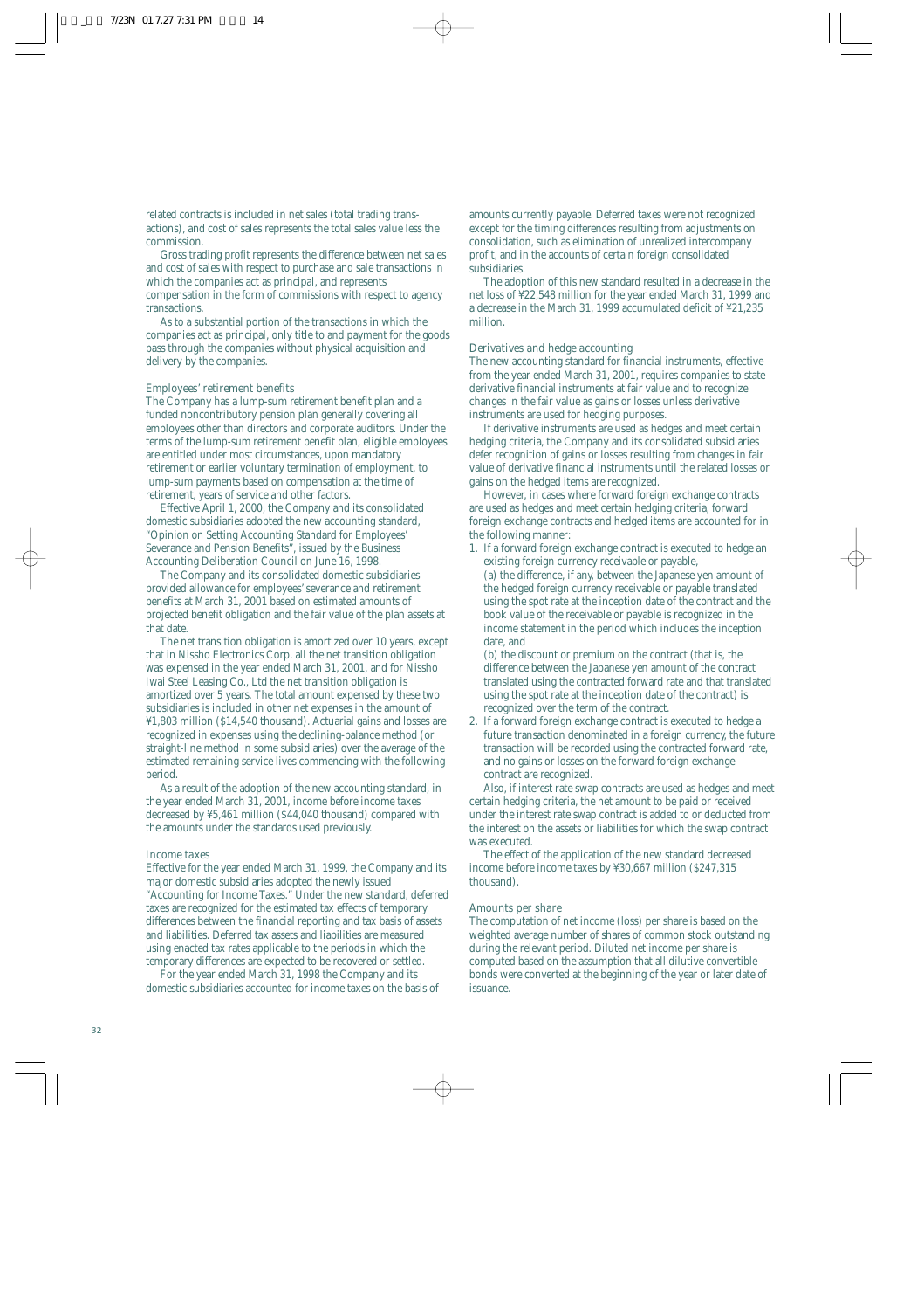related contracts is included in net sales (total trading transactions), and cost of sales represents the total sales value less the commission.

Gross trading profit represents the difference between net sales and cost of sales with respect to purchase and sale transactions in which the companies act as principal, and represents compensation in the form of commissions with respect to agency transactions.

As to a substantial portion of the transactions in which the companies act as principal, only title to and payment for the goods pass through the companies without physical acquisition and delivery by the companies.

### Employees' retirement benefits

The Company has a lump-sum retirement benefit plan and a funded noncontributory pension plan generally covering all employees other than directors and corporate auditors. Under the terms of the lump-sum retirement benefit plan, eligible employees are entitled under most circumstances, upon mandatory retirement or earlier voluntary termination of employment, to lump-sum payments based on compensation at the time of retirement, years of service and other factors.

Effective April 1, 2000, the Company and its consolidated domestic subsidiaries adopted the new accounting standard, "Opinion on Setting Accounting Standard for Employees' Severance and Pension Benefits", issued by the Business Accounting Deliberation Council on June 16, 1998.

The Company and its consolidated domestic subsidiaries provided allowance for employees' severance and retirement benefits at March 31, 2001 based on estimated amounts of projected benefit obligation and the fair value of the plan assets at that date.

The net transition obligation is amortized over 10 years, except that in Nissho Electronics Corp. all the net transition obligation was expensed in the year ended March 31, 2001, and for Nissho Iwai Steel Leasing Co., Ltd the net transition obligation is amortized over 5 years. The total amount expensed by these two subsidiaries is included in other net expenses in the amount of ¥1,803 million ($14,540 thousand). Actuarial gains and losses are recognized in expenses using the declining-balance method (or straight-line method in some subsidiaries) over the average of the estimated remaining service lives commencing with the following period.

As a result of the adoption of the new accounting standard, in the year ended March 31, 2001, income before income taxes decreased by ¥5,461 million ($44,040 thousand) compared with the amounts under the standards used previously.

### Income taxes

Effective for the year ended March 31, 1999, the Company and its major domestic subsidiaries adopted the newly issued "Accounting for Income Taxes." Under the new standard, deferred taxes are recognized for the estimated tax effects of temporary differences between the financial reporting and tax basis of assets and liabilities. Deferred tax assets and liabilities are measured using enacted tax rates applicable to the periods in which the temporary differences are expected to be recovered or settled.

For the year ended March 31, 1998 the Company and its domestic subsidiaries accounted for income taxes on the basis of amounts currently payable. Deferred taxes were not recognized except for the timing differences resulting from adjustments on consolidation, such as elimination of unrealized intercompany profit, and in the accounts of certain foreign consolidated subsidiaries.

The adoption of this new standard resulted in a decrease in the net loss of ¥22,548 million for the year ended March 31, 1999 and a decrease in the March 31, 1999 accumulated deficit of ¥21,235 million.

### Derivatives and hedge accounting

The new accounting standard for financial instruments, effective from the year ended March 31, 2001, requires companies to state derivative financial instruments at fair value and to recognize changes in the fair value as gains or losses unless derivative instruments are used for hedging purposes.

If derivative instruments are used as hedges and meet certain hedging criteria, the Company and its consolidated subsidiaries defer recognition of gains or losses resulting from changes in fair value of derivative financial instruments until the related losses or gains on the hedged items are recognized.

However, in cases where forward foreign exchange contracts are used as hedges and meet certain hedging criteria, forward foreign exchange contracts and hedged items are accounted for in the following manner:

1. If a forward foreign exchange contract is executed to hedge an existing foreign currency receivable or payable,
   (a) the difference, if any, between the Japanese yen amount of the hedged foreign currency receivable or payable translated using the spot rate at the inception date of the contract and the book value of the receivable or payable is recognized in the income statement in the period which includes the inception date, and
   (b) the discount or premium on the contract (that is, the difference between the Japanese yen amount of the contract translated using the contracted forward rate and that translated using the spot rate at the inception date of the contract) is recognized over the term of the contract.
2. If a forward foreign exchange contract is executed to hedge a future transaction denominated in a foreign currency, the future transaction will be recorded using the contracted forward rate, and no gains or losses on the forward foreign exchange contract are recognized.

Also, if interest rate swap contracts are used as hedges and meet certain hedging criteria, the net amount to be paid or received under the interest rate swap contract is added to or deducted from the interest on the assets or liabilities for which the swap contract was executed.

The effect of the application of the new standard decreased income before income taxes by ¥30,667 million ($247,315 thousand).

### Amounts per share

The computation of net income (loss) per share is based on the weighted average number of shares of common stock outstanding during the relevant period. Diluted net income per share is computed based on the assumption that all dilutive convertible bonds were converted at the beginning of the year or later date of issuance.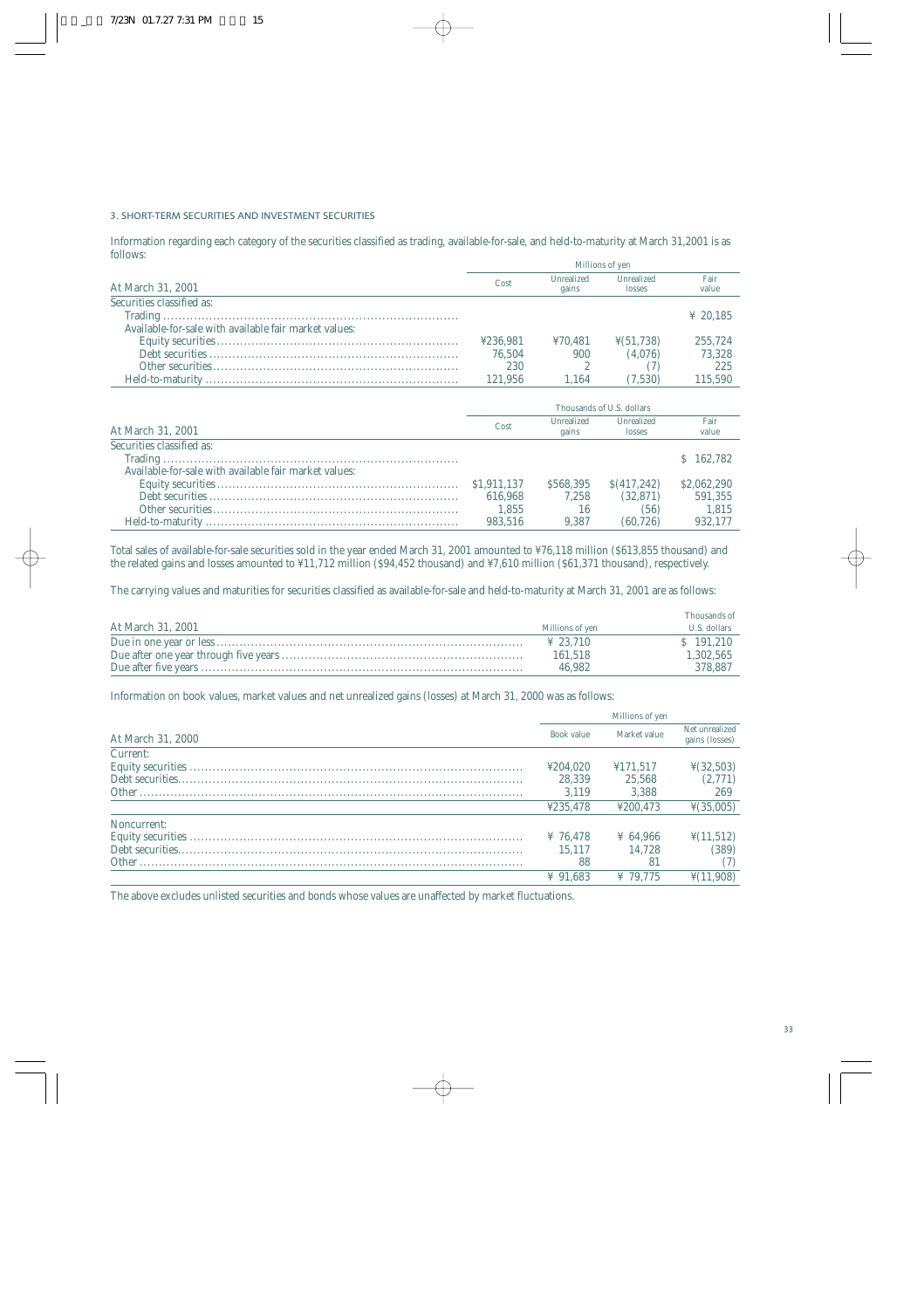## 3. SHORT-TERM SECURITIES AND INVESTMENT SECURITIES

Information regarding each category of the securities classified as trading, available-for-sale, and held-to-maturity at March 31,2001 is as follows:

| | Millions of yen | | | |
|---|---|---|---|---|
| At March 31, 2001 | Cost | Unrealized gains | Unrealized losses | Fair value |
| Securities classified as: | | | | |
| Trading | | | | ¥ 20,185 |
| Available-for-sale with available fair market values: | | | | |
| Equity securities | ¥236,981 | ¥70,481 | ¥(51,738) | 255,724 |
| Debt securities | 76,504 | 900 | (4,076) | 73,328 |
| Other securities | 230 | 2 | (7) | 225 |
| Held-to-maturity | 121,956 | 1,164 | (7,530) | 115,590 |

| | Thousands of U.S. dollars | | | |
|---|---|---|---|---|
| At March 31, 2001 | Cost | Unrealized gains | Unrealized losses | Fair value |
| Securities classified as: | | | | |
| Trading | | | | $ 162,782 |
| Available-for-sale with available fair market values: | | | | |
| Equity securities | $1,911,137 | $568,395 | $(417,242) | $2,062,290 |
| Debt securities | 616,968 | 7,258 | (32,871) | 591,355 |
| Other securities | 1,855 | 16 | (56) | 1,815 |
| Held-to-maturity | 983,516 | 9,387 | (60,726) | 932,177 |

Total sales of available-for-sale securities sold in the year ended March 31, 2001 amounted to ¥76,118 million ($613,855 thousand) and the related gains and losses amounted to ¥11,712 million ($94,452 thousand) and ¥7,610 million ($61,371 thousand), respectively.

The carrying values and maturities for securities classified as available-for-sale and held-to-maturity at March 31, 2001 are as follows:

| At March 31, 2001 | Millions of yen | Thousands of U.S. dollars |
|---|---|---|
| Due in one year or less | ¥ 23,710 | $ 191,210 |
| Due after one year through five years | 161,518 | 1,302,565 |
| Due after five years | 46,982 | 378,887 |

Information on book values, market values and net unrealized gains (losses) at March 31, 2000 was as follows:

| | Millions of yen | | |
|---|---|---|---|
| At March 31, 2000 | Book value | Market value | Net unrealized gains (losses) |
| Current: | | | |
| Equity securities | ¥204,020 | ¥171,517 | ¥(32,503) |
| Debt securities | 28,339 | 25,568 | (2,771) |
| Other | 3,119 | 3,388 | 269 |
| | ¥235,478 | ¥200,473 | ¥(35,005) |
| Noncurrent: | | | |
| Equity securities | ¥ 76,478 | ¥ 64,966 | ¥(11,512) |
| Debt securities | 15,117 | 14,728 | (389) |
| Other | 88 | 81 | (7) |
| | ¥ 91,683 | ¥ 79,775 | ¥(11,908) |

The above excludes unlisted securities and bonds whose values are unaffected by market fluctuations.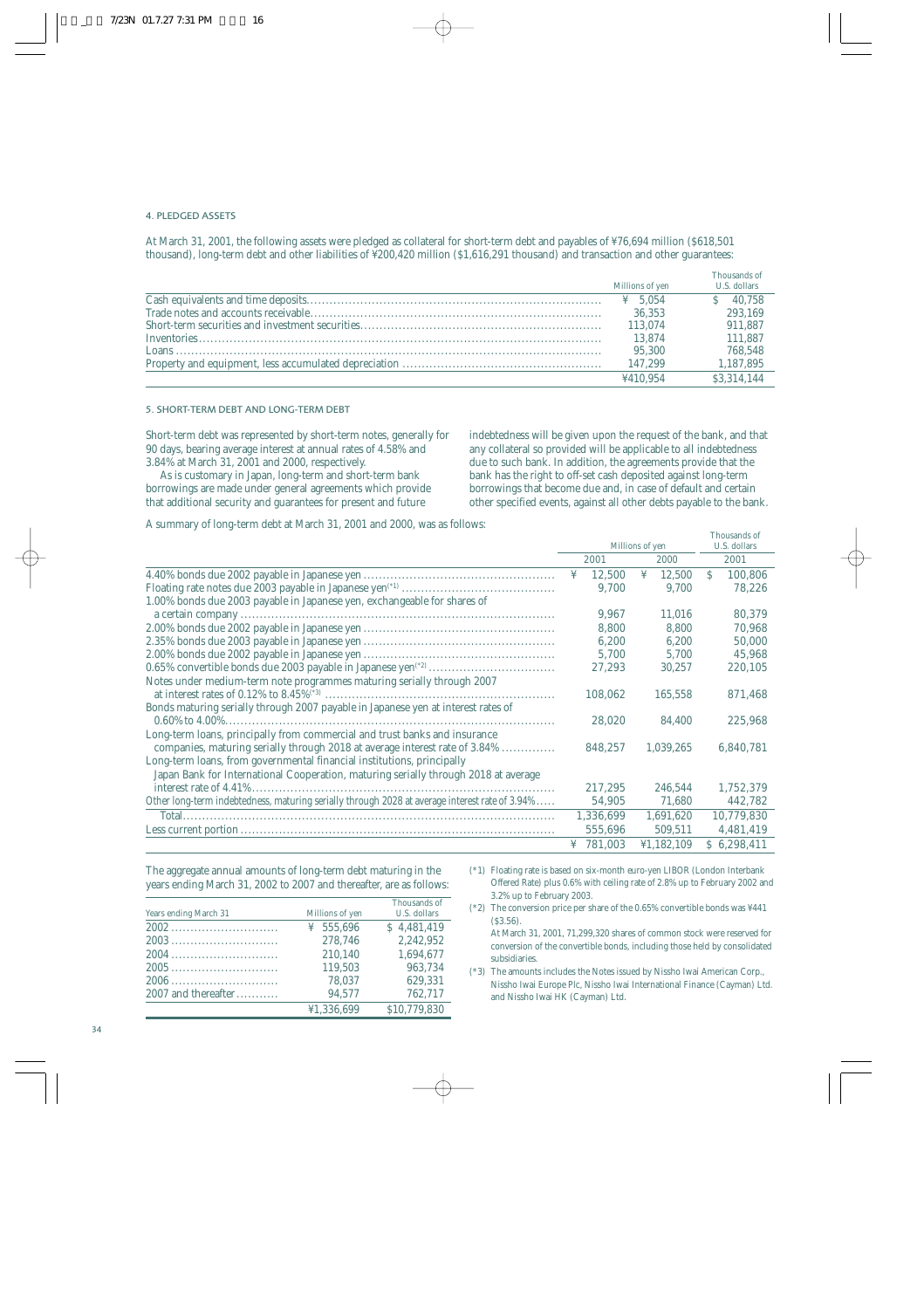#### 4. PLEDGED ASSETS

At March 31, 2001, the following assets were pledged as collateral for short-term debt and payables of ¥76,694 million ($618,501 thousand), long-term debt and other liabilities of ¥200,420 million ($1,616,291 thousand) and transaction and other guarantees:

| | Millions of yen | Thousands of U.S. dollars |
|---|---|---|
| Cash equivalents and time deposits | ¥ 5,054 | $ 40,758 |
| Trade notes and accounts receivable | 36,353 | 293,169 |
| Short-term securities and investment securities | 113,074 | 911,887 |
| Inventories | 13,874 | 111,887 |
| Loans | 95,300 | 768,548 |
| Property and equipment, less accumulated depreciation | 147,299 | 1,187,895 |
| | ¥410,954 | $3,314,144 |

#### 5. SHORT-TERM DEBT AND LONG-TERM DEBT

Short-term debt was represented by short-term notes, generally for 90 days, bearing average interest at annual rates of 4.58% and 3.84% at March 31, 2001 and 2000, respectively.

As is customary in Japan, long-term and short-term bank borrowings are made under general agreements which provide that additional security and guarantees for present and future indebtedness will be given upon the request of the bank, and that any collateral so provided will be applicable to all indebtedness due to such bank. In addition, the agreements provide that the bank has the right to off-set cash deposited against long-term borrowings that become due and, in case of default and certain other specified events, against all other debts payable to the bank.

A summary of long-term debt at March 31, 2001 and 2000, was as follows:

| | Millions of yen | | Thousands of U.S. dollars |
|---|---|---|---|
| | 2001 | 2000 | 2001 |
| 4.40% bonds due 2002 payable in Japanese yen | ¥ 12,500 | ¥ 12,500 | $ 100,806 |
| Floating rate notes due 2003 payable in Japanese yen(*1) | 9,700 | 9,700 | 78,226 |
| 1.00% bonds due 2003 payable in Japanese yen, exchangeable for shares of a certain company | 9,967 | 11,016 | 80,379 |
| 2.00% bonds due 2002 payable in Japanese yen | 8,800 | 8,800 | 70,968 |
| 2.35% bonds due 2003 payable in Japanese yen | 6,200 | 6,200 | 50,000 |
| 2.00% bonds due 2002 payable in Japanese yen | 5,700 | 5,700 | 45,968 |
| 0.65% convertible bonds due 2003 payable in Japanese yen(*2) | 27,293 | 30,257 | 220,105 |
| Notes under medium-term note programmes maturing serially through 2007 at interest rates of 0.12% to 8.45%(*3) | 108,062 | 165,558 | 871,468 |
| Bonds maturing serially through 2007 payable in Japanese yen at interest rates of 0.60% to 4.00% | 28,020 | 84,400 | 225,968 |
| Long-term loans, principally from commercial and trust banks and insurance companies, maturing serially through 2018 at average interest rate of 3.84% | 848,257 | 1,039,265 | 6,840,781 |
| Long-term loans, from governmental financial institutions, principally Japan Bank for International Cooperation, maturing serially through 2018 at average interest rate of 4.41% | 217,295 | 246,544 | 1,752,379 |
| Other long-term indebtedness, maturing serially through 2028 at average interest rate of 3.94% | 54,905 | 71,680 | 442,782 |
| Total | 1,336,699 | 1,691,620 | 10,779,830 |
| Less current portion | 555,696 | 509,511 | 4,481,419 |
| | ¥ 781,003 | ¥1,182,109 | $ 6,298,411 |

The aggregate annual amounts of long-term debt maturing in the years ending March 31, 2002 to 2007 and thereafter, are as follows:

| Years ending March 31 | Millions of yen | Thousands of U.S. dollars |
|---|---|---|
| 2002 | ¥ 555,696 | $ 4,481,419 |
| 2003 | 278,746 | 2,242,952 |
| 2004 | 210,140 | 1,694,677 |
| 2005 | 119,503 | 963,734 |
| 2006 | 78,037 | 629,331 |
| 2007 and thereafter | 94,577 | 762,717 |
| | ¥1,336,699 | $10,779,830 |

(*1) Floating rate is based on six-month euro-yen LIBOR (London Interbank Offered Rate) plus 0.6% with ceiling rate of 2.8% up to February 2002 and 3.2% up to February 2003.

(*2) The conversion price per share of the 0.65% convertible bonds was ¥441 ($3.56).
At March 31, 2001, 71,299,320 shares of common stock were reserved for conversion of the convertible bonds, including those held by consolidated subsidiaries.

(*3) The amounts includes the Notes issued by Nissho Iwai American Corp., Nissho Iwai Europe Plc, Nissho Iwai International Finance (Cayman) Ltd. and Nissho Iwai HK (Cayman) Ltd.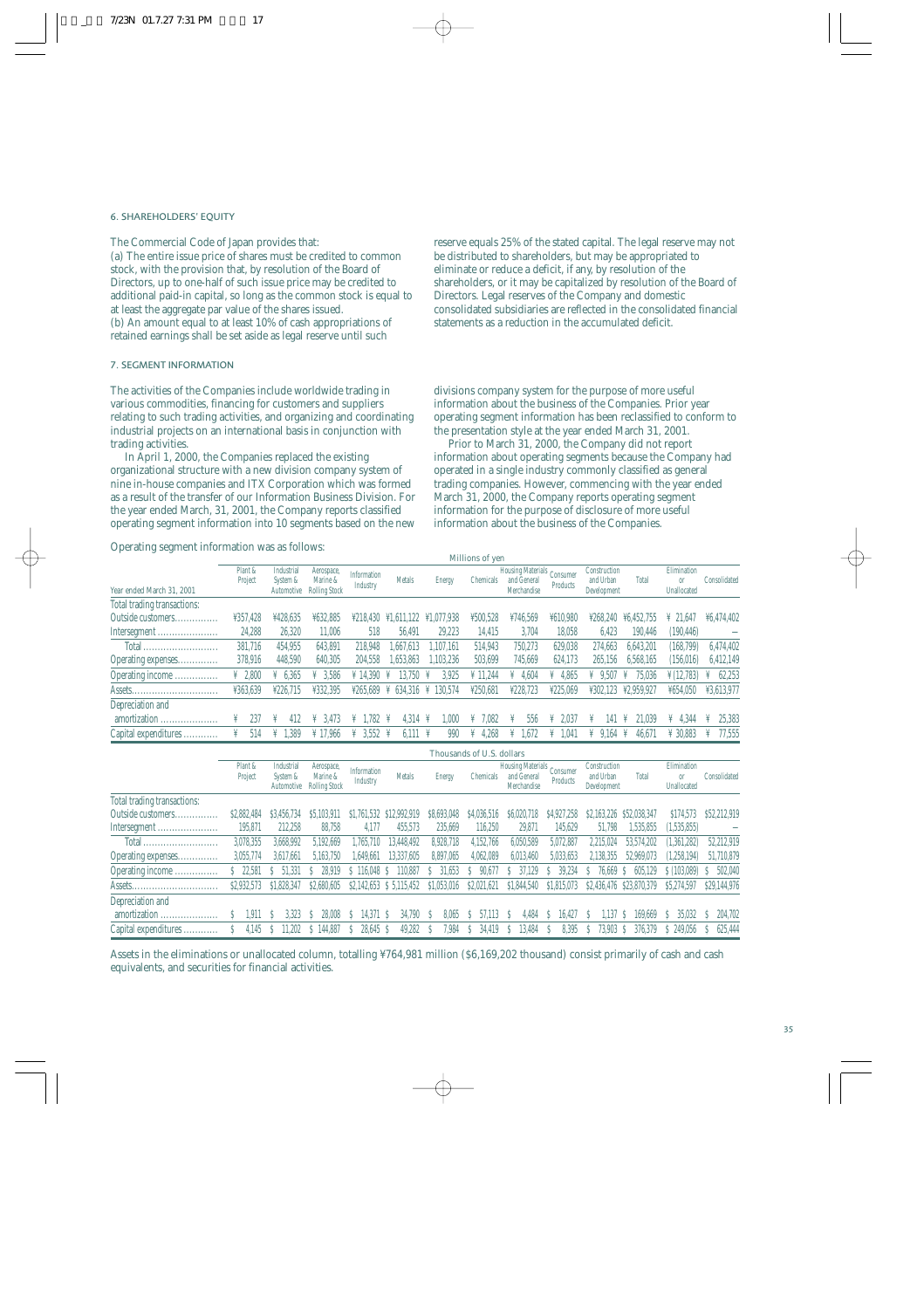### 6. SHAREHOLDERS' EQUITY

The Commercial Code of Japan provides that:

(a) The entire issue price of shares must be credited to common stock, with the provision that, by resolution of the Board of Directors, up to one-half of such issue price may be credited to additional paid-in capital, so long as the common stock is equal to at least the aggregate par value of the shares issued.

(b) An amount equal to at least 10% of cash appropriations of retained earnings shall be set aside as legal reserve until such reserve equals 25% of the stated capital. The legal reserve may not be distributed to shareholders, but may be appropriated to eliminate or reduce a deficit, if any, by resolution of the shareholders, or it may be capitalized by resolution of the Board of Directors. Legal reserves of the Company and domestic consolidated subsidiaries are reflected in the consolidated financial statements as a reduction in the accumulated deficit.

### 7. SEGMENT INFORMATION

The activities of the Companies include worldwide trading in various commodities, financing for customers and suppliers relating to such trading activities, and organizing and coordinating industrial projects on an international basis in conjunction with trading activities.

In April 1, 2000, the Companies replaced the existing organizational structure with a new division company system of nine in-house companies and ITX Corporation which was formed as a result of the transfer of our Information Business Division. For the year ended March, 31, 2001, the Company reports classified operating segment information into 10 segments based on the new divisions company system for the purpose of more useful information about the business of the Companies. Prior year operating segment information has been reclassified to conform to the presentation style at the year ended March 31, 2001.

Prior to March 31, 2000, the Company did not report information about operating segments because the Company had operated in a single industry commonly classified as general trading companies. However, commencing with the year ended March 31, 2000, the Company reports operating segment information for the purpose of disclosure of more useful information about the business of the Companies.

Operating segment information was as follows:

| | Millions of yen | | | | | | | | | | | | |
|---|---|---|---|---|---|---|---|---|---|---|---|---|---|
| Year ended March 31, 2001 | Plant & Project | Industrial System & Automotive | Aerospace, Marine & Rolling Stock | Information Industry | Metals | Energy | Chemicals | Housing Materials and General Merchandise | Consumer Products | Construction and Urban Development | Total | Elimination or Unallocated | Consolidated |
| Total trading transactions: | | | | | | | | | | | | | |
| Outside customers | ¥357,428 | ¥428,635 | ¥632,885 | ¥218,430 | ¥1,611,122 | ¥1,077,938 | ¥500,528 | ¥746,569 | ¥610,980 | ¥268,240 | ¥6,452,755 | ¥ 21,647 | ¥6,474,402 |
| Intersegment | 24,288 | 26,320 | 11,006 | 518 | 56,491 | 29,223 | 14,415 | 3,704 | 18,058 | 6,423 | 190,446 | (190,446) | – |
| Total | 381,716 | 454,955 | 643,891 | 218,948 | 1,667,613 | 1,107,161 | 514,943 | 750,273 | 629,038 | 274,663 | 6,643,201 | (168,799) | 6,474,402 |
| Operating expenses | 378,916 | 448,590 | 640,305 | 204,558 | 1,653,863 | 1,103,236 | 503,699 | 745,669 | 624,173 | 265,156 | 6,568,165 | (156,016) | 6,412,149 |
| Operating income | ¥ 2,800 | ¥ 6,365 | ¥ 3,586 | ¥ 14,390 | ¥ 13,750 | ¥ 3,925 | ¥ 11,244 | ¥ 4,604 | ¥ 4,865 | ¥ 9,507 | ¥ 75,036 | ¥ (12,783) | ¥ 62,253 |
| Assets | ¥363,639 | ¥226,715 | ¥332,395 | ¥265,689 | ¥ 634,316 | ¥ 130,574 | ¥250,681 | ¥228,723 | ¥225,069 | ¥302,123 | ¥2,959,927 | ¥654,050 | ¥3,613,977 |
| Depreciation and amortization | ¥ 237 | ¥ 412 | ¥ 3,473 | ¥ 1,782 | ¥ 4,314 | ¥ 1,000 | ¥ 7,082 | ¥ 556 | ¥ 2,037 | ¥ 141 | ¥ 21,039 | ¥ 4,344 | ¥ 25,383 |
| Capital expenditures | ¥ 514 | ¥ 1,389 | ¥ 17,966 | ¥ 3,552 | ¥ 6,111 | ¥ 990 | ¥ 4,268 | ¥ 1,672 | ¥ 1,041 | ¥ 9,164 | ¥ 46,671 | ¥ 30,883 | ¥ 77,555 |

| | Thousands of U.S. dollars | | | | | | | | | | | | |
|---|---|---|---|---|---|---|---|---|---|---|---|---|---|
| | Plant & Project | Industrial System & Automotive | Aerospace, Marine & Rolling Stock | Information Industry | Metals | Energy | Chemicals | Housing Materials and General Merchandise | Consumer Products | Construction and Urban Development | Total | Elimination or Unallocated | Consolidated |
| Total trading transactions: | | | | | | | | | | | | | |
| Outside customers | $2,882,484 | $3,456,734 | $5,103,911 | $1,761,532 | $12,992,919 | $8,693,048 | $4,036,516 | $6,020,718 | $4,927,258 | $2,163,226 | $52,038,347 | $174,573 | $52,212,919 |
| Intersegment | 195,871 | 212,258 | 88,758 | 4,177 | 455,573 | 235,669 | 116,250 | 29,871 | 145,629 | 51,798 | 1,535,855 | (1,535,855) | – |
| Total | 3,078,355 | 3,668,992 | 5,192,669 | 1,765,710 | 13,448,492 | 8,928,718 | 4,152,766 | 6,050,589 | 5,072,887 | 2,215,024 | 53,574,202 | (1,361,282) | 52,212,919 |
| Operating expenses | 3,055,774 | 3,617,661 | 5,163,750 | 1,649,661 | 13,337,605 | 8,897,065 | 4,062,089 | 6,013,460 | 5,033,653 | 2,138,355 | 52,969,073 | (1,258,194) | 51,710,879 |
| Operating income | $ 22,581 | $ 51,331 | $ 28,919 | $ 116,048 | $ 110,887 | $ 31,653 | $ 90,677 | $ 37,129 | $ 39,234 | $ 76,669 | $ 605,129 | $ (103,089) | $ 502,040 |
| Assets | $2,932,573 | $1,828,347 | $2,680,605 | $2,142,653 | $ 5,115,452 | $1,053,016 | $2,021,621 | $1,844,540 | $1,815,073 | $2,436,476 | $23,870,379 | $5,274,597 | $29,144,976 |
| Depreciation and amortization | $ 1,911 | $ 3,323 | $ 28,008 | $ 14,371 | $ 34,790 | $ 8,065 | $ 57,113 | $ 4,484 | $ 16,427 | $ 1,137 | $ 169,669 | $ 35,032 | $ 204,702 |
| Capital expenditures | $ 4,145 | $ 11,202 | $ 144,887 | $ 28,645 | $ 49,282 | $ 7,984 | $ 34,419 | $ 13,484 | $ 8,395 | $ 73,903 | $ 376,379 | $ 249,056 | $ 625,444 |

Assets in the eliminations or unallocated column, totalling ¥764,981 million ($6,169,202 thousand) consist primarily of cash and cash equivalents, and securities for financial activities.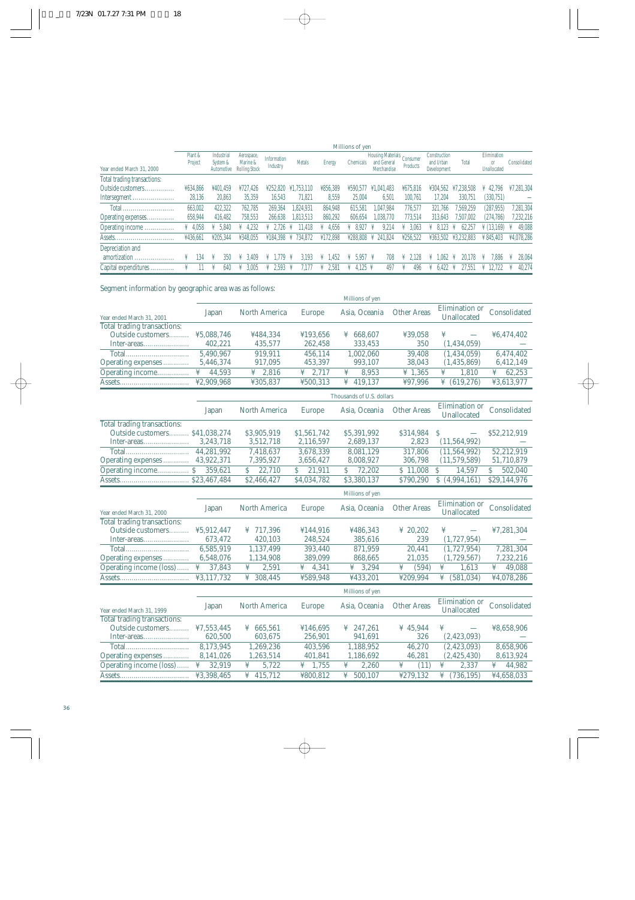| Year ended March 31, 2000 | Plant & Project | Industrial System & Automotive | Aerospace, Marine & Rolling Stock | Information Industry | Metals | Energy | Chemicals | Housing Materials and General Merchandise | Consumer Products | Construction and Urban Development | Total | Elimination or Unallocated | Consolidated |
|---|---|---|---|---|---|---|---|---|---|---|---|---|---|
| | Millions of yen | | | | | | | | | | | | |
| Total trading transactions: | | | | | | | | | | | | | |
| Outside customers | ¥634,866 | ¥401,459 | ¥727,426 | ¥252,820 | ¥1,753,110 | ¥856,389 | ¥590,577 | ¥1,041,483 | ¥675,816 | ¥304,562 | ¥7,238,508 | ¥ 42,796 | ¥7,281,304 |
| Intersegment | 28,136 | 20,863 | 35,359 | 16,543 | 71,821 | 8,559 | 25,004 | 6,501 | 100,761 | 17,204 | 330,751 | (330,751) | — |
| Total | 663,002 | 422,322 | 762,785 | 269,364 | 1,824,931 | 864,948 | 615,581 | 1,047,984 | 776,577 | 321,766 | 7,569,259 | (287,955) | 7,281,304 |
| Operating expenses | 658,944 | 416,482 | 758,553 | 266,638 | 1,813,513 | 860,292 | 606,654 | 1,038,770 | 773,514 | 313,643 | 7,507,002 | (274,786) | 7,232,216 |
| Operating income | ¥ 4,058 | ¥ 5,840 | ¥ 4,232 | ¥ 2,726 | ¥ 11,418 | ¥ 4,656 | ¥ 8,927 | ¥ 9,214 | ¥ 3,063 | ¥ 8,123 | ¥ 62,257 | ¥ (13,169) | ¥ 49,088 |
| Assets | ¥436,661 | ¥205,344 | ¥348,055 | ¥184,398 | ¥ 734,872 | ¥172,898 | ¥288,808 | ¥ 241,824 | ¥256,522 | ¥363,502 | ¥3,232,883 | ¥ 845,403 | ¥4,078,286 |
| Depreciation and amortization | ¥ 134 | ¥ 350 | ¥ 3,409 | ¥ 1,779 | ¥ 3,193 | ¥ 1,452 | ¥ 5,957 | ¥ 708 | ¥ 2,128 | ¥ 1,062 | ¥ 20,178 | ¥ 7,886 | ¥ 28,064 |
| Capital expenditures | ¥ 11 | ¥ 640 | ¥ 3,005 | ¥ 2,593 | ¥ 7,177 | ¥ 2,581 | ¥ 4,125 | ¥ 497 | ¥ 496 | ¥ 6,422 | ¥ 27,551 | ¥ 12,722 | ¥ 40,274 |

Segment information by geographic area was as follows:

| Year ended March 31, 2001 | Japan | North America | Europe | Asia, Oceania | Other Areas | Elimination or Unallocated | Consolidated |
|---|---|---|---|---|---|---|---|
| | Millions of yen | | | | | | |
| Total trading transactions: | | | | | | | |
| Outside customers | ¥5,088,746 | ¥484,334 | ¥193,656 | ¥ 668,607 | ¥39,058 | ¥ — | ¥6,474,402 |
| Inter-areas | 402,221 | 435,577 | 262,458 | 333,453 | 350 | (1,434,059) | — |
| Total | 5,490,967 | 919,911 | 456,114 | 1,002,060 | 39,408 | (1,434,059) | 6,474,402 |
| Operating expenses | 5,446,374 | 917,095 | 453,397 | 993,107 | 38,043 | (1,435,869) | 6,412,149 |
| Operating income | ¥ 44,593 | ¥ 2,816 | ¥ 2,717 | ¥ 8,953 | ¥ 1,365 | ¥ 1,810 | ¥ 62,253 |
| Assets | ¥2,909,968 | ¥305,837 | ¥500,313 | ¥ 419,137 | ¥97,996 | ¥ (619,276) | ¥3,613,977 |

| | Japan | North America | Europe | Asia, Oceania | Other Areas | Elimination or Unallocated | Consolidated |
|---|---|---|---|---|---|---|---|
| | Thousands of U.S. dollars | | | | | | |
| Total trading transactions: | | | | | | | |
| Outside customers | $41,038,274 | $3,905,919 | $1,561,742 | $5,391,992 | $314,984 | $ — | $52,212,919 |
| Inter-areas | 3,243,718 | 3,512,718 | 2,116,597 | 2,689,137 | 2,823 | (11,564,992) | — |
| Total | 44,281,992 | 7,418,637 | 3,678,339 | 8,081,129 | 317,806 | (11,564,992) | 52,212,919 |
| Operating expenses | 43,922,371 | 7,395,927 | 3,656,427 | 8,008,927 | 306,798 | (11,579,589) | 51,710,879 |
| Operating income | $ 359,621 | $ 22,710 | $ 21,911 | $ 72,202 | $ 11,008 | $ 14,597 | $ 502,040 |
| Assets | $23,467,484 | $2,466,427 | $4,034,782 | $3,380,137 | $790,290 | $ (4,994,161) | $29,144,976 |

| Year ended March 31, 2000 | Japan | North America | Europe | Asia, Oceania | Other Areas | Elimination or Unallocated | Consolidated |
|---|---|---|---|---|---|---|---|
| | Millions of yen | | | | | | |
| Total trading transactions: | | | | | | | |
| Outside customers | ¥5,912,447 | ¥ 717,396 | ¥144,916 | ¥486,343 | ¥ 20,202 | ¥ — | ¥7,281,304 |
| Inter-areas | 673,472 | 420,103 | 248,524 | 385,616 | 239 | (1,727,954) | — |
| Total | 6,585,919 | 1,137,499 | 393,440 | 871,959 | 20,441 | (1,727,954) | 7,281,304 |
| Operating expenses | 6,548,076 | 1,134,908 | 389,099 | 868,665 | 21,035 | (1,729,567) | 7,232,216 |
| Operating income (loss) | ¥ 37,843 | ¥ 2,591 | ¥ 4,341 | ¥ 3,294 | ¥ (594) | ¥ 1,613 | ¥ 49,088 |
| Assets | ¥3,117,732 | ¥ 308,445 | ¥589,948 | ¥433,201 | ¥209,994 | ¥ (581,034) | ¥4,078,286 |

| Year ended March 31, 1999 | Japan | North America | Europe | Asia, Oceania | Other Areas | Elimination or Unallocated | Consolidated |
|---|---|---|---|---|---|---|---|
| | Millions of yen | | | | | | |
| Total trading transactions: | | | | | | | |
| Outside customers | ¥7,553,445 | ¥ 665,561 | ¥146,695 | ¥ 247,261 | ¥ 45,944 | ¥ — | ¥8,658,906 |
| Inter-areas | 620,500 | 603,675 | 256,901 | 941,691 | 326 | (2,423,093) | — |
| Total | 8,173,945 | 1,269,236 | 403,596 | 1,188,952 | 46,270 | (2,423,093) | 8,658,906 |
| Operating expenses | 8,141,026 | 1,263,514 | 401,841 | 1,186,692 | 46,281 | (2,425,430) | 8,613,924 |
| Operating income (loss) | ¥ 32,919 | ¥ 5,722 | ¥ 1,755 | ¥ 2,260 | ¥ (11) | ¥ 2,337 | ¥ 44,982 |
| Assets | ¥3,398,465 | ¥ 415,712 | ¥800,812 | ¥ 500,107 | ¥279,132 | ¥ (736,195) | ¥4,658,033 |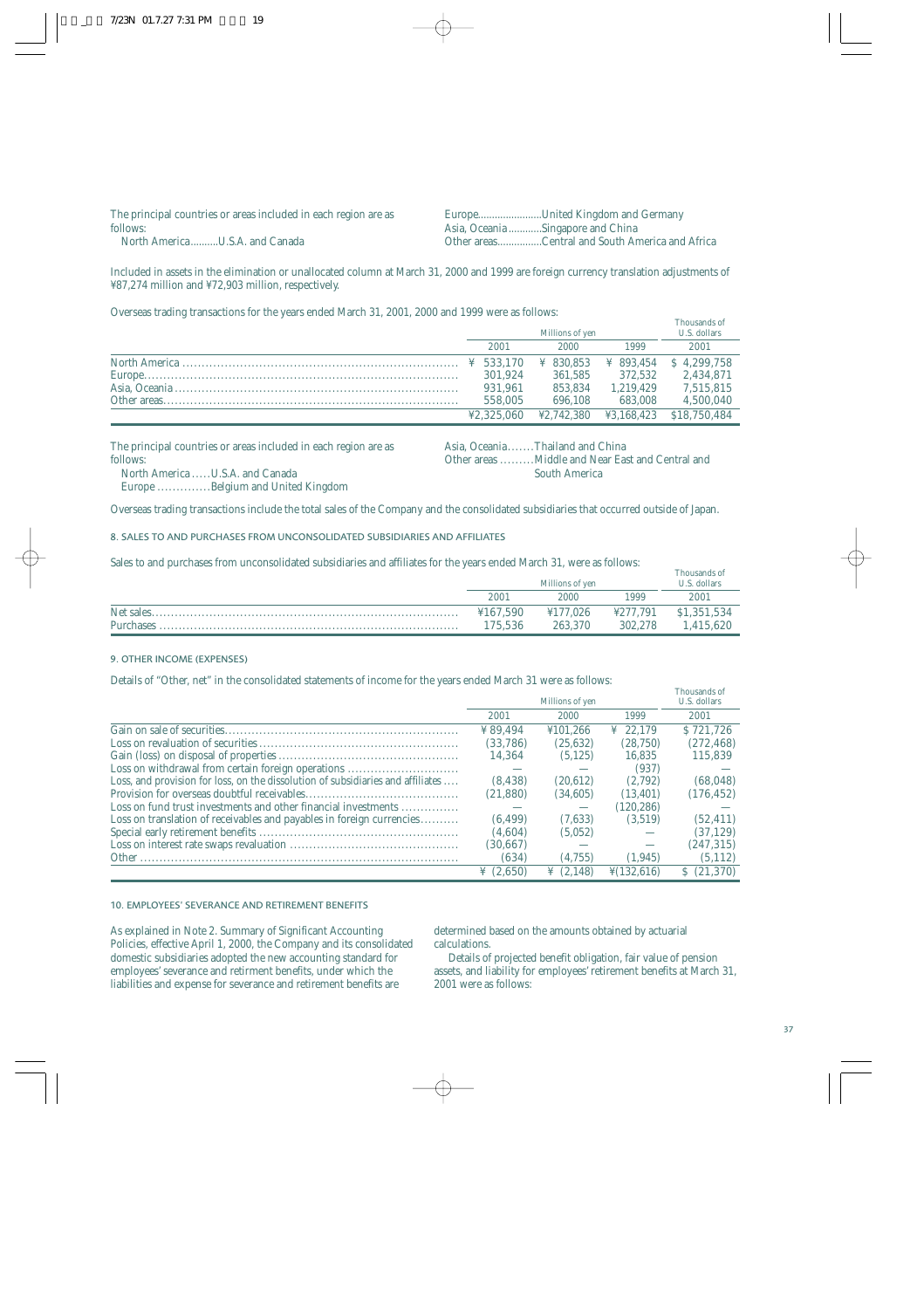The principal countries or areas included in each region are as follows:

North America..........U.S.A. and Canada

Europe......................United Kingdom and Germany

Asia, Oceania............Singapore and China

Other areas...............Central and South America and Africa

Included in assets in the elimination or unallocated column at March 31, 2000 and 1999 are foreign currency translation adjustments of ¥87,274 million and ¥72,903 million, respectively.

Overseas trading transactions for the years ended March 31, 2001, 2000 and 1999 were as follows:

| | Millions of yen | | | Thousands of U.S. dollars |
|---|---|---|---|---|
| | 2001 | 2000 | 1999 | 2001 |
| North America | ¥ 533,170 | ¥ 830,853 | ¥ 893,454 | $ 4,299,758 |
| Europe | 301,924 | 361,585 | 372,532 | 2,434,871 |
| Asia, Oceania | 931,961 | 853,834 | 1,219,429 | 7,515,815 |
| Other areas | 558,005 | 696,108 | 683,008 | 4,500,040 |
| | ¥2,325,060 | ¥2,742,380 | ¥3,168,423 | $18,750,484 |

The principal countries or areas included in each region are as follows:

North America .....U.S.A. and Canada

Europe ..............Belgium and United Kingdom

Asia, Oceania.......Thailand and China

Other areas .........Middle and Near East and Central and South America

Overseas trading transactions include the total sales of the Company and the consolidated subsidiaries that occurred outside of Japan.

## 8. SALES TO AND PURCHASES FROM UNCONSOLIDATED SUBSIDIARIES AND AFFILIATES

Sales to and purchases from unconsolidated subsidiaries and affiliates for the years ended March 31, were as follows:

| | Millions of yen | | | Thousands of U.S. dollars |
|---|---|---|---|---|
| | 2001 | 2000 | 1999 | 2001 |
| Net sales | ¥167,590 | ¥177,026 | ¥277,791 | $1,351,534 |
| Purchases | 175,536 | 263,370 | 302,278 | 1,415,620 |

## 9. OTHER INCOME (EXPENSES)

Details of "Other, net" in the consolidated statements of income for the years ended March 31 were as follows:

| | Millions of yen | | | Thousands of U.S. dollars |
|---|---|---|---|---|
| | 2001 | 2000 | 1999 | 2001 |
| Gain on sale of securities | ¥ 89,494 | ¥101,266 | ¥ 22,179 | $ 721,726 |
| Loss on revaluation of securities | (33,786) | (25,632) | (28,750) | (272,468) |
| Gain (loss) on disposal of properties | 14,364 | (5,125) | 16,835 | 115,839 |
| Loss on withdrawal from certain foreign operations | — | — | (937) | — |
| Loss, and provision for loss, on the dissolution of subsidiaries and affiliates | (8,438) | (20,612) | (2,792) | (68,048) |
| Provision for overseas doubtful receivables | (21,880) | (34,605) | (13,401) | (176,452) |
| Loss on fund trust investments and other financial investments | — | — | (120,286) | — |
| Loss on translation of receivables and payables in foreign currencies | (6,499) | (7,633) | (3,519) | (52,411) |
| Special early retirement benefits | (4,604) | (5,052) | — | (37,129) |
| Loss on interest rate swaps revaluation | (30,667) | — | — | (247,315) |
| Other | (634) | (4,755) | (1,945) | (5,112) |
| | ¥ (2,650) | ¥ (2,148) | ¥(132,616) | $ (21,370) |

## 10. EMPLOYEES' SEVERANCE AND RETIREMENT BENEFITS

As explained in Note 2. Summary of Significant Accounting Policies, effective April 1, 2000, the Company and its consolidated domestic subsidiaries adopted the new accounting standard for employees' severance and retirment benefits, under which the liabilities and expense for severance and retirement benefits are determined based on the amounts obtained by actuarial calculations.

Details of projected benefit obligation, fair value of pension assets, and liability for employees' retirement benefits at March 31, 2001 were as follows: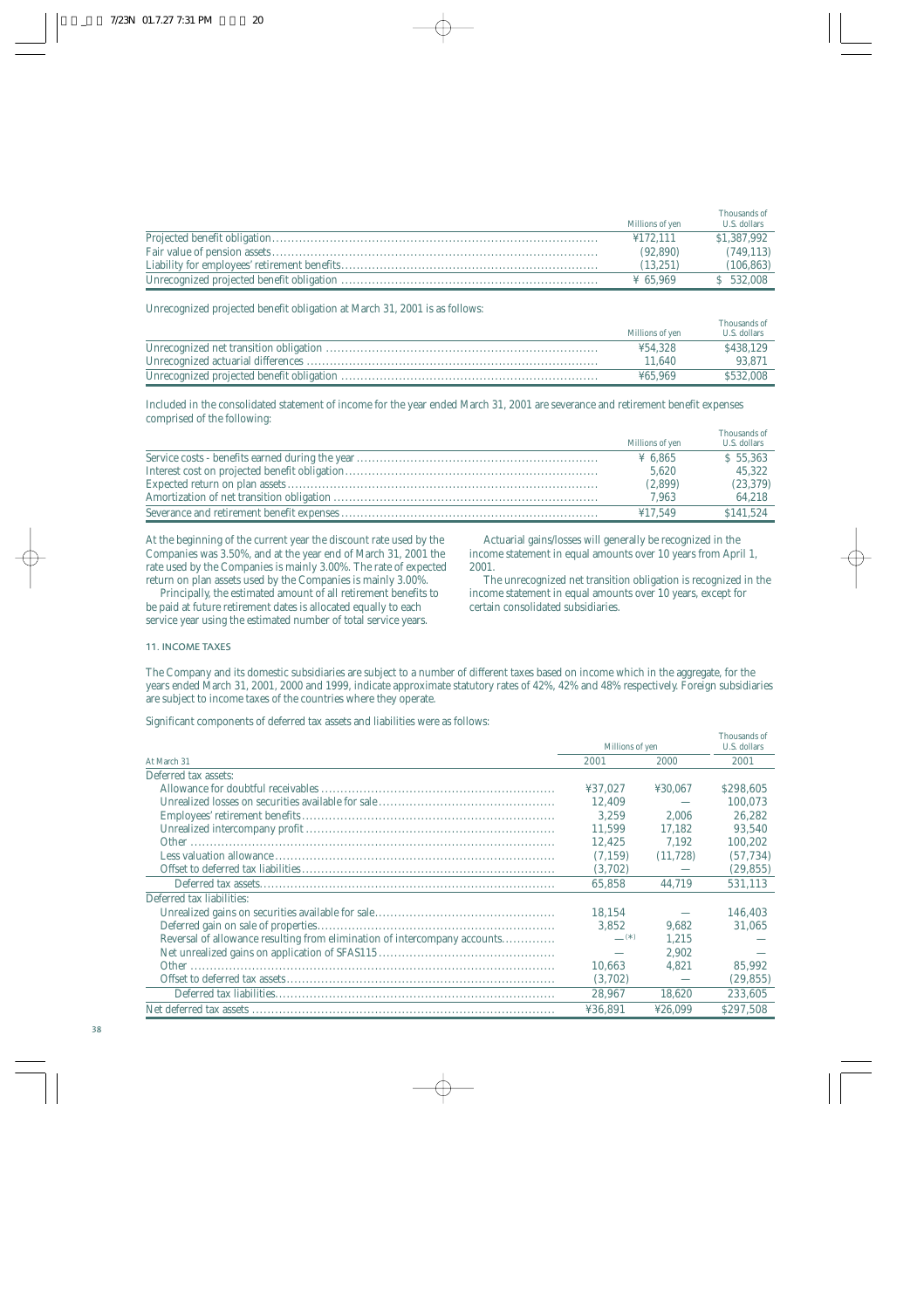| | Millions of yen | Thousands of U.S. dollars |
|---|---|---|
| Projected benefit obligation | ¥172,111 | $1,387,992 |
| Fair value of pension assets | (92,890) | (749,113) |
| Liability for employees' retirement benefits | (13,251) | (106,863) |
| Unrecognized projected benefit obligation | ¥ 65,969 | $ 532,008 |

Unrecognized projected benefit obligation at March 31, 2001 is as follows:

| | Millions of yen | Thousands of U.S. dollars |
|---|---|---|
| Unrecognized net transition obligation | ¥54,328 | $438,129 |
| Unrecognized actuarial differences | 11,640 | 93,871 |
| Unrecognized projected benefit obligation | ¥65,969 | $532,008 |

Included in the consolidated statement of income for the year ended March 31, 2001 are severance and retirement benefit expenses comprised of the following:

| | Millions of yen | Thousands of U.S. dollars |
|---|---|---|
| Service costs - benefits earned during the year | ¥ 6,865 | $ 55,363 |
| Interest cost on projected benefit obligation | 5,620 | 45,322 |
| Expected return on plan assets | (2,899) | (23,379) |
| Amortization of net transition obligation | 7,963 | 64,218 |
| Severance and retirement benefit expenses | ¥17,549 | $141,524 |

At the beginning of the current year the discount rate used by the Companies was 3.50%, and at the year end of March 31, 2001 the rate used by the Companies is mainly 3.00%. The rate of expected return on plan assets used by the Companies is mainly 3.00%.

Principally, the estimated amount of all retirement benefits to be paid at future retirement dates is allocated equally to each service year using the estimated number of total service years.

Actuarial gains/losses will generally be recognized in the income statement in equal amounts over 10 years from April 1, 2001.

The unrecognized net transition obligation is recognized in the income statement in equal amounts over 10 years, except for certain consolidated subsidiaries.

## 11. INCOME TAXES

The Company and its domestic subsidiaries are subject to a number of different taxes based on income which in the aggregate, for the years ended March 31, 2001, 2000 and 1999, indicate approximate statutory rates of 42%, 42% and 48% respectively. Foreign subsidiaries are subject to income taxes of the countries where they operate.

Significant components of deferred tax assets and liabilities were as follows:

| | Millions of yen | | Thousands of U.S. dollars |
|---|---|---|---|
| At March 31 | 2001 | 2000 | 2001 |
| Deferred tax assets: | | | |
| Allowance for doubtful receivables | ¥37,027 | ¥30,067 | $298,605 |
| Unrealized losses on securities available for sale | 12,409 | — | 100,073 |
| Employees' retirement benefits | 3,259 | 2,006 | 26,282 |
| Unrealized intercompany profit | 11,599 | 17,182 | 93,540 |
| Other | 12,425 | 7,192 | 100,202 |
| Less valuation allowance | (7,159) | (11,728) | (57,734) |
| Offset to deferred tax liabilities | (3,702) | — | (29,855) |
| Deferred tax assets | 65,858 | 44,719 | 531,113 |
| Deferred tax liabilities: | | | |
| Unrealized gains on securities available for sale | 18,154 | — | 146,403 |
| Deferred gain on sale of properties | 3,852 | 9,682 | 31,065 |
| Reversal of allowance resulting from elimination of intercompany accounts | —(*) | 1,215 | — |
| Net unrealized gains on application of SFAS115 | — | 2,902 | — |
| Other | 10,663 | 4,821 | 85,992 |
| Offset to deferred tax assets | (3,702) | — | (29,855) |
| Deferred tax liabilities | 28,967 | 18,620 | 233,605 |
| Net deferred tax assets | ¥36,891 | ¥26,099 | $297,508 |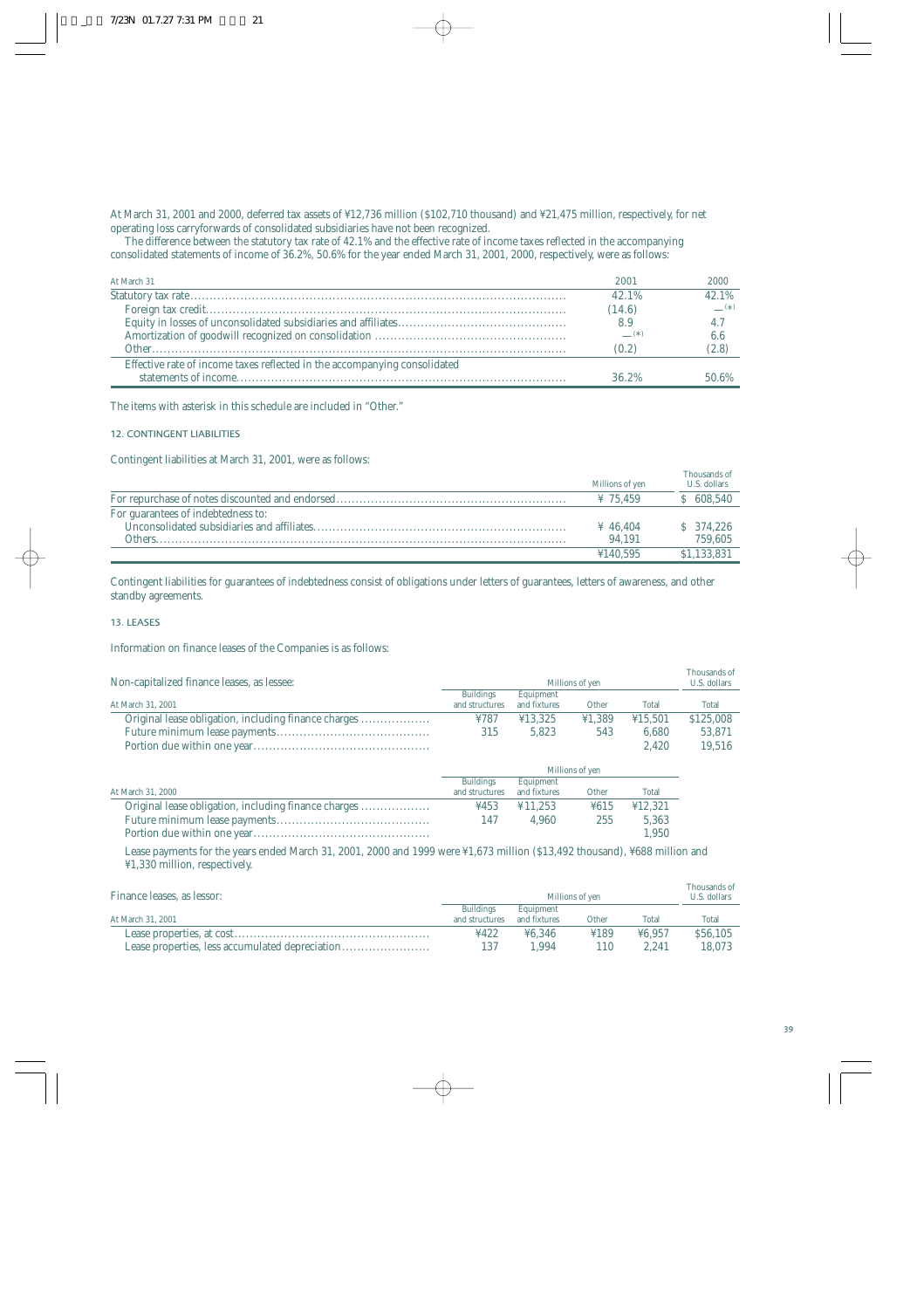At March 31, 2001 and 2000, deferred tax assets of ¥12,736 million ($102,710 thousand) and ¥21,475 million, respectively, for net operating loss carryforwards of consolidated subsidiaries have not been recognized.

The difference between the statutory tax rate of 42.1% and the effective rate of income taxes reflected in the accompanying consolidated statements of income of 36.2%, 50.6% for the year ended March 31, 2001, 2000, respectively, were as follows:

| At March 31 | 2001 | 2000 |
|---|---|---|
| Statutory tax rate | 42.1% | 42.1% |
| Foreign tax credit | (14.6) | — (*) |
| Equity in losses of unconsolidated subsidiaries and affiliates | 8.9 | 4.7 |
| Amortization of goodwill recognized on consolidation | — (*) | 6.6 |
| Other | (0.2) | (2.8) |
| Effective rate of income taxes reflected in the accompanying consolidated statements of income | 36.2% | 50.6% |

The items with asterisk in this schedule are included in "Other."

## 12. CONTINGENT LIABILITIES

Contingent liabilities at March 31, 2001, were as follows:

| | Millions of yen | Thousands of U.S. dollars |
|---|---|---|
| For repurchase of notes discounted and endorsed | ¥ 75,459 | $ 608,540 |
| For guarantees of indebtedness to: | | |
| Unconsolidated subsidiaries and affiliates | ¥ 46,404 | $ 374,226 |
| Others | 94,191 | 759,605 |
| | ¥140,595 | $1,133,831 |

Contingent liabilities for guarantees of indebtedness consist of obligations under letters of guarantees, letters of awareness, and other standby agreements.

## 13. LEASES

Information on finance leases of the Companies is as follows:

Non-capitalized finance leases, as lessee:

| | Millions of yen | | | | Thousands of U.S. dollars |
|---|---|---|---|---|---|
| At March 31, 2001 | Buildings and structures | Equipment and fixtures | Other | Total | Total |
| Original lease obligation, including finance charges | ¥787 | ¥13,325 | ¥1,389 | ¥15,501 | $125,008 |
| Future minimum lease payments | 315 | 5,823 | 543 | 6,680 | 53,871 |
| Portion due within one year | | | | 2,420 | 19,516 |

| | Millions of yen | | | |
|---|---|---|---|---|
| At March 31, 2000 | Buildings and structures | Equipment and fixtures | Other | Total |
| Original lease obligation, including finance charges | ¥453 | ¥11,253 | ¥615 | ¥12,321 |
| Future minimum lease payments | 147 | 4,960 | 255 | 5,363 |
| Portion due within one year | | | | 1,950 |

Lease payments for the years ended March 31, 2001, 2000 and 1999 were ¥1,673 million ($13,492 thousand), ¥688 million and ¥1,330 million, respectively.

Finance leases, as lessor:

| | Millions of yen | | | | Thousands of U.S. dollars |
|---|---|---|---|---|---|
| At March 31, 2001 | Buildings and structures | Equipment and fixtures | Other | Total | Total |
| Lease properties, at cost | ¥422 | ¥6,346 | ¥189 | ¥6,957 | $56,105 |
| Lease properties, less accumulated depreciation | 137 | 1,994 | 110 | 2,241 | 18,073 |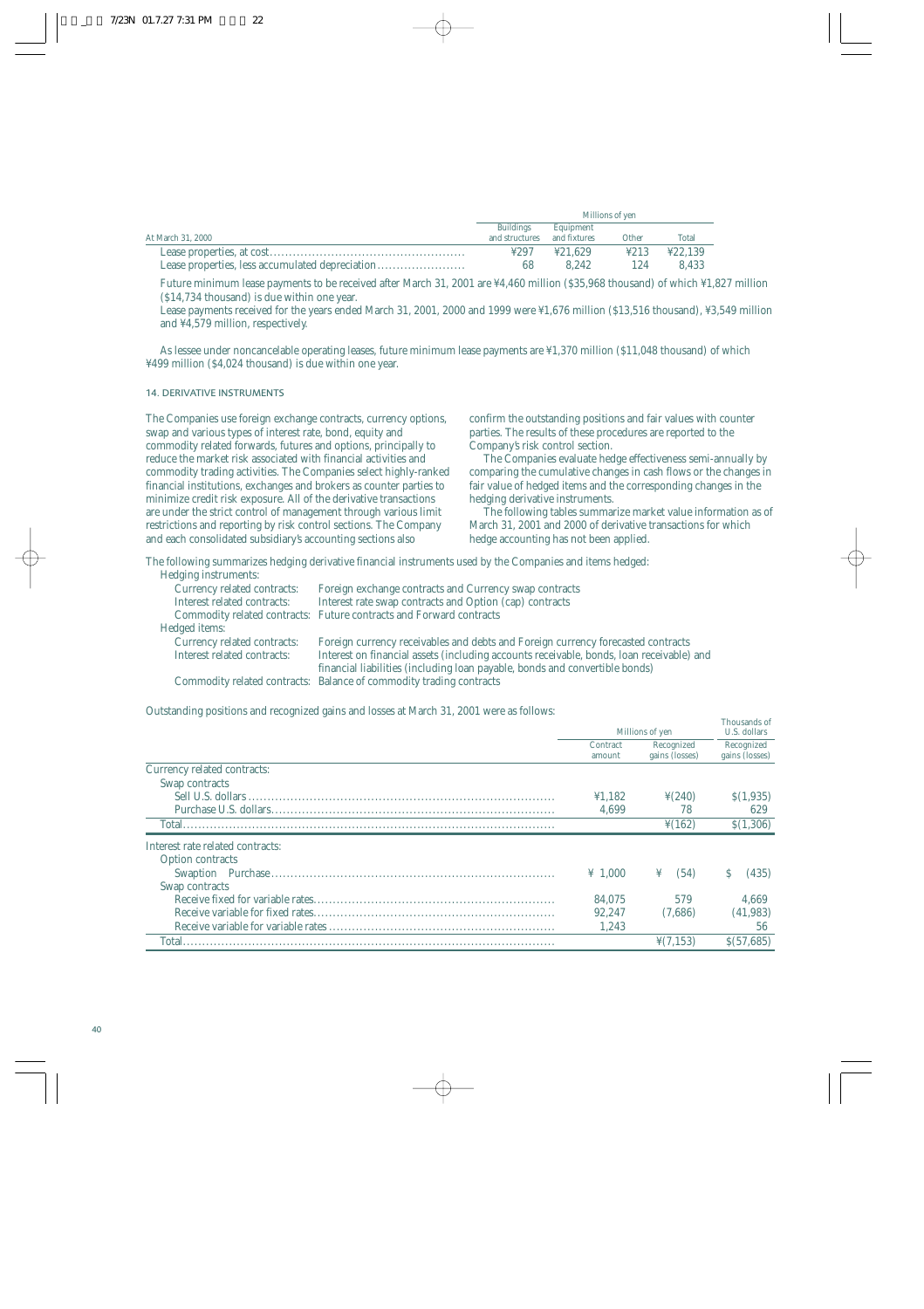| At March 31, 2000 | Millions of yen | | | |
|---|---|---|---|---|
| | Buildings and structures | Equipment and fixtures | Other | Total |
| Lease properties, at cost | ¥297 | ¥21,629 | ¥213 | ¥22,139 |
| Lease properties, less accumulated depreciation | 68 | 8,242 | 124 | 8,433 |

Future minimum lease payments to be received after March 31, 2001 are ¥4,460 million ($35,968 thousand) of which ¥1,827 million ($14,734 thousand) is due within one year.

Lease payments received for the years ended March 31, 2001, 2000 and 1999 were ¥1,676 million ($13,516 thousand), ¥3,549 million and ¥4,579 million, respectively.

As lessee under noncancelable operating leases, future minimum lease payments are ¥1,370 million ($11,048 thousand) of which ¥499 million ($4,024 thousand) is due within one year.

## 14. DERIVATIVE INSTRUMENTS

The Companies use foreign exchange contracts, currency options, swap and various types of interest rate, bond, equity and commodity related forwards, futures and options, principally to reduce the market risk associated with financial activities and commodity trading activities. The Companies select highly-ranked financial institutions, exchanges and brokers as counter parties to minimize credit risk exposure. All of the derivative transactions are under the strict control of management through various limit restrictions and reporting by risk control sections. The Company and each consolidated subsidiary's accounting sections also confirm the outstanding positions and fair values with counter parties. The results of these procedures are reported to the Company's risk control section.

The Companies evaluate hedge effectiveness semi-annually by comparing the cumulative changes in cash flows or the changes in fair value of hedged items and the corresponding changes in the hedging derivative instruments.

The following tables summarize market value information as of March 31, 2001 and 2000 of derivative transactions for which hedge accounting has not been applied.

The following summarizes hedging derivative financial instruments used by the Companies and items hedged:

Hedging instruments:
- Currency related contracts: Foreign exchange contracts and Currency swap contracts
- Interest related contracts: Interest rate swap contracts and Option (cap) contracts
- Commodity related contracts: Future contracts and Forward contracts

Hedged items:
- Currency related contracts: Foreign currency receivables and debts and Foreign currency forecasted contracts
- Interest related contracts: Interest on financial assets (including accounts receivable, bonds, loan receivable) and financial liabilities (including loan payable, bonds and convertible bonds)
- Commodity related contracts: Balance of commodity trading contracts

Outstanding positions and recognized gains and losses at March 31, 2001 were as follows:

| | Millions of yen | | Thousands of U.S. dollars |
|---|---|---|---|
| | Contract amount | Recognized gains (losses) | Recognized gains (losses) |
| **Currency related contracts:** | | | |
| Swap contracts | | | |
| Sell U.S. dollars | ¥1,182 | ¥(240) | $(1,935) |
| Purchase U.S. dollars | 4,699 | 78 | 629 |
| Total | | ¥(162) | $(1,306) |
| **Interest rate related contracts:** | | | |
| Option contracts | | | |
| Swaption Purchase | ¥ 1,000 | ¥ (54) | $ (435) |
| Swap contracts | | | |
| Receive fixed for variable rates | 84,075 | 579 | 4,669 |
| Receive variable for fixed rates | 92,247 | (7,686) | (41,983) |
| Receive variable for variable rates | 1,243 | | 56 |
| Total | | ¥(7,153) | $(57,685) |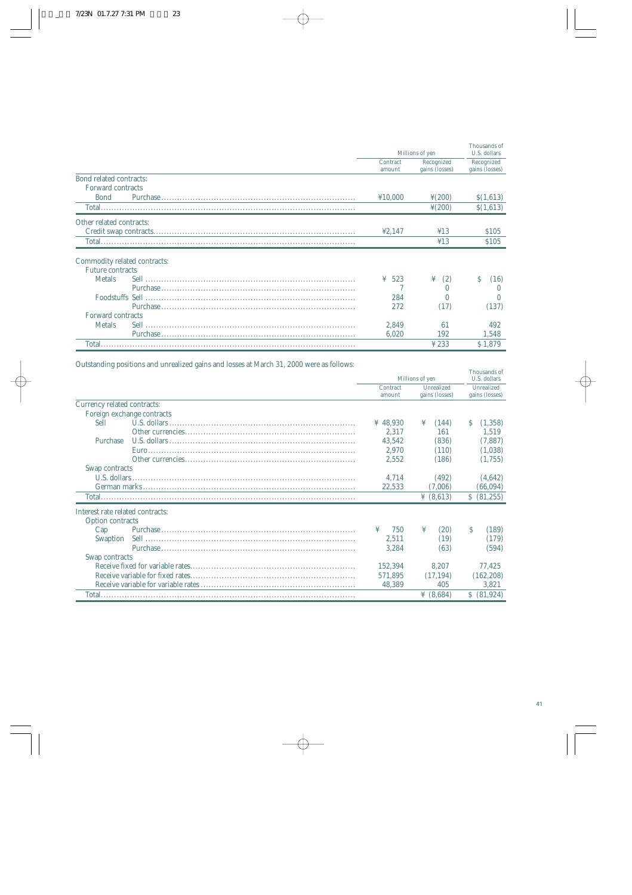| | | Millions of yen | | Thousands of U.S. dollars |
|---|---|---|---|---|
| | | Contract amount | Recognized gains (losses) | Recognized gains (losses) |
| Bond related contracts: | | | | |
| Forward contracts | | | | |
| Bond | Purchase | ¥10,000 | ¥(200) | $(1,613) |
| Total | | | ¥(200) | $(1,613) |
| Other related contracts: | | | | |
| Credit swap contracts | | ¥2,147 | ¥13 | $105 |
| Total | | | ¥13 | $105 |
| Commodity related contracts: | | | | |
| Future contracts | | | | |
| Metals | Sell | ¥ 523 | ¥ (2) | $ (16) |
| | Purchase | 7 | 0 | 0 |
| Foodstuffs | Sell | 284 | 0 | 0 |
| | Purchase | 272 | (17) | (137) |
| Forward contracts | | | | |
| Metals | Sell | 2,849 | 61 | 492 |
| | Purchase | 6,020 | 192 | 1,548 |
| Total | | | ¥ 233 | $ 1,879 |

Outstanding positions and unrealized gains and losses at March 31, 2000 were as follows:

| | | Millions of yen | | Thousands of U.S. dollars |
|---|---|---|---|---|
| | | Contract amount | Unrealized gains (losses) | Unrealized gains (losses) |
| Currency related contracts: | | | | |
| Foreign exchange contracts | | | | |
| Sell | U.S. dollars | ¥ 48,930 | ¥ (144) | $ (1,358) |
| | Other currencies | 2,317 | 161 | 1,519 |
| Purchase | U.S. dollars | 43,542 | (836) | (7,887) |
| | Euro | 2,970 | (110) | (1,038) |
| | Other currencies | 2,552 | (186) | (1,755) |
| Swap contracts | | | | |
| U.S. dollars | | 4,714 | (492) | (4,642) |
| German marks | | 22,533 | (7,006) | (66,094) |
| Total | | | ¥ (8,613) | $ (81,255) |
| Interest rate related contracts: | | | | |
| Option contracts | | | | |
| Cap | Purchase | ¥ 750 | ¥ (20) | $ (189) |
| Swaption | Sell | 2,511 | (19) | (179) |
| | Purchase | 3,284 | (63) | (594) |
| Swap contracts | | | | |
| Receive fixed for variable rates | | 152,394 | 8,207 | 77,425 |
| Receive variable for fixed rates | | 571,895 | (17,194) | (162,208) |
| Receive variable for variable rates | | 48,389 | 405 | 3,821 |
| Total | | | ¥ (8,684) | $ (81,924) |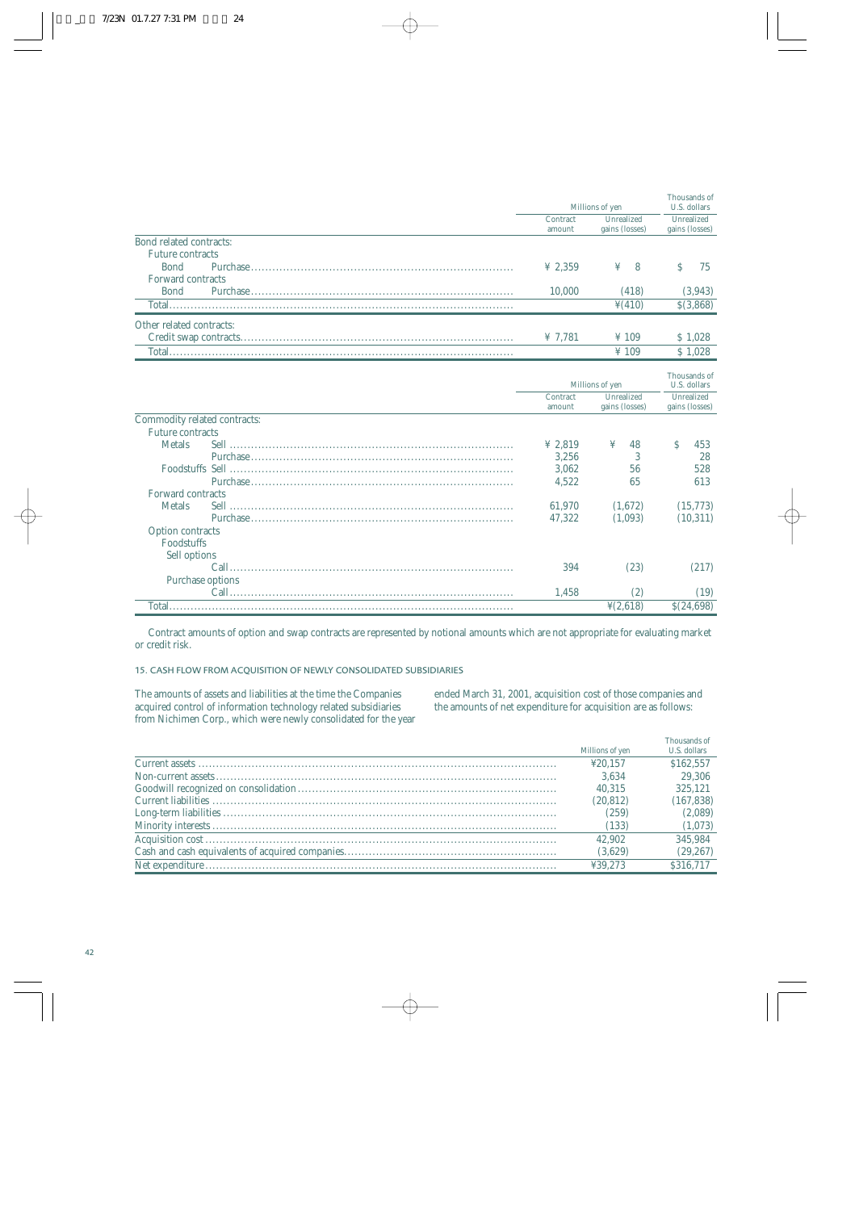| | Millions of yen | | Thousands of U.S. dollars |
|---|---|---|---|
| | Contract amount | Unrealized gains (losses) | Unrealized gains (losses) |
| Bond related contracts: | | | |
| Future contracts | | | |
| Bond Purchase | ¥ 2,359 | ¥ 8 | $ 75 |
| Forward contracts | | | |
| Bond Purchase | 10,000 | (418) | (3,943) |
| Total | | ¥(410) | $(3,868) |
| Other related contracts: | | | |
| Credit swap contracts | ¥ 7,781 | ¥ 109 | $ 1,028 |
| Total | | ¥ 109 | $ 1,028 |

| | Millions of yen | | Thousands of U.S. dollars |
|---|---|---|---|
| | Contract amount | Unrealized gains (losses) | Unrealized gains (losses) |
| Commodity related contracts: | | | |
| Future contracts | | | |
| Metals Sell | ¥ 2,819 | ¥ 48 | $ 453 |
| Purchase | 3,256 | 3 | 28 |
| Foodstuffs Sell | 3,062 | 56 | 528 |
| Purchase | 4,522 | 65 | 613 |
| Forward contracts | | | |
| Metals Sell | 61,970 | (1,672) | (15,773) |
| Purchase | 47,322 | (1,093) | (10,311) |
| Option contracts | | | |
| Foodstuffs | | | |
| Sell options | | | |
| Call | 394 | (23) | (217) |
| Purchase options | | | |
| Call | 1,458 | (2) | (19) |
| Total | | ¥(2,618) | $(24,698) |

Contract amounts of option and swap contracts are represented by notional amounts which are not appropriate for evaluating market or credit risk.

## 15. CASH FLOW FROM ACQUISITION OF NEWLY CONSOLIDATED SUBSIDIARIES

The amounts of assets and liabilities at the time the Companies acquired control of information technology related subsidiaries from Nichimen Corp., which were newly consolidated for the year ended March 31, 2001, acquisition cost of those companies and the amounts of net expenditure for acquisition are as follows:

| | Millions of yen | Thousands of U.S. dollars |
|---|---|---|
| Current assets | ¥20,157 | $162,557 |
| Non-current assets | 3,634 | 29,306 |
| Goodwill recognized on consolidation | 40,315 | 325,121 |
| Current liabilities | (20,812) | (167,838) |
| Long-term liabilities | (259) | (2,089) |
| Minority interests | (133) | (1,073) |
| Acquisition cost | 42,902 | 345,984 |
| Cash and cash equivalents of acquired companies | (3,629) | (29,267) |
| Net expenditure | ¥39,273 | $316,717 |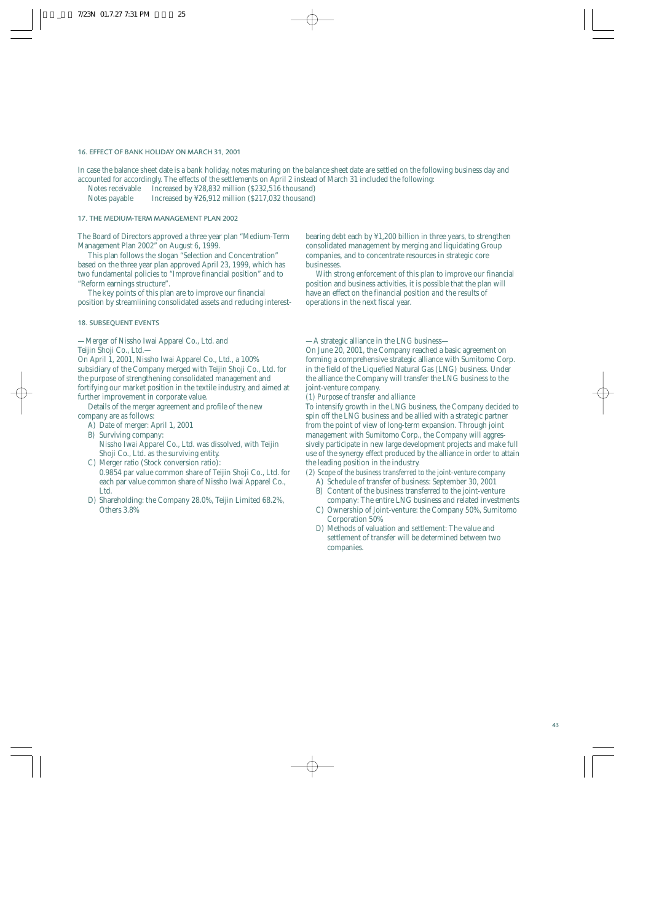## 16. EFFECT OF BANK HOLIDAY ON MARCH 31, 2001

In case the balance sheet date is a bank holiday, notes maturing on the balance sheet date are settled on the following business day and accounted for accordingly. The effects of the settlements on April 2 instead of March 31 included the following:

Notes receivable  Increased by ¥28,832 million ($232,516 thousand)
Notes payable  Increased by ¥26,912 million ($217,032 thousand)

## 17. THE MEDIUM-TERM MANAGEMENT PLAN 2002

The Board of Directors approved a three year plan "Medium-Term Management Plan 2002" on August 6, 1999.

This plan follows the slogan "Selection and Concentration" based on the three year plan approved April 23, 1999, which has two fundamental policies to "Improve financial position" and to "Reform earnings structure".

The key points of this plan are to improve our financial position by streamlining consolidated assets and reducing interest-bearing debt each by ¥1,200 billion in three years, to strengthen consolidated management by merging and liquidating Group companies, and to concentrate resources in strategic core businesses.

With strong enforcement of this plan to improve our financial position and business activities, it is possible that the plan will have an effect on the financial position and the results of operations in the next fiscal year.

## 18. SUBSEQUENT EVENTS

—Merger of Nissho Iwai Apparel Co., Ltd. and Teijin Shoji Co., Ltd.—

On April 1, 2001, Nissho Iwai Apparel Co., Ltd., a 100% subsidiary of the Company merged with Teijin Shoji Co., Ltd. for the purpose of strengthening consolidated management and fortifying our market position in the textile industry, and aimed at further improvement in corporate value.

Details of the merger agreement and profile of the new company are as follows:

A) Date of merger: April 1, 2001
B) Surviving company:
Nissho Iwai Apparel Co., Ltd. was dissolved, with Teijin Shoji Co., Ltd. as the surviving entity.
C) Merger ratio (Stock conversion ratio):
0.9854 par value common share of Teijin Shoji Co., Ltd. for each par value common share of Nissho Iwai Apparel Co., Ltd.
D) Shareholding: the Company 28.0%, Teijin Limited 68.2%, Others 3.8%

—A strategic alliance in the LNG business—

On June 20, 2001, the Company reached a basic agreement on forming a comprehensive strategic alliance with Sumitomo Corp. in the field of the Liquefied Natural Gas (LNG) business. Under the alliance the Company will transfer the LNG business to the joint-venture company.

*(1) Purpose of transfer and alliance*

To intensify growth in the LNG business, the Company decided to spin off the LNG business and be allied with a strategic partner from the point of view of long-term expansion. Through joint management with Sumitomo Corp., the Company will aggressively participate in new large development projects and make full use of the synergy effect produced by the alliance in order to attain the leading position in the industry.

*(2) Scope of the business transferred to the joint-venture company*

A) Schedule of transfer of business: September 30, 2001
B) Content of the business transferred to the joint-venture company: The entire LNG business and related investments
C) Ownership of Joint-venture: the Company 50%, Sumitomo Corporation 50%
D) Methods of valuation and settlement: The value and settlement of transfer will be determined between two companies.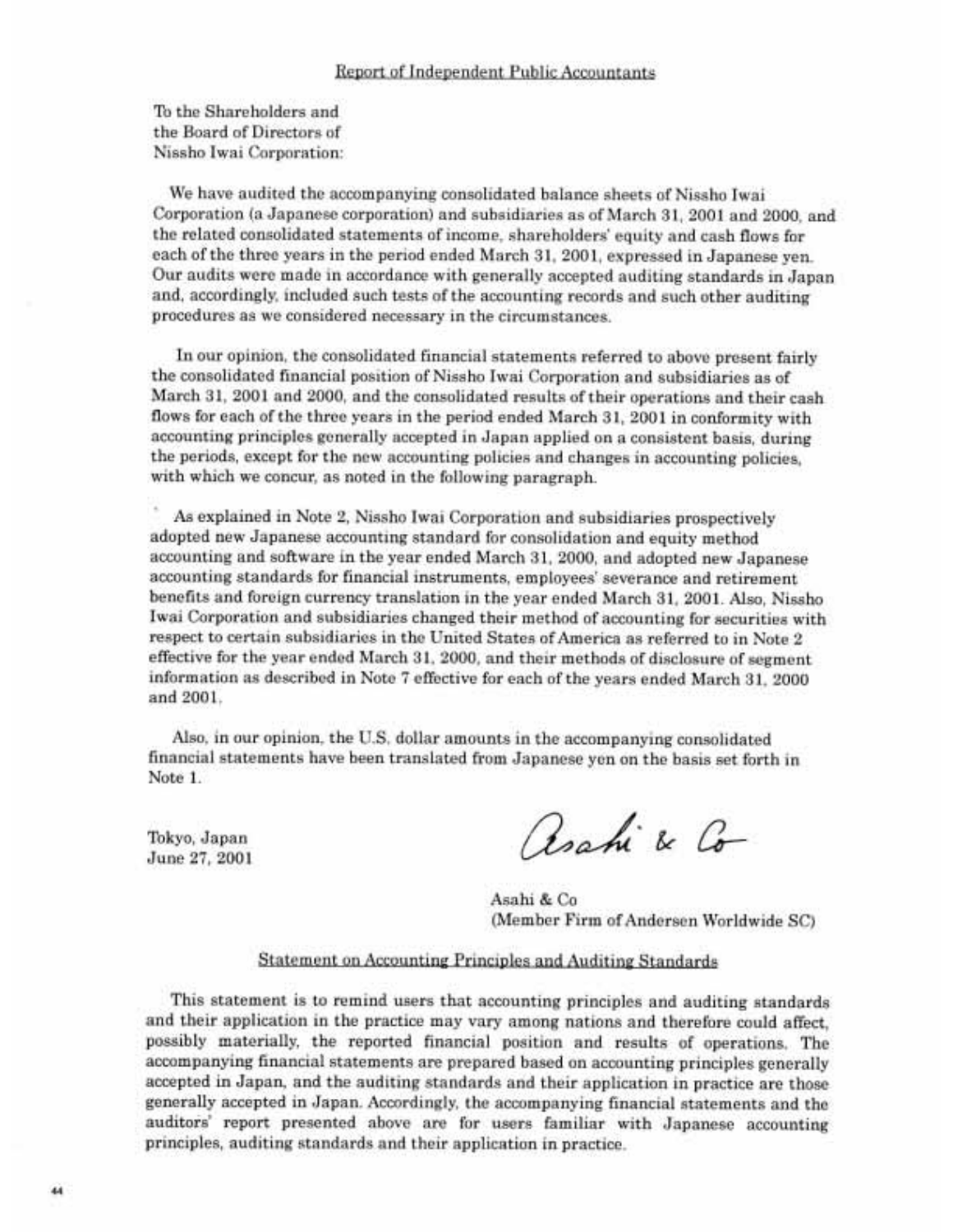## Report of Independent Public Accountants

To the Shareholders and
the Board of Directors of
Nissho Iwai Corporation:

We have audited the accompanying consolidated balance sheets of Nissho Iwai Corporation (a Japanese corporation) and subsidiaries as of March 31, 2001 and 2000, and the related consolidated statements of income, shareholders' equity and cash flows for each of the three years in the period ended March 31, 2001, expressed in Japanese yen. Our audits were made in accordance with generally accepted auditing standards in Japan and, accordingly, included such tests of the accounting records and such other auditing procedures as we considered necessary in the circumstances.

In our opinion, the consolidated financial statements referred to above present fairly the consolidated financial position of Nissho Iwai Corporation and subsidiaries as of March 31, 2001 and 2000, and the consolidated results of their operations and their cash flows for each of the three years in the period ended March 31, 2001 in conformity with accounting principles generally accepted in Japan applied on a consistent basis, during the periods, except for the new accounting policies and changes in accounting policies, with which we concur, as noted in the following paragraph.

As explained in Note 2, Nissho Iwai Corporation and subsidiaries prospectively adopted new Japanese accounting standard for consolidation and equity method accounting and software in the year ended March 31, 2000, and adopted new Japanese accounting standards for financial instruments, employees' severance and retirement benefits and foreign currency translation in the year ended March 31, 2001. Also, Nissho Iwai Corporation and subsidiaries changed their method of accounting for securities with respect to certain subsidiaries in the United States of America as referred to in Note 2 effective for the year ended March 31, 2000, and their methods of disclosure of segment information as described in Note 7 effective for each of the years ended March 31, 2000 and 2001.

Also, in our opinion, the U.S. dollar amounts in the accompanying consolidated financial statements have been translated from Japanese yen on the basis set forth in Note 1.

Tokyo, Japan
June 27, 2001

Asahi & Co

Asahi & Co
(Member Firm of Andersen Worldwide SC)

## Statement on Accounting Principles and Auditing Standards

This statement is to remind users that accounting principles and auditing standards and their application in the practice may vary among nations and therefore could affect, possibly materially, the reported financial position and results of operations. The accompanying financial statements are prepared based on accounting principles generally accepted in Japan, and the auditing standards and their application in practice are those generally accepted in Japan. Accordingly, the accompanying financial statements and the auditors' report presented above are for users familiar with Japanese accounting principles, auditing standards and their application in practice.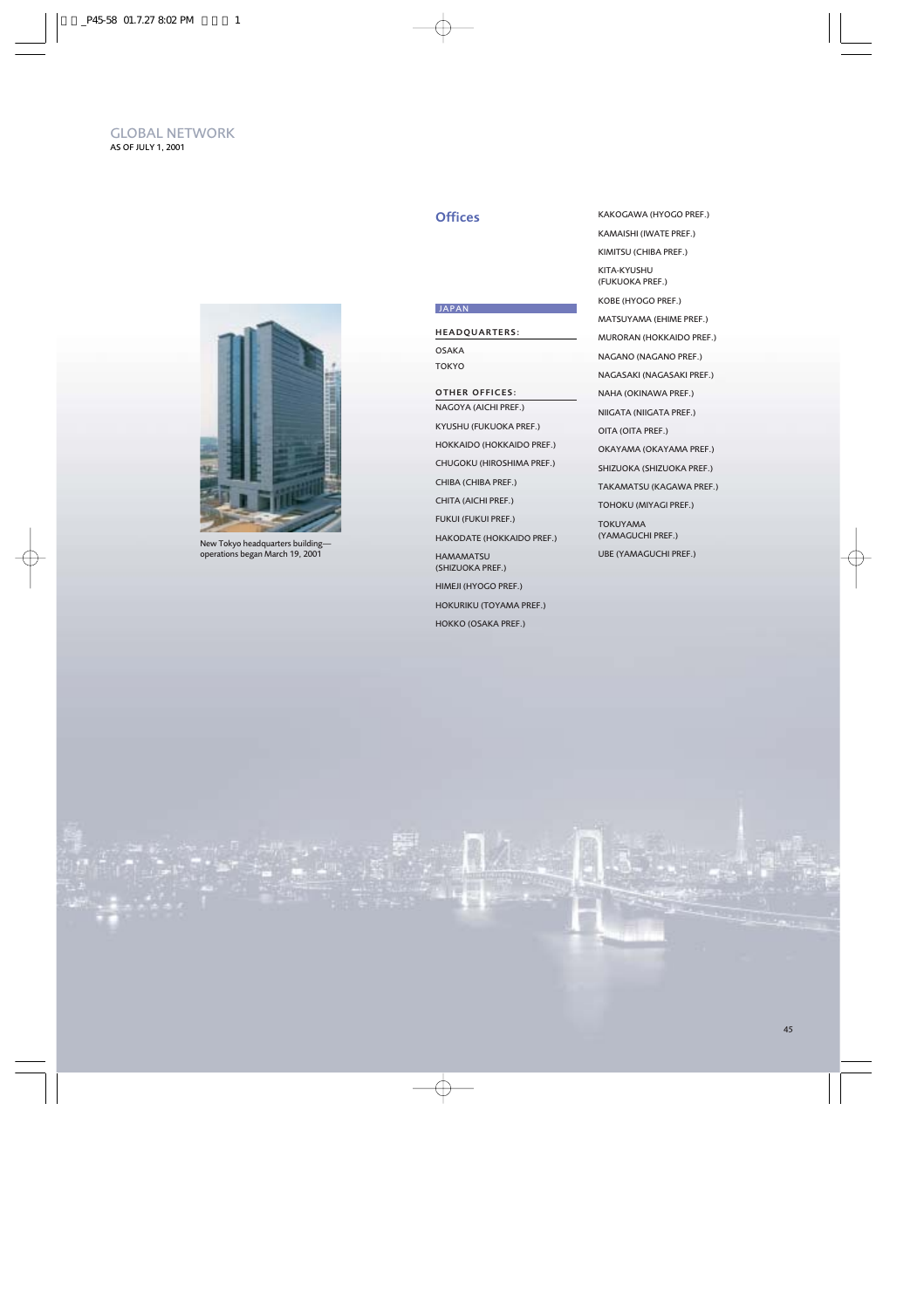# GLOBAL NETWORK

AS OF JULY 1, 2001

New Tokyo headquarters building—operations began March 19, 2001

## Offices

### JAPAN

**HEADQUARTERS:**

OSAKA

TOKYO

**OTHER OFFICES:**

NAGOYA (AICHI PREF.)

KYUSHU (FUKUOKA PREF.)

HOKKAIDO (HOKKAIDO PREF.)

CHUGOKU (HIROSHIMA PREF.)

CHIBA (CHIBA PREF.)

CHITA (AICHI PREF.)

FUKUI (FUKUI PREF.)

HAKODATE (HOKKAIDO PREF.)

HAMAMATSU (SHIZUOKA PREF.)

HIMEJI (HYOGO PREF.)

HOKURIKU (TOYAMA PREF.)

HOKKO (OSAKA PREF.)

KAKOGAWA (HYOGO PREF.)

KAMAISHI (IWATE PREF.)

KIMITSU (CHIBA PREF.)

KITA-KYUSHU (FUKUOKA PREF.)

KOBE (HYOGO PREF.)

MATSUYAMA (EHIME PREF.)

MURORAN (HOKKAIDO PREF.)

NAGANO (NAGANO PREF.)

NAGASAKI (NAGASAKI PREF.)

NAHA (OKINAWA PREF.)

NIIGATA (NIIGATA PREF.)

OITA (OITA PREF.)

OKAYAMA (OKAYAMA PREF.)

SHIZUOKA (SHIZUOKA PREF.)

TAKAMATSU (KAGAWA PREF.)

TOHOKU (MIYAGI PREF.)

TOKUYAMA (YAMAGUCHI PREF.)

UBE (YAMAGUCHI PREF.)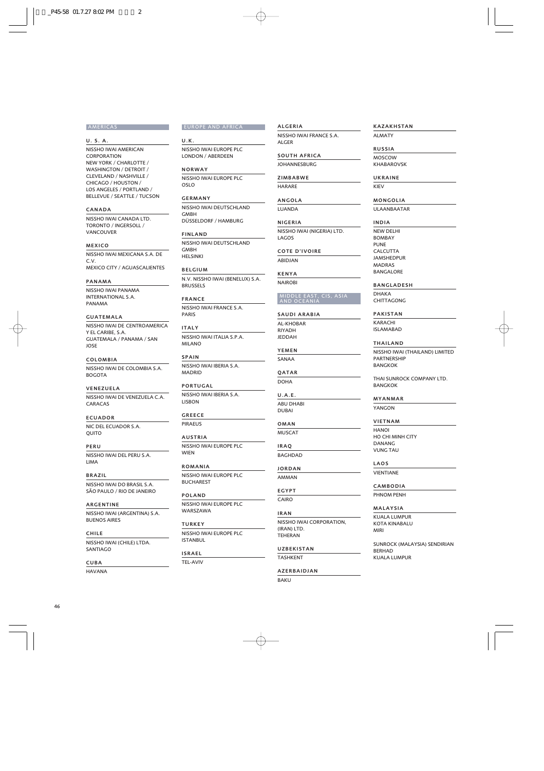## AMERICAS

### U. S. A.

NISSHO IWAI AMERICAN CORPORATION
NEW YORK / CHARLOTTE / WASHINGTON / DETROIT / CLEVELAND / NASHVILLE / CHICAGO / HOUSTON / LOS ANGELES / PORTLAND / BELLEVUE / SEATTLE / TUCSON

### CANADA

NISSHO IWAI CANADA LTD.
TORONTO / INGERSOLL / VANCOUVER

### MEXICO

NISSHO IWAI MEXICANA S.A. DE C.V.
MEXICO CITY / AGUASCALIENTES

### PANAMA

NISSHO IWAI PANAMA INTERNATIONAL S.A.
PANAMA

### GUATEMALA

NISSHO IWAI DE CENTROAMERICA Y EL CARIBE, S.A.
GUATEMALA / PANAMA / SAN JOSE

### COLOMBIA

NISSHO IWAI DE COLOMBIA S.A.
BOGOTA

### VENEZUELA

NISSHO IWAI DE VENEZUELA C.A.
CARACAS

### ECUADOR

NIC DEL ECUADOR S.A.
QUITO

### PERU

NISSHO IWAI DEL PERU S.A.
LIMA

### BRAZIL

NISSHO IWAI DO BRASIL S.A.
SÃO PAULO / RIO DE JANEIRO

### ARGENTINE

NISSHO IWAI (ARGENTINA) S.A.
BUENOS AIRES

### CHILE

NISSHO IWAI (CHILE) LTDA.
SANTIAGO

### CUBA

HAVANA

## EUROPE AND AFRICA

### U.K.

NISSHO IWAI EUROPE PLC
LONDON / ABERDEEN

### NORWAY

NISSHO IWAI EUROPE PLC
OSLO

### GERMANY

NISSHO IWAI DEUTSCHLAND GMBH
DÜSSELDORF / HAMBURG

### FINLAND

NISSHO IWAI DEUTSCHLAND GMBH
HELSINKI

### BELGIUM

N.V. NISSHO IWAI (BENELUX) S.A.
BRUSSELS

### FRANCE

NISSHO IWAI FRANCE S.A.
PARIS

### ITALY

NISSHO IWAI ITALIA S.P.A.
MILANO

### SPAIN

NISSHO IWAI IBERIA S.A.
MADRID

### PORTUGAL

NISSHO IWAI IBERIA S.A.
LISBON

### GREECE

PIRAEUS

### AUSTRIA

NISSHO IWAI EUROPE PLC
WIEN

### ROMANIA

NISSHO IWAI EUROPE PLC
BUCHAREST

### POLAND

NISSHO IWAI EUROPE PLC
WARSZAWA

### TURKEY

NISSHO IWAI EUROPE PLC
ISTANBUL

### ISRAEL

TEL-AVIV

### ALGERIA

NISSHO IWAI FRANCE S.A.
ALGER

### SOUTH AFRICA

JOHANNESBURG

### ZIMBABWE

HARARE

### ANGOLA

LUANDA

### NIGERIA

NISSHO IWAI (NIGERIA) LTD.
LAGOS

### COTE D'IVOIRE

ABIDJAN

### KENYA

NAIROBI

## MIDDLE EAST, CIS, ASIA AND OCEANIA

### SAUDI ARABIA

AL-KHOBAR
RIYADH
JEDDAH

### YEMEN

SANAA

### QATAR

DOHA

### U.A.E.

ABU DHABI
DUBAI

### OMAN

MUSCAT

### IRAQ

BAGHDAD

### JORDAN

AMMAN

### EGYPT

CAIRO

### IRAN

NISSHO IWAI CORPORATION, (IRAN) LTD.
TEHERAN

### UZBEKISTAN

TASHKENT

### AZERBAIDJAN

BAKU

### KAZAKHSTAN

ALMATY

### RUSSIA

MOSCOW
KHABAROVSK

### UKRAINE

KIEV

### MONGOLIA

ULAANBAATAR

### INDIA

NEW DELHI
BOMBAY
PUNE
CALCUTTA
JAMSHEDPUR
MADRAS
BANGALORE

### BANGLADESH

DHAKA
CHITTAGONG

### PAKISTAN

KARACHI
ISLAMABAD

### THAILAND

NISSHO IWAI (THAILAND) LIMITED PARTNERSHIP
BANGKOK

THAI SUNROCK COMPANY LTD.
BANGKOK

### MYANMAR

YANGON

### VIETNAM

HANOI
HO CHI MINH CITY
DANANG
VUNG TAU

### LAOS

VIENTIANE

### CAMBODIA

PHNOM PENH

### MALAYSIA

KUALA LUMPUR
KOTA KINABALU
MIRI

SUNROCK (MALAYSIA) SENDIRIAN BERHAD
KUALA LUMPUR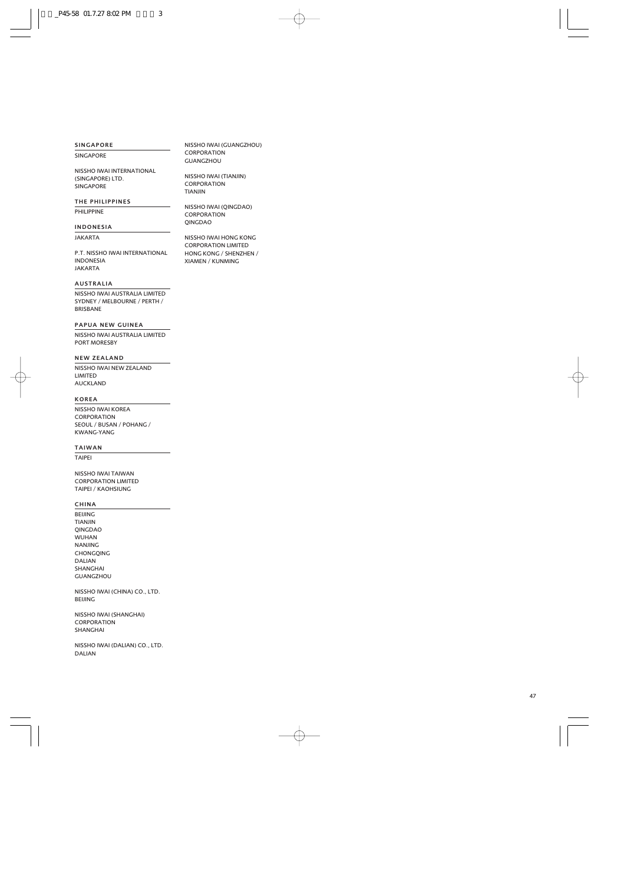### SINGAPORE

SINGAPORE

NISSHO IWAI INTERNATIONAL (SINGAPORE) LTD.
SINGAPORE

### THE PHILIPPINES

PHILIPPINE

### INDONESIA

JAKARTA

P.T. NISSHO IWAI INTERNATIONAL INDONESIA
JAKARTA

### AUSTRALIA

NISSHO IWAI AUSTRALIA LIMITED
SYDNEY / MELBOURNE / PERTH / BRISBANE

### PAPUA NEW GUINEA

NISSHO IWAI AUSTRALIA LIMITED
PORT MORESBY

### NEW ZEALAND

NISSHO IWAI NEW ZEALAND LIMITED
AUCKLAND

### KOREA

NISSHO IWAI KOREA CORPORATION
SEOUL / BUSAN / POHANG / KWANG-YANG

### TAIWAN

TAIPEI

NISSHO IWAI TAIWAN CORPORATION LIMITED
TAIPEI / KAOHSIUNG

### CHINA

BEIJING
TIANJIN
QINGDAO
WUHAN
NANJING
CHONGQING
DALIAN
SHANGHAI
GUANGZHOU

NISSHO IWAI (CHINA) CO., LTD.
BEIJING

NISSHO IWAI (SHANGHAI) CORPORATION
SHANGHAI

NISSHO IWAI (DALIAN) CO., LTD.
DALIAN

NISSHO IWAI (GUANGZHOU) CORPORATION
GUANGZHOU

NISSHO IWAI (TIANJIN) CORPORATION
TIANJIN

NISSHO IWAI (QINGDAO) CORPORATION
QINGDAO

NISSHO IWAI HONG KONG CORPORATION LIMITED
HONG KONG / SHENZHEN / XIAMEN / KUNMING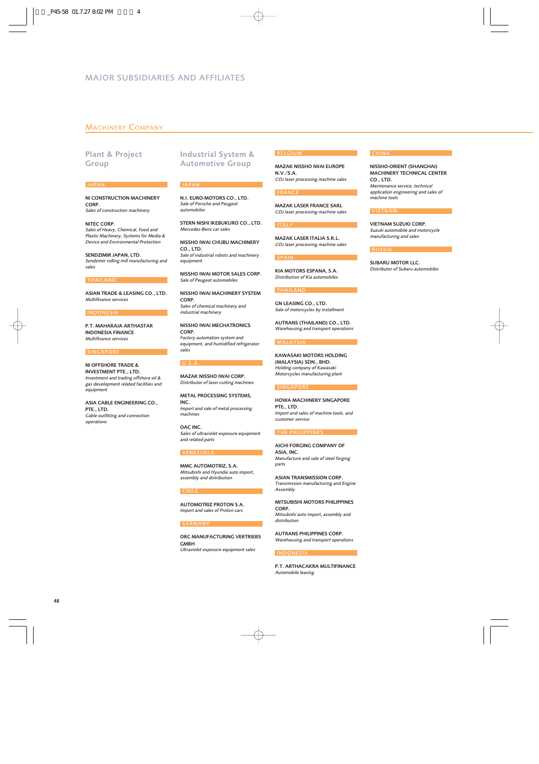# MAJOR SUBSIDIARIES AND AFFILIATES

## MACHINERY COMPANY

### Plant & Project Group

#### JAPAN

**NI CONSTRUCTION MACHINERY CORP.**
*Sales of construction machinery*

**NITEC CORP.**
*Sales of Heavy, Chemical, Food and Plastic Machinery, Systems for Media & Device and Environmental Protection*

**SENDZIMIR JAPAN, LTD.**
*Sendzimir rolling mill manufacturing and sales*

#### THAILAND

**ASIAN TRADE & LEASING CO., LTD.**
*Multifinance services*

#### INDONESIA

**P.T. MAHARAJA ARTHASTAR INDONESIA FINANCE**
*Multifinance services*

#### SINGAPORE

**NI OFFSHORE TRADE & INVESTMENT PTE., LTD.**
*Investment and trading offshore oil & gas development related facilities and equipment*

**ASIA CABLE ENGINEERING CO., PTE., LTD.**
*Cable outfitting and connection operations*

### Industrial System & Automotive Group

#### JAPAN

**N.I. EURO-MOTORS CO., LTD.**
*Sale of Porsche and Peugeot automobiles*

**STERN NISHI IKEBUKURO CO., LTD.**
*Mercedes-Benz car sales*

**NISSHO IWAI CHUBU MACHINERY CO., LTD.**
*Sale of industrial robots and machinery equipment*

**NISSHO IWAI MOTOR SALES CORP.**
*Sale of Peugeot automobiles*

**NISSHO IWAI MACHINERY SYSTEM CORP.**
*Sales of chemical machinery and industrial machinery*

**NISSHO IWAI MECHATRONICS CORP.**
*Factory automation system and equipment, and humidified refrigerator sales*

#### U.S.A.

**MAZAK NISSHO IWAI CORP.**
*Distributor of laser cutting machines*

**METAL PROCESSING SYSTEMS, INC.**
*Import and sale of metal processing machines*

**OAC INC.**
*Sales of ultraviolet exposure equipment and related parts*

#### VENEZUELA

**MMC AUTOMOTRIZ, S.A.**
*Mitsubishi and Hyundai auto import, assembly and distribution*

#### CHILE

**AUTOMOTRIZ PROTON S.A.**
*Import and sales of Proton cars*

#### GERMANY

**ORC MANUFACTURING VERTRIEBS GMBH**
*Ultraviolet exposure equipment sales*

#### BELGIUM

**MAZAK NISSHO IWAI EUROPE N.V./S.A.**
*$CO_2$ laser processing machine sales*

#### FRANCE

**MAZAK LASER FRANCE SARL**
*$CO_2$ laser processing machine sales*

#### ITALY

**MAZAK LASER ITALIA S.R.L.**
*$CO_2$ laser processing machine sales*

#### SPAIN

**KIA MOTORS ESPANA, S.A.**
*Distribution of Kia automobiles*

#### THAILAND

**GN LEASING CO., LTD.**
*Sale of motorcycles by installment*

**AUTRANS (THAILAND) CO., LTD.**
*Warehousing and transport operations*

#### MALAYSIA

**KAWASAKI MOTORS HOLDING (MALAYSIA) SDN., BHD.**
*Holding company of Kawasaki Motorcycles manufacturing plant*

#### SINGAPORE

**HOWA MACHINERY SINGAPORE PTE., LTD.**
*Import and sales of machine tools, and customer service*

#### THE PHILIPPINES

**AICHI FORGING COMPANY OF ASIA, INC.**
*Manufacture and sale of steel forging parts*

**ASIAN TRANSMISSION CORP.**
*Transmission manufacturing and Engine Assembly*

**MITSUBISHI MOTORS PHILIPPINES CORP.**
*Mitsubishi auto import, assembly and distribution*

**AUTRANS PHILIPPINES CORP.**
*Warehousing and transport operations*

#### INDONESIA

**P.T. ARTHACAKRA MULTIFINANCE**
*Automobile leasing*

#### CHINA

**NISSHO-ORIENT (SHANGHAI) MACHINERY TECHNICAL CENTER CO., LTD.**
*Maintenance service, technical application engineering and sales of machine tools*

#### VIETNAM

**VIETNAM SUZUKI CORP.**
*Suzuki automobile and motorcycle manufacturing and sales*

#### RUSSIA

**SUBARU MOTOR LLC.**
*Distributor of Subaru automobiles*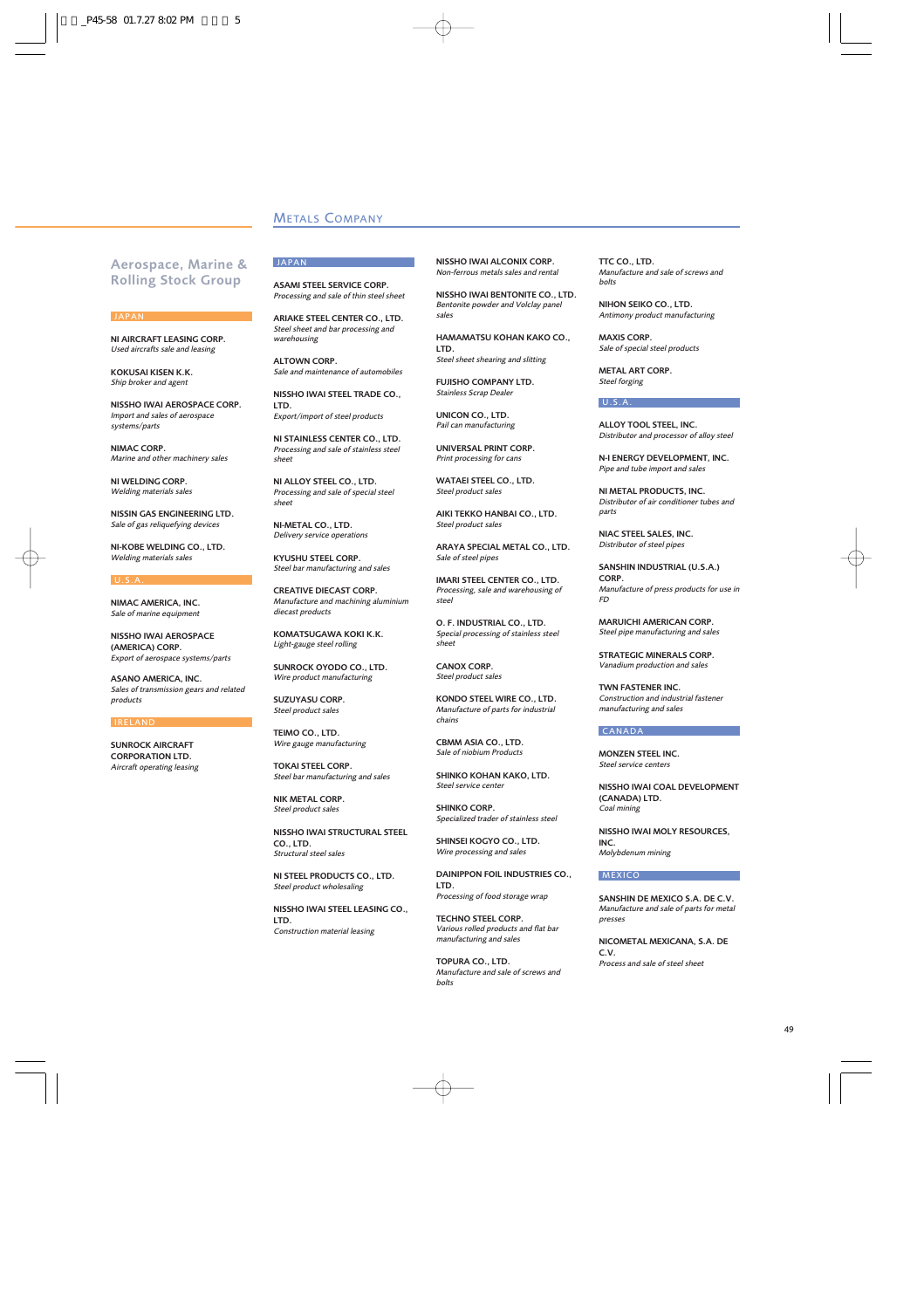# Metals Company

## Aerospace, Marine & Rolling Stock Group

### JAPAN

**NI AIRCRAFT LEASING CORP.**
*Used aircrafts sale and leasing*

**KOKUSAI KISEN K.K.**
*Ship broker and agent*

**NISSHO IWAI AEROSPACE CORP.**
*Import and sales of aerospace systems/parts*

**NIMAC CORP.**
*Marine and other machinery sales*

**NI WELDING CORP.**
*Welding materials sales*

**NISSIN GAS ENGINEERING LTD.**
*Sale of gas reliquefying devices*

**NI-KOBE WELDING CO., LTD.**
*Welding materials sales*

### U.S.A.

**NIMAC AMERICA, INC.**
*Sale of marine equipment*

**NISSHO IWAI AEROSPACE (AMERICA) CORP.**
*Export of aerospace systems/parts*

**ASANO AMERICA, INC.**
*Sales of transmission gears and related products*

### IRELAND

**SUNROCK AIRCRAFT CORPORATION LTD.**
*Aircraft operating leasing*

### JAPAN

**ASAMI STEEL SERVICE CORP.**
*Processing and sale of thin steel sheet*

**ARIAKE STEEL CENTER CO., LTD.**
*Steel sheet and bar processing and warehousing*

**ALTOWN CORP.**
*Sale and maintenance of automobiles*

**NISSHO IWAI STEEL TRADE CO., LTD.**
*Export/import of steel products*

**NI STAINLESS CENTER CO., LTD.**
*Processing and sale of stainless steel sheet*

**NI ALLOY STEEL CO., LTD.**
*Processing and sale of special steel sheet*

**NI-METAL CO., LTD.**
*Delivery service operations*

**KYUSHU STEEL CORP.**
*Steel bar manufacturing and sales*

**CREATIVE DIECAST CORP.**
*Manufacture and machining aluminium diecast products*

**KOMATSUGAWA KOKI K.K.**
*Light-gauge steel rolling*

**SUNROCK OYODO CO., LTD.**
*Wire product manufacturing*

**SUZUYASU CORP.**
*Steel product sales*

**TEIMO CO., LTD.**
*Wire gauge manufacturing*

**TOKAI STEEL CORP.**
*Steel bar manufacturing and sales*

**NIK METAL CORP.**
*Steel product sales*

**NISSHO IWAI STRUCTURAL STEEL CO., LTD.**
*Structural steel sales*

**NI STEEL PRODUCTS CO., LTD.**
*Steel product wholesaling*

**NISSHO IWAI STEEL LEASING CO., LTD.**
*Construction material leasing*

**NISSHO IWAI ALCONIX CORP.**
*Non-ferrous metals sales and rental*

**NISSHO IWAI BENTONITE CO., LTD.**
*Bentonite powder and Volclay panel sales*

**HAMAMATSU KOHAN KAKO CO., LTD.**
*Steel sheet shearing and slitting*

**FUJISHO COMPANY LTD.**
*Stainless Scrap Dealer*

**UNICON CO., LTD.**
*Pail can manufacturing*

**UNIVERSAL PRINT CORP.**
*Print processing for cans*

**WATAEI STEEL CO., LTD.**
*Steel product sales*

**AIKI TEKKO HANBAI CO., LTD.**
*Steel product sales*

**ARAYA SPECIAL METAL CO., LTD.**
*Sale of steel pipes*

**IMARI STEEL CENTER CO., LTD.**
*Processing, sale and warehousing of steel*

**O. F. INDUSTRIAL CO., LTD.**
*Special processing of stainless steel sheet*

**CANOX CORP.**
*Steel product sales*

**KONDO STEEL WIRE CO., LTD.**
*Manufacture of parts for industrial chains*

**CBMM ASIA CO., LTD.**
*Sale of niobium Products*

**SHINKO KOHAN KAKO, LTD.**
*Steel service center*

**SHINKO CORP.**
*Specialized trader of stainless steel*

**SHINSEI KOGYO CO., LTD.**
*Wire processing and sales*

**DAINIPPON FOIL INDUSTRIES CO., LTD.**
*Processing of food storage wrap*

**TECHNO STEEL CORP.**
*Various rolled products and flat bar manufacturing and sales*

**TOPURA CO., LTD.**
*Manufacture and sale of screws and bolts*

**TTC CO., LTD.**
*Manufacture and sale of screws and bolts*

**NIHON SEIKO CO., LTD.**
*Antimony product manufacturing*

**MAXIS CORP.**
*Sale of special steel products*

**METAL ART CORP.**
*Steel forging*

### U.S.A.

**ALLOY TOOL STEEL, INC.**
*Distributor and processor of alloy steel*

**N-I ENERGY DEVELOPMENT, INC.**
*Pipe and tube import and sales*

**NI METAL PRODUCTS, INC.**
*Distributor of air conditioner tubes and parts*

**NIAC STEEL SALES, INC.**
*Distributor of steel pipes*

**SANSHIN INDUSTRIAL (U.S.A.) CORP.**
*Manufacture of press products for use in FD*

**MARUICHI AMERICAN CORP.**
*Steel pipe manufacturing and sales*

**STRATEGIC MINERALS CORP.**
*Vanadium production and sales*

**TWN FASTENER INC.**
*Construction and industrial fastener manufacturing and sales*

### CANADA

**MONZEN STEEL INC.**
*Steel service centers*

**NISSHO IWAI COAL DEVELOPMENT (CANADA) LTD.**
*Coal mining*

**NISSHO IWAI MOLY RESOURCES, INC.**
*Molybdenum mining*

### MEXICO

**SANSHIN DE MEXICO S.A. DE C.V.**
*Manufacture and sale of parts for metal presses*

**NICOMETAL MEXICANA, S.A. DE C.V.**
*Process and sale of steel sheet*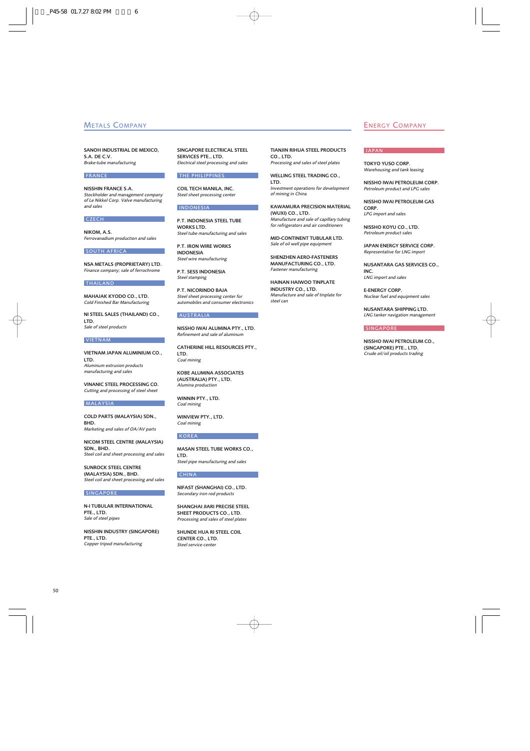## Metals Company

**SANOH INDUSTRIAL DE MEXICO, S.A. DE C.V.**
*Brake-tube manufacturing*

### FRANCE

**NISSHIN FRANCE S.A.**
*Stockholder and management company of Le Nikkel Corp. Valve manufacturing and sales*

### CZECH

**NIKOM, A.S.**
*Ferrovanadium production and sales*

### SOUTH AFRICA

**NSA METALS (PROPRIETARY) LTD.**
*Finance company; sale of ferrochrome*

### THAILAND

**MAHAJAK KYODO CO., LTD.**
*Cold Finished Bar Manufacturing*

**NI STEEL SALES (THAILAND) CO., LTD.**
*Sale of steel products*

### VIETNAM

**VIETNAM JAPAN ALUMINIUM CO., LTD.**
*Aluminum extrusion products manufacturing and sales*

**VINANIC STEEL PROCESSING CO.**
*Cutting and processing of steel sheet*

### MALAYSIA

**COLD PARTS (MALAYSIA) SDN., BHD.**
*Marketing and sales of OA/AV parts*

**NICOM STEEL CENTRE (MALAYSIA) SDN., BHD.**
*Steel coil and sheet processing and sales*

**SUNROCK STEEL CENTRE (MALAYSIA) SDN., BHD.**
*Steel coil and sheet processing and sales*

### SINGAPORE

**N-I TUBULAR INTERNATIONAL PTE., LTD.**
*Sale of steel pipes*

**NISSHIN INDUSTRY (SINGAPORE) PTE., LTD.**
*Copper tripod manufacturing*

**SINGAPORE ELECTRICAL STEEL SERVICES PTE., LTD.**
*Electrical steel processing and sales*

### THE PHILIPPINES

**COIL TECH MANILA, INC.**
*Steel sheet processing center*

### INDONESIA

**P.T. INDONESIA STEEL TUBE WORKS LTD.**
*Steel tube manufacturing and sales*

**P.T. IRON WIRE WORKS INDONESIA**
*Steel wire manufacturing*

**P.T. SESS INDONESIA**
*Steel stamping*

**P.T. NICORINDO BAJA**
*Steel sheet processing center for automobiles and consumer electronics*

### AUSTRALIA

**NISSHO IWAI ALUMINA PTY., LTD.**
*Refinement and sale of aluminum*

**CATHERINE HILL RESOURCES PTY., LTD.**
*Coal mining*

**KOBE ALUMINA ASSOCIATES (AUSTRALIA) PTY., LTD.**
*Alumina production*

**WINNIN PTY., LTD.**
*Coal mining*

**WINVIEW PTY., LTD.**
*Coal mining*

### KOREA

**MASAN STEEL TUBE WORKS CO., LTD.**
*Steel pipe manufacturing and sales*

### CHINA

**NIFAST (SHANGHAI) CO., LTD.**
*Secondary iron rod products*

**SHANGHAI JIARI PRECISE STEEL SHEET PRODUCTS CO., LTD.**
*Processing and sales of steel plates*

**SHUNDE HUA RI STEEL COIL CENTER CO., LTD.**
*Steel service center*

**TIANJIN RIHUA STEEL PRODUCTS CO., LTD.**
*Processing and sales of steel plates*

**WELLING STEEL TRADING CO., LTD.**
*Investment operations for development of mining in China*

**KAWAMURA PRECISION MATERIAL (WUXI) CO., LTD.**
*Manufacture and sale of capillary tubing for refrigerators and air conditioners*

**MID-CONTINENT TUBULAR LTD.**
*Sale of oil well pipe equipment*

**SHENZHEN AERO-FASTENERS MANUFACTURING CO., LTD.**
*Fastener manufacturing*

**HAINAN HAIWOO TINPLATE INDUSTRY CO., LTD.**
*Manufacture and sale of tinplate for steel can*

## Energy Company

### JAPAN

**TOKYO YUSO CORP.**
*Warehousing and tank leasing*

**NISSHO IWAI PETROLEUM CORP.**
*Petroleum product and LPG sales*

**NISSHO IWAI PETROLEUM GAS CORP.**
*LPG import and sales*

**NISSHO KOYU CO., LTD.**
*Petroleum product sales*

**JAPAN ENERGY SERVICE CORP.**
*Representative for LNG import*

**NUSANTARA GAS SERVICES CO., INC.**
*LNG import and sales*

**E-ENERGY CORP.**
*Nuclear fuel and equipment sales*

**NUSANTARA SHIPPING LTD.**
*LNG tanker navigation management*

### SINGAPORE

**NISSHO IWAI PETROLEUM CO., (SINGAPORE) PTE., LTD.**
*Crude oil/oil products trading*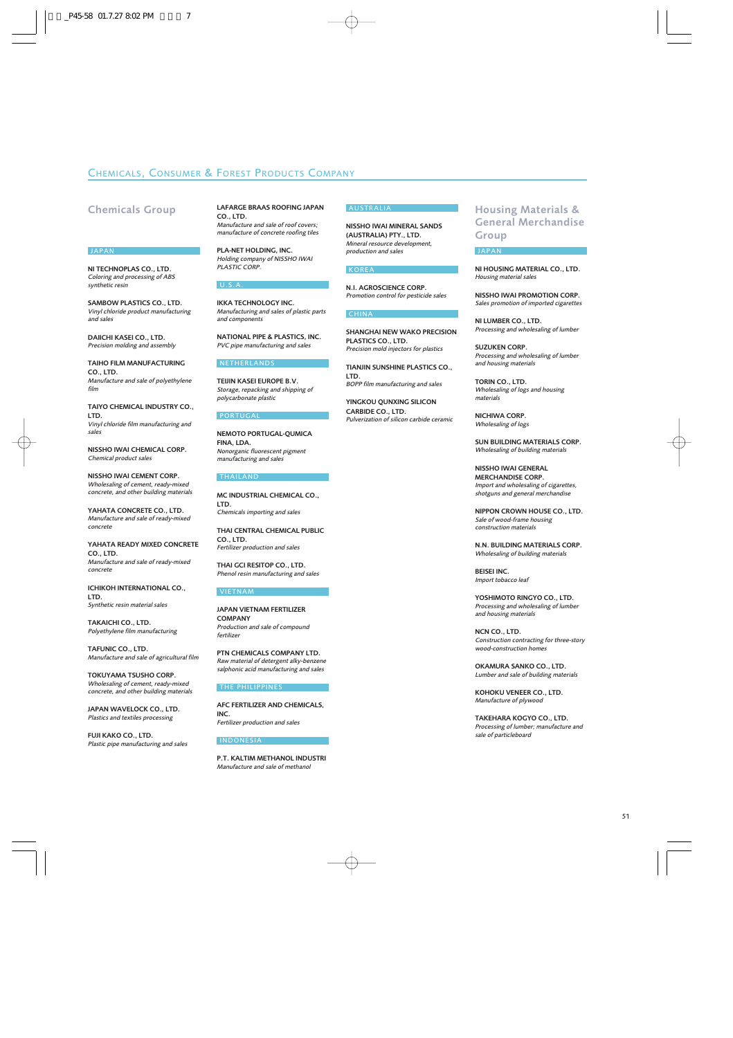# Chemicals, Consumer & Forest Products Company

## Chemicals Group

### JAPAN

**NI TECHNOPLAS CO., LTD.**
*Coloring and processing of ABS synthetic resin*

**SAMBOW PLASTICS CO., LTD.**
*Vinyl chloride product manufacturing and sales*

**DAIICHI KASEI CO., LTD.**
*Precision molding and assembly*

**TAIHO FILM MANUFACTURING CO., LTD.**
*Manufacture and sale of polyethylene film*

**TAIYO CHEMICAL INDUSTRY CO., LTD.**
*Vinyl chloride film manufacturing and sales*

**NISSHO IWAI CHEMICAL CORP.**
*Chemical product sales*

**NISSHO IWAI CEMENT CORP.**
*Wholesaling of cement, ready-mixed concrete, and other building materials*

**YAHATA CONCRETE CO., LTD.**
*Manufacture and sale of ready-mixed concrete*

**YAHATA READY MIXED CONCRETE CO., LTD.**
*Manufacture and sale of ready-mixed concrete*

**ICHIKOH INTERNATIONAL CO., LTD.**
*Synthetic resin material sales*

**TAKAICHI CO., LTD.**
*Polyethylene film manufacturing*

**TAFUNIC CO., LTD.**
*Manufacture and sale of agricultural film*

**TOKUYAMA TSUSHO CORP.**
*Wholesaling of cement, ready-mixed concrete, and other building materials*

**JAPAN WAVELOCK CO., LTD.**
*Plastics and textiles processing*

**FUJI KAKO CO., LTD.**
*Plastic pipe manufacturing and sales*

**LAFARGE BRAAS ROOFING JAPAN CO., LTD.**
*Manufacture and sale of roof covers; manufacture of concrete roofing tiles*

**PLA-NET HOLDING, INC.**
*Holding company of NISSHO IWAI PLASTIC CORP.*

### U.S.A.

**IKKA TECHNOLOGY INC.**
*Manufacturing and sales of plastic parts and components*

**NATIONAL PIPE & PLASTICS, INC.**
*PVC pipe manufacturing and sales*

### NETHERLANDS

**TEIJIN KASEI EUROPE B.V.**
*Storage, repacking and shipping of polycarbonate plastic*

### PORTUGAL

**NEMOTO PORTUGAL-QUMICA FINA, LDA.**
*Nonorganic fluorescent pigment manufacturing and sales*

### THAILAND

**MC INDUSTRIAL CHEMICAL CO., LTD.**
*Chemicals importing and sales*

**THAI CENTRAL CHEMICAL PUBLIC CO., LTD.**
*Fertilizer production and sales*

**THAI GCI RESITOP CO., LTD.**
*Phenol resin manufacturing and sales*

### VIETNAM

**JAPAN VIETNAM FERTILIZER COMPANY**
*Production and sale of compound fertilizer*

**PTN CHEMICALS COMPANY LTD.**
*Raw material of detergent alky-benzene salphonic acid manufacturing and sales*

### THE PHILIPPINES

**AFC FERTILIZER AND CHEMICALS, INC.**
*Fertilizer production and sales*

### INDONESIA

**P.T. KALTIM METHANOL INDUSTRI**
*Manufacture and sale of methanol*

### AUSTRALIA

**NISSHO IWAI MINERAL SANDS (AUSTRALIA) PTY., LTD.**
*Mineral resource development, production and sales*

### KOREA

**N.I. AGROSCIENCE CORP.**
*Promotion control for pesticide sales*

### CHINA

**SHANGHAI NEW WAKO PRECISION PLASTICS CO., LTD.**
*Precision mold injectors for plastics*

**TIANJIN SUNSHINE PLASTICS CO., LTD.**
*BOPP film manufacturing and sales*

**YINGKOU QUNXING SILICON CARBIDE CO., LTD.**
*Pulverization of silicon carbide ceramic*

## Housing Materials & General Merchandise Group

### JAPAN

**NI HOUSING MATERIAL CO., LTD.**
*Housing material sales*

**NISSHO IWAI PROMOTION CORP.**
*Sales promotion of imported cigarettes*

**NI LUMBER CO., LTD.**
*Processing and wholesaling of lumber*

**SUZUKEN CORP.**
*Processing and wholesaling of lumber and housing materials*

**TORIN CO., LTD.**
*Wholesaling of logs and housing materials*

**NICHIWA CORP.**
*Wholesaling of logs*

**SUN BUILDING MATERIALS CORP.**
*Wholesaling of building materials*

**NISSHO IWAI GENERAL MERCHANDISE CORP.**
*Import and wholesaling of cigarettes, shotguns and general merchandise*

**NIPPON CROWN HOUSE CO., LTD.**
*Sale of wood-frame housing construction materials*

**N.N. BUILDING MATERIALS CORP.**
*Wholesaling of building materials*

**BEISEI INC.**
*Import tobacco leaf*

**YOSHIMOTO RINGYO CO., LTD.**
*Processing and wholesaling of lumber and housing materials*

**NCN CO., LTD.**
*Construction contracting for three-story wood-construction homes*

**OKAMURA SANKO CO., LTD.**
*Lumber and sale of building materials*

**KOHOKU VENEER CO., LTD.**
*Manufacture of plywood*

**TAKEHARA KOGYO CO., LTD.**
*Processing of lumber; manufacture and sale of particleboard*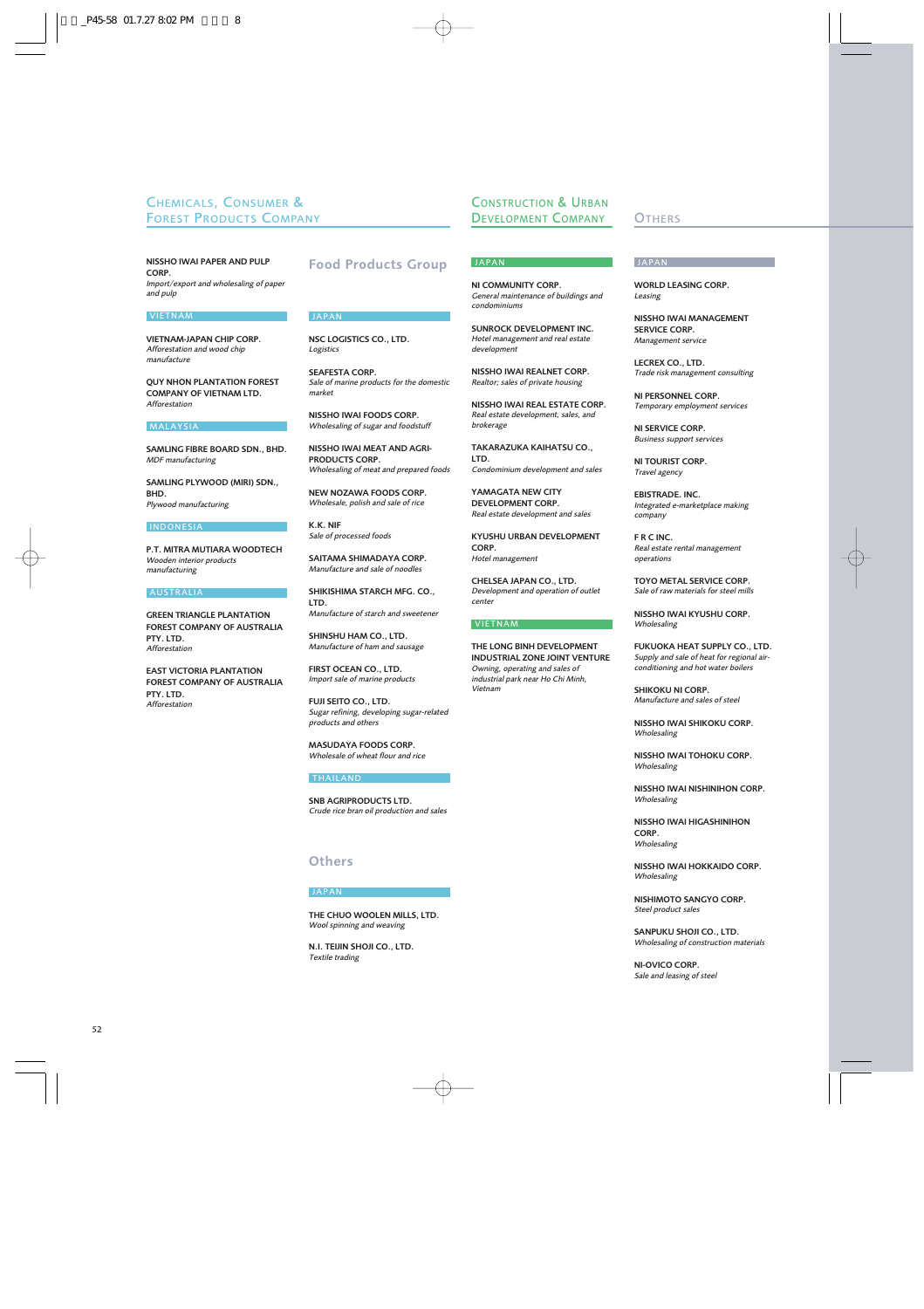## Chemicals, Consumer & Forest Products Company

**NISSHO IWAI PAPER AND PULP CORP.**
*Import/export and wholesaling of paper and pulp*

#### VIETNAM

**VIETNAM-JAPAN CHIP CORP.**
*Afforestation and wood chip manufacture*

**QUY NHON PLANTATION FOREST COMPANY OF VIETNAM LTD.**
*Afforestation*

#### MALAYSIA

**SAMLING FIBRE BOARD SDN., BHD.**
*MDF manufacturing*

**SAMLING PLYWOOD (MIRI) SDN., BHD.**
*Plywood manufacturing*

#### INDONESIA

**P.T. MITRA MUTIARA WOODTECH**
*Wooden interior products manufacturing*

#### AUSTRALIA

**GREEN TRIANGLE PLANTATION FOREST COMPANY OF AUSTRALIA PTY. LTD.**
*Afforestation*

**EAST VICTORIA PLANTATION FOREST COMPANY OF AUSTRALIA PTY. LTD.**
*Afforestation*

### Food Products Group

#### JAPAN

**NSC LOGISTICS CO., LTD.**
*Logistics*

**SEAFESTA CORP.**
*Sale of marine products for the domestic market*

**NISSHO IWAI FOODS CORP.**
*Wholesaling of sugar and foodstuff*

**NISSHO IWAI MEAT AND AGRI-PRODUCTS CORP.**
*Wholesaling of meat and prepared foods*

**NEW NOZAWA FOODS CORP.**
*Wholesale, polish and sale of rice*

**K.K. NIF**
*Sale of processed foods*

**SAITAMA SHIMADAYA CORP.**
*Manufacture and sale of noodles*

**SHIKISHIMA STARCH MFG. CO., LTD.**
*Manufacture of starch and sweetener*

**SHINSHU HAM CO., LTD.**
*Manufacture of ham and sausage*

**FIRST OCEAN CO., LTD.**
*Import sale of marine products*

**FUJI SEITO CO., LTD.**
*Sugar refining, developing sugar-related products and others*

**MASUDAYA FOODS CORP.**
*Wholesale of wheat flour and rice*

#### THAILAND

**SNB AGRIPRODUCTS LTD.**
*Crude rice bran oil production and sales*

### Others

#### JAPAN

**THE CHUO WOOLEN MILLS, LTD.**
*Wool spinning and weaving*

**N.I. TEIJIN SHOJI CO., LTD.**
*Textile trading*

## Construction & Urban Development Company

#### JAPAN

**NI COMMUNITY CORP.**
*General maintenance of buildings and condominiums*

**SUNROCK DEVELOPMENT INC.**
*Hotel management and real estate development*

**NISSHO IWAI REALNET CORP.**
*Realtor; sales of private housing*

**NISSHO IWAI REAL ESTATE CORP.**
*Real estate development, sales, and brokerage*

**TAKARAZUKA KAIHATSU CO., LTD.**
*Condominium development and sales*

**YAMAGATA NEW CITY DEVELOPMENT CORP.**
*Real estate development and sales*

**KYUSHU URBAN DEVELOPMENT CORP.**
*Hotel management*

**CHELSEA JAPAN CO., LTD.**
*Development and operation of outlet center*

#### VIETNAM

**THE LONG BINH DEVELOPMENT INDUSTRIAL ZONE JOINT VENTURE**
*Owning, operating and sales of industrial park near Ho Chi Minh, Vietnam*

## Others

#### JAPAN

**WORLD LEASING CORP.**
*Leasing*

**NISSHO IWAI MANAGEMENT SERVICE CORP.**
*Management service*

**LECREX CO., LTD.**
*Trade risk management consulting*

**NI PERSONNEL CORP.**
*Temporary employment services*

**NI SERVICE CORP.**
*Business support services*

**NI TOURIST CORP.**
*Travel agency*

**EBISTRADE. INC.**
*Integrated e-marketplace making company*

**F R C INC.**
*Real estate rental management operations*

**TOYO METAL SERVICE CORP.**
*Sale of raw materials for steel mills*

**NISSHO IWAI KYUSHU CORP.**
*Wholesaling*

**FUKUOKA HEAT SUPPLY CO., LTD.**
*Supply and sale of heat for regional air-conditioning and hot water boilers*

**SHIKOKU NI CORP.**
*Manufacture and sales of steel*

**NISSHO IWAI SHIKOKU CORP.**
*Wholesaling*

**NISSHO IWAI TOHOKU CORP.**
*Wholesaling*

**NISSHO IWAI NISHINIHON CORP.**
*Wholesaling*

**NISSHO IWAI HIGASHINIHON CORP.**
*Wholesaling*

**NISSHO IWAI HOKKAIDO CORP.**
*Wholesaling*

**NISHIMOTO SANGYO CORP.**
*Steel product sales*

**SANPUKU SHOJI CO., LTD.**
*Wholesaling of construction materials*

**NI-OVICO CORP.**
*Sale and leasing of steel*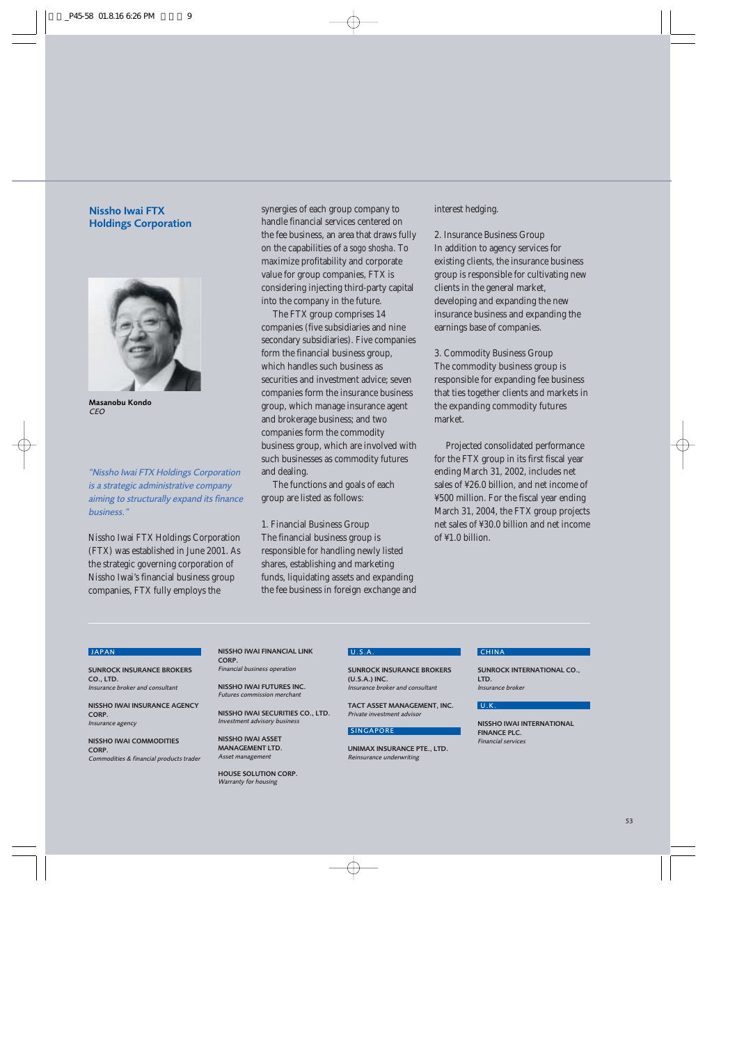## Nissho Iwai FTX Holdings Corporation

**Masanobu Kondo**
*CEO*

*"Nissho Iwai FTX Holdings Corporation is a strategic administrative company aiming to structurally expand its finance business."*

Nissho Iwai FTX Holdings Corporation (FTX) was established in June 2001. As the strategic governing corporation of Nissho Iwai's financial business group companies, FTX fully employs the synergies of each group company to handle financial services centered on the fee business, an area that draws fully on the capabilities of a *sogo shosha*. To maximize profitability and corporate value for group companies, FTX is considering injecting third-party capital into the company in the future.

The FTX group comprises 14 companies (five subsidiaries and nine secondary subsidiaries). Five companies form the financial business group, which handles such business as securities and investment advice; seven companies form the insurance business group, which manage insurance agent and brokerage business; and two companies form the commodity business group, which are involved with such businesses as commodity futures and dealing.

The functions and goals of each group are listed as follows:

1. Financial Business Group
The financial business group is responsible for handling newly listed shares, establishing and marketing funds, liquidating assets and expanding the fee business in foreign exchange and interest hedging.

2. Insurance Business Group
In addition to agency services for existing clients, the insurance business group is responsible for cultivating new clients in the general market, developing and expanding the new insurance business and expanding the earnings base of companies.

3. Commodity Business Group
The commodity business group is responsible for expanding fee business that ties together clients and markets in the expanding commodity futures market.

Projected consolidated performance for the FTX group in its first fiscal year ending March 31, 2002, includes net sales of ¥26.0 billion, and net income of ¥500 million. For the fiscal year ending March 31, 2004, the FTX group projects net sales of ¥30.0 billion and net income of ¥1.0 billion.

---

**JAPAN**

**SUNROCK INSURANCE BROKERS CO., LTD.**
*Insurance broker and consultant*

**NISSHO IWAI INSURANCE AGENCY CORP.**
*Insurance agency*

**NISSHO IWAI COMMODITIES CORP.**
*Commodities & financial products trader*

**NISSHO IWAI FINANCIAL LINK CORP.**
*Financial business operation*

**NISSHO IWAI FUTURES INC.**
*Futures commission merchant*

**NISSHO IWAI SECURITIES CO., LTD.**
*Investment advisory business*

**NISSHO IWAI ASSET MANAGEMENT LTD.**
*Asset management*

**HOUSE SOLUTION CORP.**
*Warranty for housing*

**U.S.A.**

**SUNROCK INSURANCE BROKERS (U.S.A.) INC.**
*Insurance broker and consultant*

**TACT ASSET MANAGEMENT, INC.**
*Private investment advisor*

**SINGAPORE**

**UNIMAX INSURANCE PTE., LTD.**
*Reinsurance underwriting*

**CHINA**

**SUNROCK INTERNATIONAL CO., LTD.**
*Insurance broker*

**U.K.**

**NISSHO IWAI INTERNATIONAL FINANCE PLC.**
*Financial services*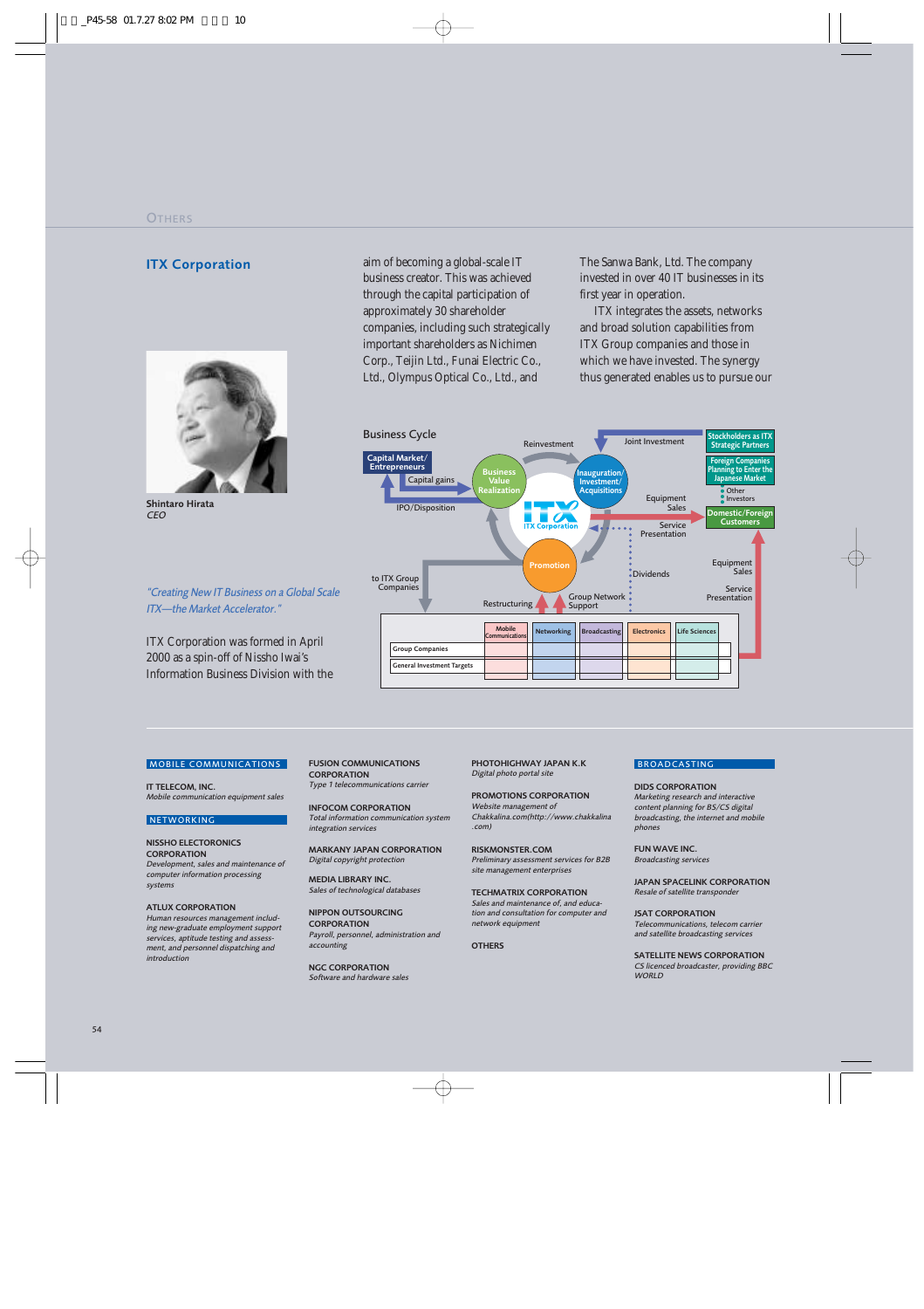OTHERS

## ITX Corporation

Shintaro Hirata
*CEO*

*"Creating New IT Business on a Global Scale ITX—the Market Accelerator."*

ITX Corporation was formed in April 2000 as a spin-off of Nissho Iwai's Information Business Division with the aim of becoming a global-scale IT business creator. This was achieved through the capital participation of approximately 30 shareholder companies, including such strategically important shareholders as Nichimen Corp., Teijin Ltd., Funai Electric Co., Ltd., Olympus Optical Co., Ltd., and The Sanwa Bank, Ltd. The company invested in over 40 IT businesses in its first year in operation.

ITX integrates the assets, networks and broad solution capabilities from ITX Group companies and those in which we have invested. The synergy thus generated enables us to pursue our

Business Cycle

Capital Market/ Entrepreneurs — Capital gains — IPO/Disposition — Business Value Realization — Reinvestment — Inauguration/ Investment/ Acquisitions — Joint Investment — Stockholders as ITX Strategic Partners — Foreign Companies Planning to Enter the Japanese Market — Other Investors — Equipment Sales — Service Presentation — Domestic/Foreign Customers — ITX Corporation — Promotion — Dividends — to ITX Group Companies — Restructuring — Group Network Support — Equipment Sales — Service Presentation

| | Mobile Communications | Networking | Broadcasting | Electronics | Life Sciences |
|---|---|---|---|---|---|
| Group Companies | | | | | |
| General Investment Targets | | | | | |

**MOBILE COMMUNICATIONS**

**IT TELECOM, INC.**
*Mobile communication equipment sales*

**NETWORKING**

**NISSHO ELECTORONICS CORPORATION**
*Development, sales and maintenance of computer information processing systems*

**ATLUX CORPORATION**
*Human resources management including new-graduate employment support services, aptitude testing and assessment, and personnel dispatching and introduction*

**FUSION COMMUNICATIONS CORPORATION**
*Type 1 telecommunications carrier*

**INFOCOM CORPORATION**
*Total information communication system integration services*

**MARKANY JAPAN CORPORATION**
*Digital copyright protection*

**MEDIA LIBRARY INC.**
*Sales of technological databases*

**NIPPON OUTSOURCING CORPORATION**
*Payroll, personnel, administration and accounting*

**NGC CORPORATION**
*Software and hardware sales*

**PHOTOHIGHWAY JAPAN K.K**
*Digital photo portal site*

**PROMOTIONS CORPORATION**
*Website management of Chakkalina.com(http://www.chakkalina.com)*

**RISKMONSTER.COM**
*Preliminary assessment services for B2B site management enterprises*

**TECHMATRIX CORPORATION**
*Sales and maintenance of, and education and consultation for computer and network equipment*

**OTHERS**

**BROADCASTING**

**DIDS CORPORATION**
*Marketing research and interactive content planning for BS/CS digital broadcasting, the internet and mobile phones*

**FUN WAVE INC.**
*Broadcasting services*

**JAPAN SPACELINK CORPORATION**
*Resale of satellite transponder*

**JSAT CORPORATION**
*Telecommunications, telecom carrier and satellite broadcasting services*

**SATELLITE NEWS CORPORATION**
*CS licenced broadcaster, providing BBC WORLD*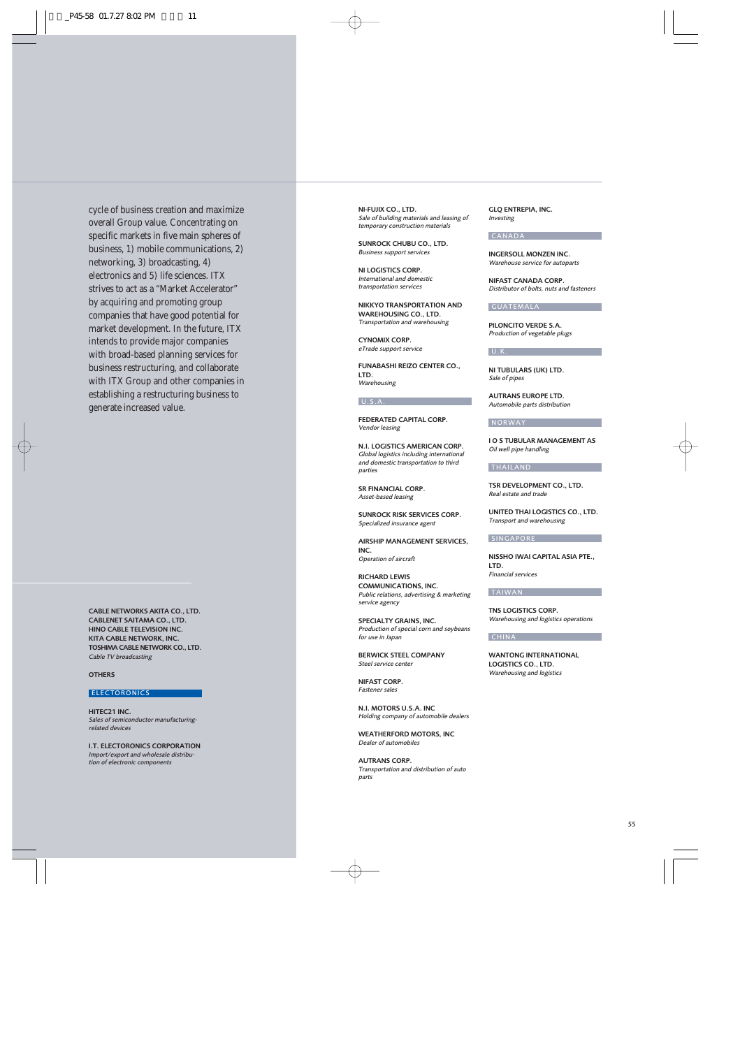cycle of business creation and maximize overall Group value. Concentrating on specific markets in five main spheres of business, 1) mobile communications, 2) networking, 3) broadcasting, 4) electronics and 5) life sciences. ITX strives to act as a "Market Accelerator" by acquiring and promoting group companies that have good potential for market development. In the future, ITX intends to provide major companies with broad-based planning services for business restructuring, and collaborate with ITX Group and other companies in establishing a restructuring business to generate increased value.

**CABLE NETWORKS AKITA CO., LTD.**
**CABLENET SAITAMA CO., LTD.**
**HINO CABLE TELEVISION INC.**
**KITA CABLE NETWORK, INC.**
**TOSHIMA CABLE NETWORK CO., LTD.**
*Cable TV broadcasting*

**OTHERS**

### ELECTORONICS

**HITEC21 INC.**
*Sales of semiconductor manufacturing-related devices*

**I.T. ELECTORONICS CORPORATION**
*Import/export and wholesale distribution of electronic components*

**NI-FUJIX CO., LTD.**
*Sale of building materials and leasing of temporary construction materials*

**SUNROCK CHUBU CO., LTD.**
*Business support services*

**NI LOGISTICS CORP.**
*International and domestic transportation services*

**NIKKYO TRANSPORTATION AND WAREHOUSING CO., LTD.**
*Transportation and warehousing*

**CYNOMIX CORP.**
*eTrade support service*

**FUNABASHI REIZO CENTER CO., LTD.**
*Warehousing*

### U.S.A.

**FEDERATED CAPITAL CORP.**
*Vendor leasing*

**N.I. LOGISTICS AMERICAN CORP.**
*Global logistics including international and domestic transportation to third parties*

**SR FINANCIAL CORP.**
*Asset-based leasing*

**SUNROCK RISK SERVICES CORP.**
*Specialized insurance agent*

**AIRSHIP MANAGEMENT SERVICES, INC.**
*Operation of aircraft*

**RICHARD LEWIS COMMUNICATIONS, INC.**
*Public relations, advertising & marketing service agency*

**SPECIALTY GRAINS, INC.**
*Production of special corn and soybeans for use in Japan*

**BERWICK STEEL COMPANY**
*Steel service center*

**NIFAST CORP.**
*Fastener sales*

**N.I. MOTORS U.S.A. INC**
*Holding company of automobile dealers*

**WEATHERFORD MOTORS, INC**
*Dealer of automobiles*

**AUTRANS CORP.**
*Transportation and distribution of auto parts*

**GLQ ENTREPIA, INC.**
*Investing*

### CANADA

**INGERSOLL MONZEN INC.**
*Warehouse service for autoparts*

**NIFAST CANADA CORP.**
*Distributor of bolts, nuts and fasteners*

### GUATEMALA

**PILONCITO VERDE S.A.**
*Production of vegetable plugs*

### U.K.

**NI TUBULARS (UK) LTD.**
*Sale of pipes*

**AUTRANS EUROPE LTD.**
*Automobile parts distribution*

### NORWAY

**I O S TUBULAR MANAGEMENT AS**
*Oil well pipe handling*

### THAILAND

**TSR DEVELOPMENT CO., LTD.**
*Real estate and trade*

**UNITED THAI LOGISTICS CO., LTD.**
*Transport and warehousing*

### SINGAPORE

**NISSHO IWAI CAPITAL ASIA PTE., LTD.**
*Financial services*

### TAIWAN

**TNS LOGISTICS CORP.**
*Warehousing and logistics operations*

### CHINA

**WANTONG INTERNATIONAL LOGISTICS CO., LTD.**
*Warehousing and logistics*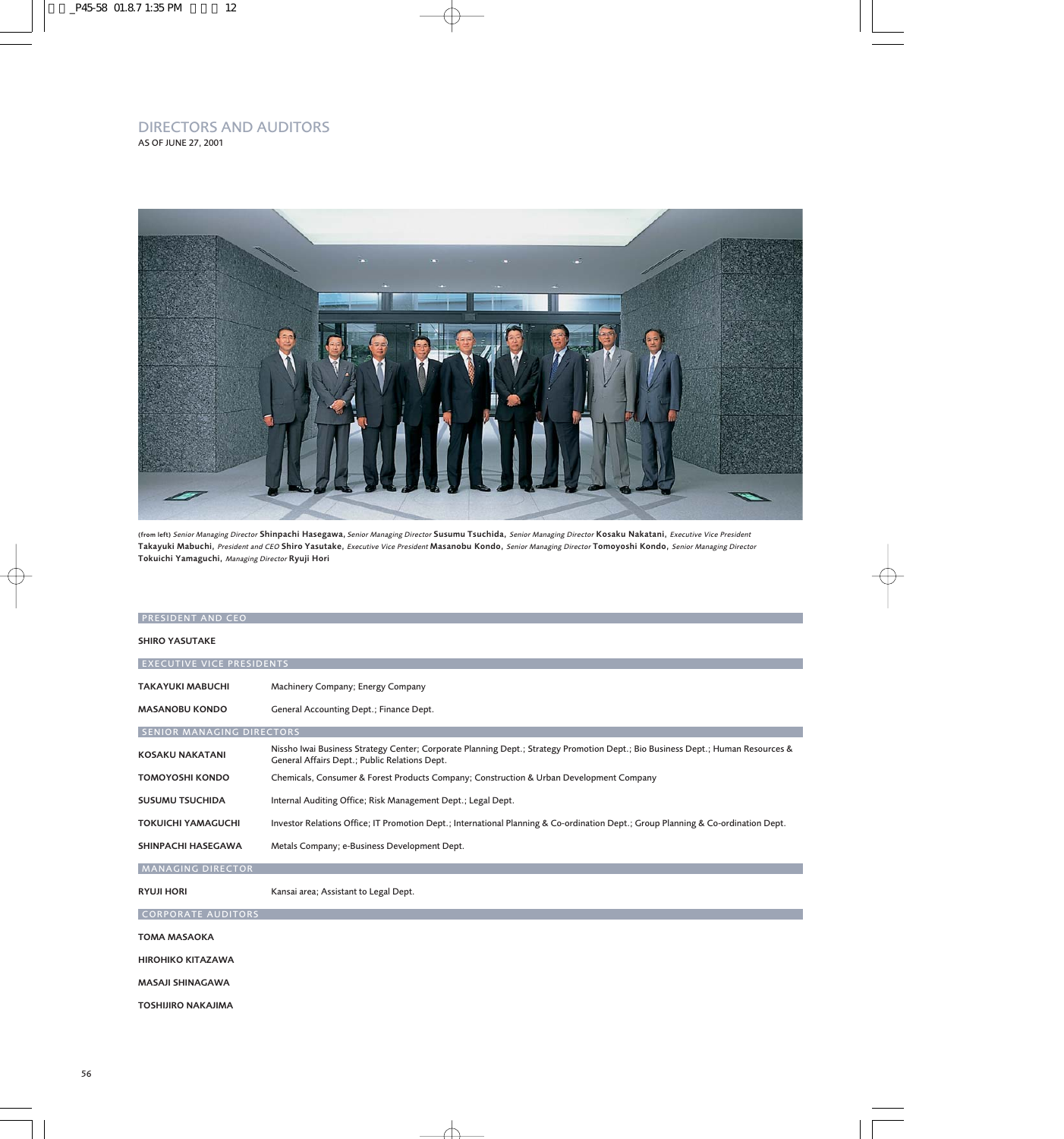# DIRECTORS AND AUDITORS

AS OF JUNE 27, 2001

(from left) *Senior Managing Director* **Shinpachi Hasegawa**, *Senior Managing Director* **Susumu Tsuchida**, *Senior Managing Director* **Kosaku Nakatani**, *Executive Vice President* **Takayuki Mabuchi**, *President and CEO* **Shiro Yasutake**, *Executive Vice President* **Masanobu Kondo**, *Senior Managing Director* **Tomoyoshi Kondo**, *Senior Managing Director* **Tokuichi Yamaguchi**, *Managing Director* **Ryuji Hori**

## PRESIDENT AND CEO

**SHIRO YASUTAKE**

## EXECUTIVE VICE PRESIDENTS

| | |
|---|---|
| **TAKAYUKI MABUCHI** | Machinery Company; Energy Company |
| **MASANOBU KONDO** | General Accounting Dept.; Finance Dept. |

## SENIOR MANAGING DIRECTORS

| | |
|---|---|
| **KOSAKU NAKATANI** | Nissho Iwai Business Strategy Center; Corporate Planning Dept.; Strategy Promotion Dept.; Bio Business Dept.; Human Resources & General Affairs Dept.; Public Relations Dept. |
| **TOMOYOSHI KONDO** | Chemicals, Consumer & Forest Products Company; Construction & Urban Development Company |
| **SUSUMU TSUCHIDA** | Internal Auditing Office; Risk Management Dept.; Legal Dept. |
| **TOKUICHI YAMAGUCHI** | Investor Relations Office; IT Promotion Dept.; International Planning & Co-ordination Dept.; Group Planning & Co-ordination Dept. |
| **SHINPACHI HASEGAWA** | Metals Company; e-Business Development Dept. |

## MANAGING DIRECTOR

| | |
|---|---|
| **RYUJI HORI** | Kansai area; Assistant to Legal Dept. |

## CORPORATE AUDITORS

**TOMA MASAOKA**

**HIROHIKO KITAZAWA**

**MASAJI SHINAGAWA**

**TOSHIJIRO NAKAJIMA**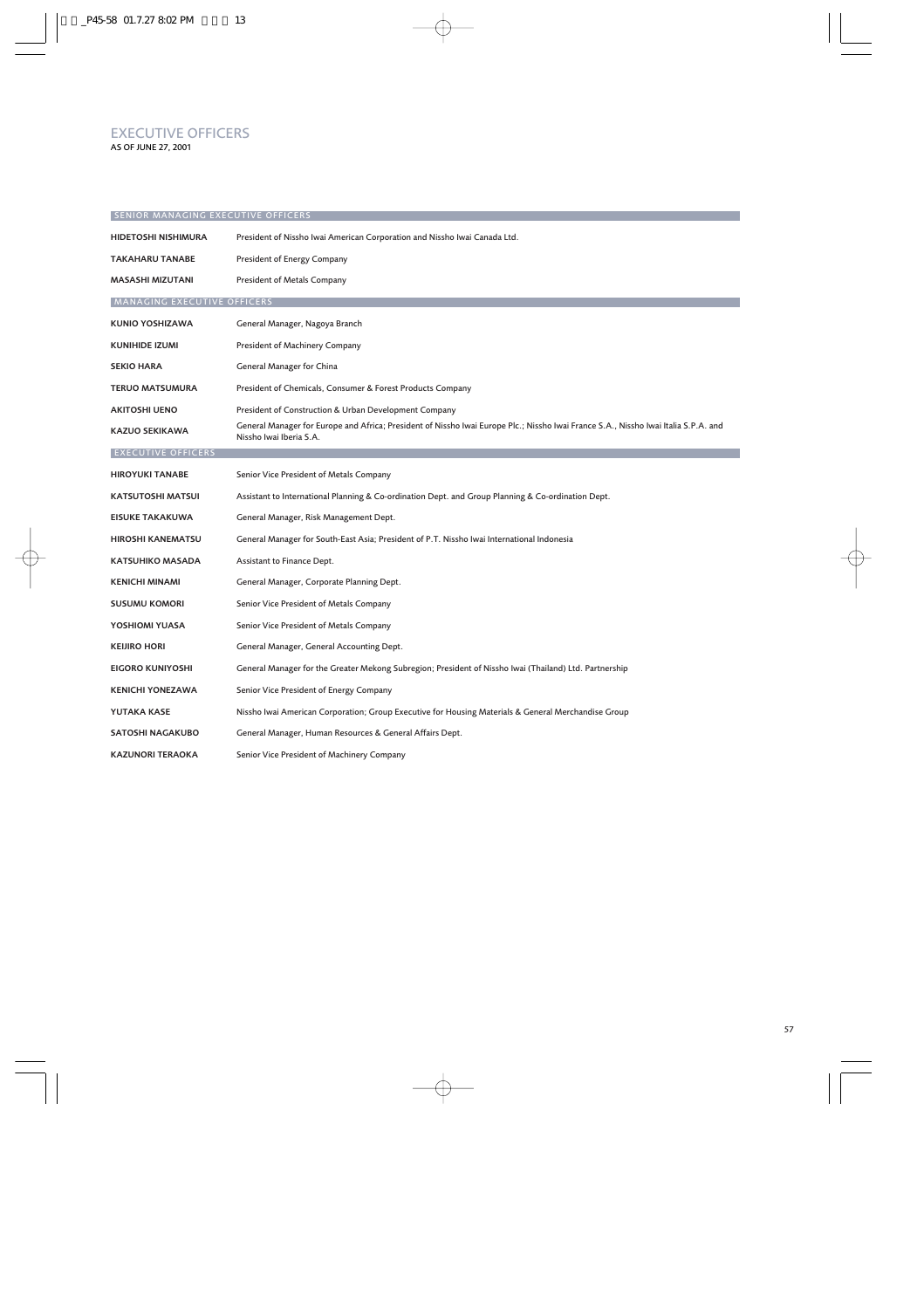# EXECUTIVE OFFICERS

AS OF JUNE 27, 2001

## SENIOR MANAGING EXECUTIVE OFFICERS

| | |
|---|---|
| **HIDETOSHI NISHIMURA** | President of Nissho Iwai American Corporation and Nissho Iwai Canada Ltd. |
| **TAKAHARU TANABE** | President of Energy Company |
| **MASASHI MIZUTANI** | President of Metals Company |

## MANAGING EXECUTIVE OFFICERS

| | |
|---|---|
| **KUNIO YOSHIZAWA** | General Manager, Nagoya Branch |
| **KUNIHIDE IZUMI** | President of Machinery Company |
| **SEKIO HARA** | General Manager for China |
| **TERUO MATSUMURA** | President of Chemicals, Consumer & Forest Products Company |
| **AKITOSHI UENO** | President of Construction & Urban Development Company |
| **KAZUO SEKIKAWA** | General Manager for Europe and Africa; President of Nissho Iwai Europe Plc.; Nissho Iwai France S.A., Nissho Iwai Italia S.P.A. and Nissho Iwai Iberia S.A. |

## EXECUTIVE OFFICERS

| | |
|---|---|
| **HIROYUKI TANABE** | Senior Vice President of Metals Company |
| **KATSUTOSHI MATSUI** | Assistant to International Planning & Co-ordination Dept. and Group Planning & Co-ordination Dept. |
| **EISUKE TAKAKUWA** | General Manager, Risk Management Dept. |
| **HIROSHI KANEMATSU** | General Manager for South-East Asia; President of P.T. Nissho Iwai International Indonesia |
| **KATSUHIKO MASADA** | Assistant to Finance Dept. |
| **KENICHI MINAMI** | General Manager, Corporate Planning Dept. |
| **SUSUMU KOMORI** | Senior Vice President of Metals Company |
| **YOSHIOMI YUASA** | Senior Vice President of Metals Company |
| **KEIJIRO HORI** | General Manager, General Accounting Dept. |
| **EIGORO KUNIYOSHI** | General Manager for the Greater Mekong Subregion; President of Nissho Iwai (Thailand) Ltd. Partnership |
| **KENICHI YONEZAWA** | Senior Vice President of Energy Company |
| **YUTAKA KASE** | Nissho Iwai American Corporation; Group Executive for Housing Materials & General Merchandise Group |
| **SATOSHI NAGAKUBO** | General Manager, Human Resources & General Affairs Dept. |
| **KAZUNORI TERAOKA** | Senior Vice President of Machinery Company |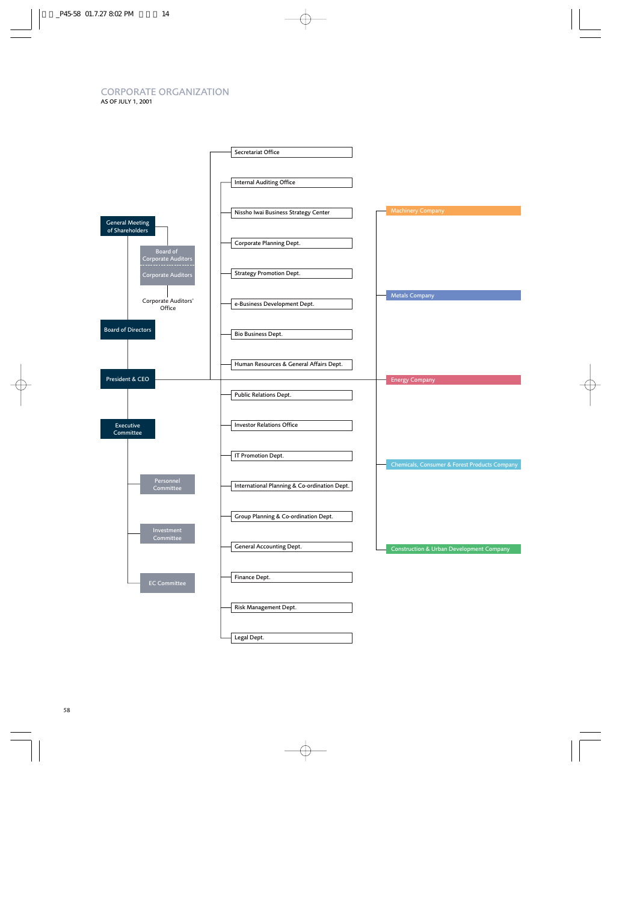# CORPORATE ORGANIZATION

AS OF JULY 1, 2001

- General Meeting of Shareholders
  - Board of Corporate Auditors
  - Corporate Auditors
    - Corporate Auditors' Office
- Board of Directors
- President & CEO
  - Secretariat Office
  - Internal Auditing Office
  - Nissho Iwai Business Strategy Center
  - Corporate Planning Dept.
  - Strategy Promotion Dept.
  - e-Business Development Dept.
  - Bio Business Dept.
  - Human Resources & General Affairs Dept.
  - Public Relations Dept.
  - Investor Relations Office
  - IT Promotion Dept.
  - International Planning & Co-ordination Dept.
  - Group Planning & Co-ordination Dept.
  - General Accounting Dept.
  - Finance Dept.
  - Risk Management Dept.
  - Legal Dept.
  - Machinery Company
  - Metals Company
  - Energy Company
  - Chemicals, Consumer & Forest Products Company
  - Construction & Urban Development Company
- Executive Committee
  - Personnel Committee
  - Investment Committee
  - EC Committee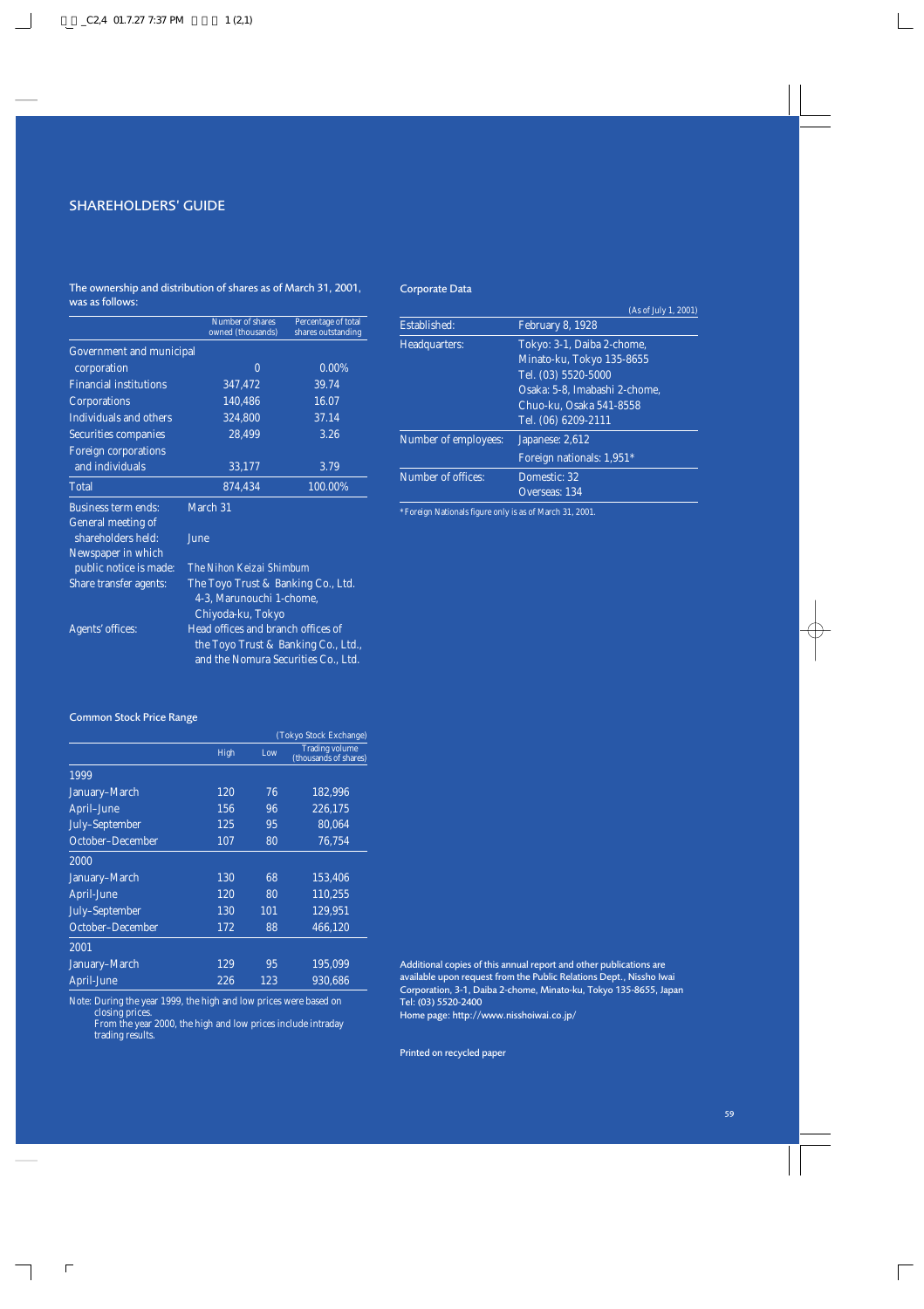# SHAREHOLDERS' GUIDE

The ownership and distribution of shares as of March 31, 2001, was as follows:

| | Number of shares owned (thousands) | Percentage of total shares outstanding |
|---|---|---|
| Government and municipal corporation | 0 | 0.00% |
| Financial institutions | 347,472 | 39.74 |
| Corporations | 140,486 | 16.07 |
| Individuals and others | 324,800 | 37.14 |
| Securities companies | 28,499 | 3.26 |
| Foreign corporations and individuals | 33,177 | 3.79 |
| Total | 874,434 | 100.00% |

| | |
|---|---|
| Business term ends: | March 31 |
| General meeting of shareholders held: | June |
| Newspaper in which public notice is made: | The Nihon Keizai Shimbum |
| Share transfer agents: | The Toyo Trust & Banking Co., Ltd. 4-3, Marunouchi 1-chome, Chiyoda-ku, Tokyo |
| Agents' offices: | Head offices and branch offices of the Toyo Trust & Banking Co., Ltd., and the Nomura Securities Co., Ltd. |

## Common Stock Price Range

(Tokyo Stock Exchange)

| | High | Low | Trading volume (thousands of shares) |
|---|---|---|---|
| **1999** | | | |
| January–March | 120 | 76 | 182,996 |
| April–June | 156 | 96 | 226,175 |
| July–September | 125 | 95 | 80,064 |
| October–December | 107 | 80 | 76,754 |
| **2000** | | | |
| January–March | 130 | 68 | 153,406 |
| April–June | 120 | 80 | 110,255 |
| July–September | 130 | 101 | 129,951 |
| October–December | 172 | 88 | 466,120 |
| **2001** | | | |
| January–March | 129 | 95 | 195,099 |
| April–June | 226 | 123 | 930,686 |

Note: During the year 1999, the high and low prices were based on closing prices.
From the year 2000, the high and low prices include intraday trading results.

## Corporate Data

(As of July 1, 2001)

| | |
|---|---|
| Established: | February 8, 1928 |
| Headquarters: | Tokyo: 3-1, Daiba 2-chome, Minato-ku, Tokyo 135-8655 Tel. (03) 5520-5000<br>Osaka: 5-8, Imabashi 2-chome, Chuo-ku, Osaka 541-8558 Tel. (06) 6209-2111 |
| Number of employees: | Japanese: 2,612<br>Foreign nationals: 1,951* |
| Number of offices: | Domestic: 32<br>Overseas: 134 |

*Foreign Nationals figure only is as of March 31, 2001.

Additional copies of this annual report and other publications are available upon request from the Public Relations Dept., Nissho Iwai Corporation, 3-1, Daiba 2-chome, Minato-ku, Tokyo 135-8655, Japan
Tel: (03) 5520-2400
Home page: http://www.nisshoiwai.co.jp/

Printed on recycled paper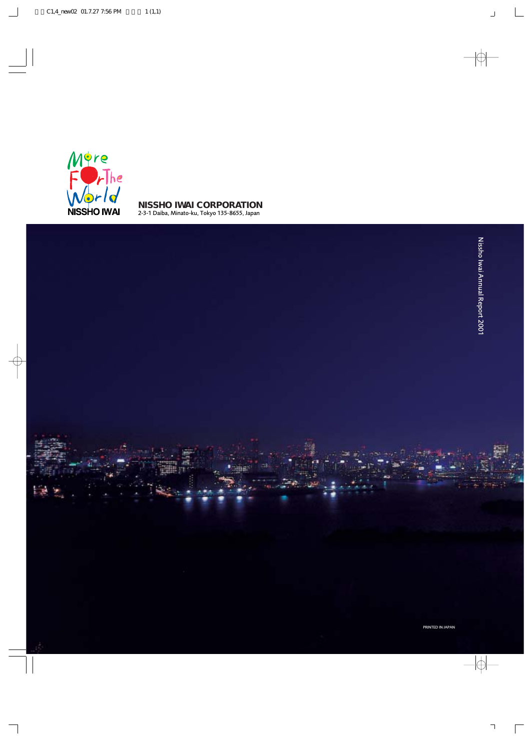More For The World
NISSHO IWAI

**NISSHO IWAI CORPORATION**
2-3-1 Daiba, Minato-ku, Tokyo 135-8655, Japan

Nissho Iwai Annual Report 2001

PRINTED IN JAPAN